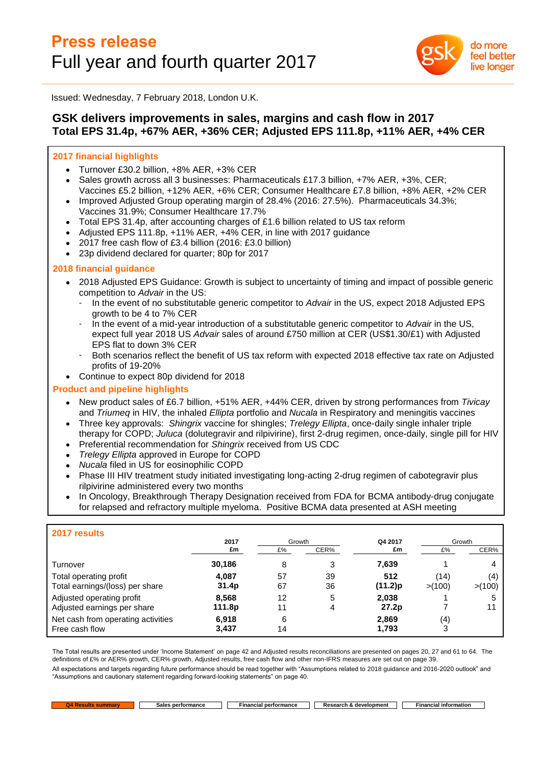# Press release
## Full year and fourth quarter 2017

Issued: Wednesday, 7 February 2018, London U.K.

### GSK delivers improvements in sales, margins and cash flow in 2017
### Total EPS 31.4p, +67% AER, +36% CER; Adjusted EPS 111.8p, +11% AER, +4% CER

#### 2017 financial highlights

- Turnover £30.2 billion, +8% AER, +3% CER
- Sales growth across all 3 businesses: Pharmaceuticals £17.3 billion, +7% AER, +3%, CER; Vaccines £5.2 billion, +12% AER, +6% CER; Consumer Healthcare £7.8 billion, +8% AER, +2% CER
- Improved Adjusted Group operating margin of 28.4% (2016: 27.5%). Pharmaceuticals 34.3%; Vaccines 31.9%; Consumer Healthcare 17.7%
- Total EPS 31.4p, after accounting charges of £1.6 billion related to US tax reform
- Adjusted EPS 111.8p, +11% AER, +4% CER, in line with 2017 guidance
- 2017 free cash flow of £3.4 billion (2016: £3.0 billion)
- 23p dividend declared for quarter; 80p for 2017

#### 2018 financial guidance

- 2018 Adjusted EPS Guidance: Growth is subject to uncertainty of timing and impact of possible generic competition to *Advair* in the US:
  - In the event of no substitutable generic competitor to *Advair* in the US, expect 2018 Adjusted EPS growth to be 4 to 7% CER
  - In the event of a mid-year introduction of a substitutable generic competitor to *Advair* in the US, expect full year 2018 US *Advair* sales of around £750 million at CER (US$1.30/£1) with Adjusted EPS flat to down 3% CER
  - Both scenarios reflect the benefit of US tax reform with expected 2018 effective tax rate on Adjusted profits of 19-20%
- Continue to expect 80p dividend for 2018

#### Product and pipeline highlights

- New product sales of £6.7 billion, +51% AER, +44% CER, driven by strong performances from *Tivicay* and *Triumeq* in HIV, the inhaled *Ellipta* portfolio and *Nucala* in Respiratory and meningitis vaccines
- Three key approvals: *Shingrix* vaccine for shingles; *Trelegy Ellipta*, once-daily single inhaler triple therapy for COPD; *Juluca* (dolutegravir and rilpivirine), first 2-drug regimen, once-daily, single pill for HIV
- Preferential recommendation for *Shingrix* received from US CDC
- *Trelegy Ellipta* approved in Europe for COPD
- *Nucala* filed in US for eosinophilic COPD
- Phase III HIV treatment study initiated investigating long-acting 2-drug regimen of cabotegravir plus rilpivirine administered every two months
- In Oncology, Breakthrough Therapy Designation received from FDA for BCMA antibody-drug conjugate for relapsed and refractory multiple myeloma. Positive BCMA data presented at ASH meeting

#### 2017 results

| | 2017 | Growth | | Q4 2017 | Growth | |
|---|---|---|---|---|---|---|
| | £m | £% | CER% | £m | £% | CER% |
| Turnover | **30,186** | 8 | 3 | **7,639** | 1 | 4 |
| Total operating profit | **4,087** | 57 | 39 | **512** | (14) | (4) |
| Total earnings/(loss) per share | **31.4p** | 67 | 36 | **(11.2)p** | >(100) | >(100) |
| Adjusted operating profit | **8,568** | 12 | 5 | **2,038** | 1 | 5 |
| Adjusted earnings per share | **111.8p** | 11 | 4 | **27.2p** | 7 | 11 |
| Net cash from operating activities | **6,918** | 6 | | **2,869** | (4) | |
| Free cash flow | **3,437** | 14 | | **1,793** | 3 | |

The Total results are presented under 'Income Statement' on page 42 and Adjusted results reconciliations are presented on pages 20, 27 and 61 to 64. The definitions of £% or AER% growth, CER% growth, Adjusted results, free cash flow and other non-IFRS measures are set out on page 39.

All expectations and targets regarding future performance should be read together with "Assumptions related to 2018 guidance and 2016-2020 outlook" and "Assumptions and cautionary statement regarding forward-looking statements" on page 40.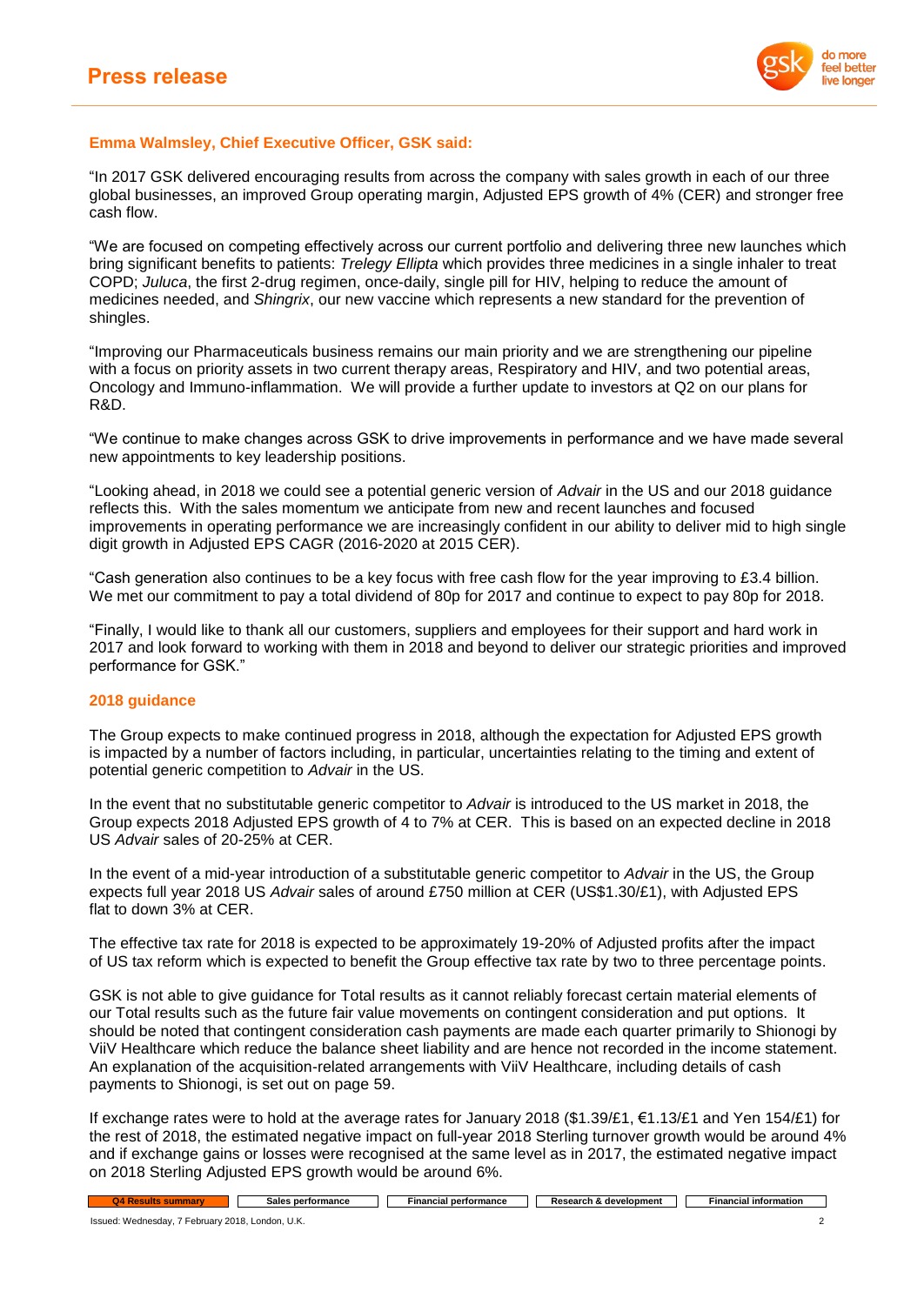### Emma Walmsley, Chief Executive Officer, GSK said:

"In 2017 GSK delivered encouraging results from across the company with sales growth in each of our three global businesses, an improved Group operating margin, Adjusted EPS growth of 4% (CER) and stronger free cash flow.

"We are focused on competing effectively across our current portfolio and delivering three new launches which bring significant benefits to patients: *Trelegy Ellipta* which provides three medicines in a single inhaler to treat COPD; *Juluca*, the first 2-drug regimen, once-daily, single pill for HIV, helping to reduce the amount of medicines needed, and *Shingrix*, our new vaccine which represents a new standard for the prevention of shingles.

"Improving our Pharmaceuticals business remains our main priority and we are strengthening our pipeline with a focus on priority assets in two current therapy areas, Respiratory and HIV, and two potential areas, Oncology and Immuno-inflammation. We will provide a further update to investors at Q2 on our plans for R&D.

"We continue to make changes across GSK to drive improvements in performance and we have made several new appointments to key leadership positions.

"Looking ahead, in 2018 we could see a potential generic version of *Advair* in the US and our 2018 guidance reflects this. With the sales momentum we anticipate from new and recent launches and focused improvements in operating performance we are increasingly confident in our ability to deliver mid to high single digit growth in Adjusted EPS CAGR (2016-2020 at 2015 CER).

"Cash generation also continues to be a key focus with free cash flow for the year improving to £3.4 billion. We met our commitment to pay a total dividend of 80p for 2017 and continue to expect to pay 80p for 2018.

"Finally, I would like to thank all our customers, suppliers and employees for their support and hard work in 2017 and look forward to working with them in 2018 and beyond to deliver our strategic priorities and improved performance for GSK."

### 2018 guidance

The Group expects to make continued progress in 2018, although the expectation for Adjusted EPS growth is impacted by a number of factors including, in particular, uncertainties relating to the timing and extent of potential generic competition to *Advair* in the US.

In the event that no substitutable generic competitor to *Advair* is introduced to the US market in 2018, the Group expects 2018 Adjusted EPS growth of 4 to 7% at CER. This is based on an expected decline in 2018 US *Advair* sales of 20-25% at CER.

In the event of a mid-year introduction of a substitutable generic competitor to *Advair* in the US, the Group expects full year 2018 US *Advair* sales of around £750 million at CER (US$1.30/£1), with Adjusted EPS flat to down 3% at CER.

The effective tax rate for 2018 is expected to be approximately 19-20% of Adjusted profits after the impact of US tax reform which is expected to benefit the Group effective tax rate by two to three percentage points.

GSK is not able to give guidance for Total results as it cannot reliably forecast certain material elements of our Total results such as the future fair value movements on contingent consideration and put options. It should be noted that contingent consideration cash payments are made each quarter primarily to Shionogi by ViiV Healthcare which reduce the balance sheet liability and are hence not recorded in the income statement. An explanation of the acquisition-related arrangements with ViiV Healthcare, including details of cash payments to Shionogi, is set out on page 59.

If exchange rates were to hold at the average rates for January 2018 ($1.39/£1, €1.13/£1 and Yen 154/£1) for the rest of 2018, the estimated negative impact on full-year 2018 Sterling turnover growth would be around 4% and if exchange gains or losses were recognised at the same level as in 2017, the estimated negative impact on 2018 Sterling Adjusted EPS growth would be around 6%.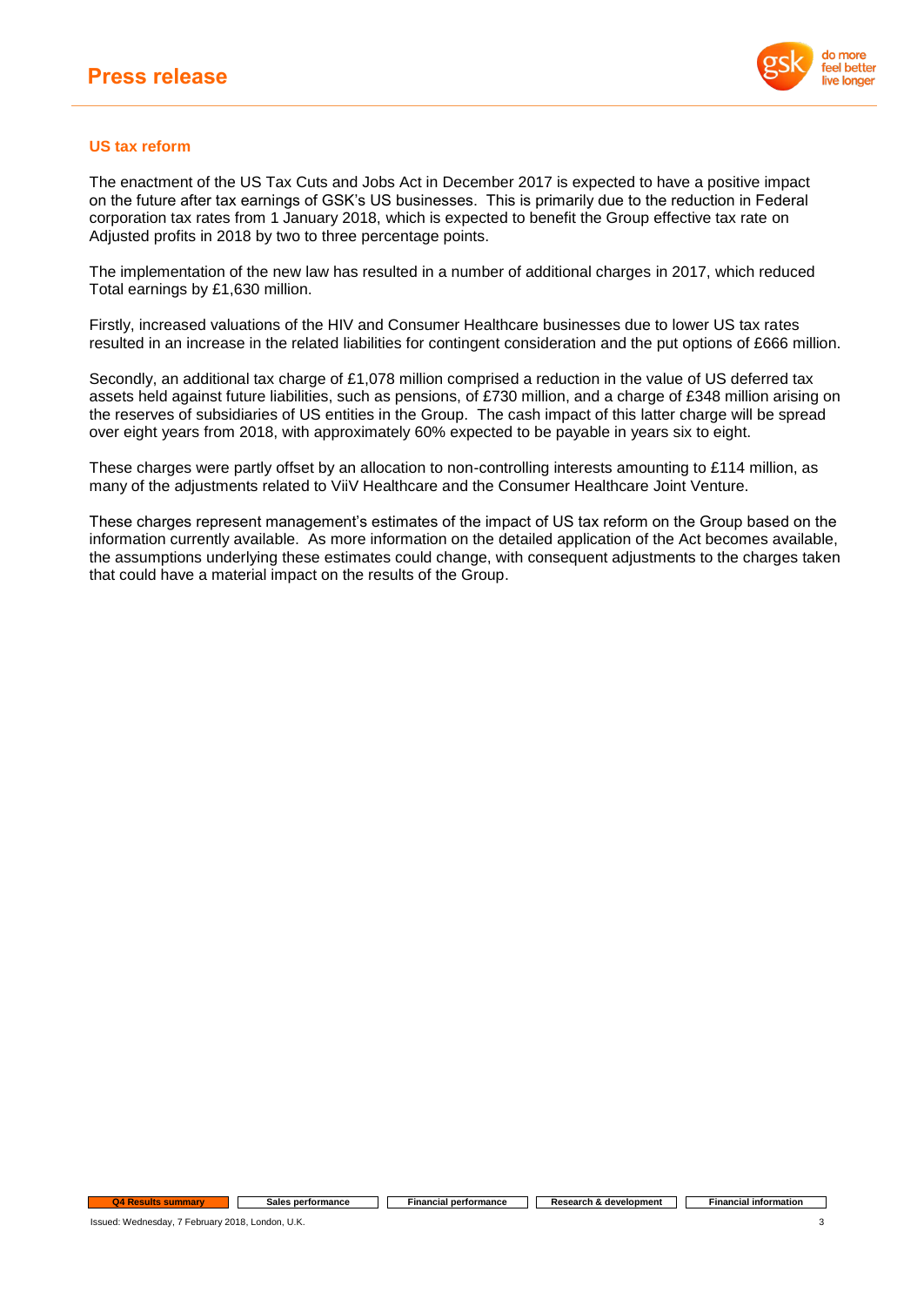## US tax reform

The enactment of the US Tax Cuts and Jobs Act in December 2017 is expected to have a positive impact on the future after tax earnings of GSK's US businesses. This is primarily due to the reduction in Federal corporation tax rates from 1 January 2018, which is expected to benefit the Group effective tax rate on Adjusted profits in 2018 by two to three percentage points.

The implementation of the new law has resulted in a number of additional charges in 2017, which reduced Total earnings by £1,630 million.

Firstly, increased valuations of the HIV and Consumer Healthcare businesses due to lower US tax rates resulted in an increase in the related liabilities for contingent consideration and the put options of £666 million.

Secondly, an additional tax charge of £1,078 million comprised a reduction in the value of US deferred tax assets held against future liabilities, such as pensions, of £730 million, and a charge of £348 million arising on the reserves of subsidiaries of US entities in the Group. The cash impact of this latter charge will be spread over eight years from 2018, with approximately 60% expected to be payable in years six to eight.

These charges were partly offset by an allocation to non-controlling interests amounting to £114 million, as many of the adjustments related to ViiV Healthcare and the Consumer Healthcare Joint Venture.

These charges represent management's estimates of the impact of US tax reform on the Group based on the information currently available. As more information on the detailed application of the Act becomes available, the assumptions underlying these estimates could change, with consequent adjustments to the charges taken that could have a material impact on the results of the Group.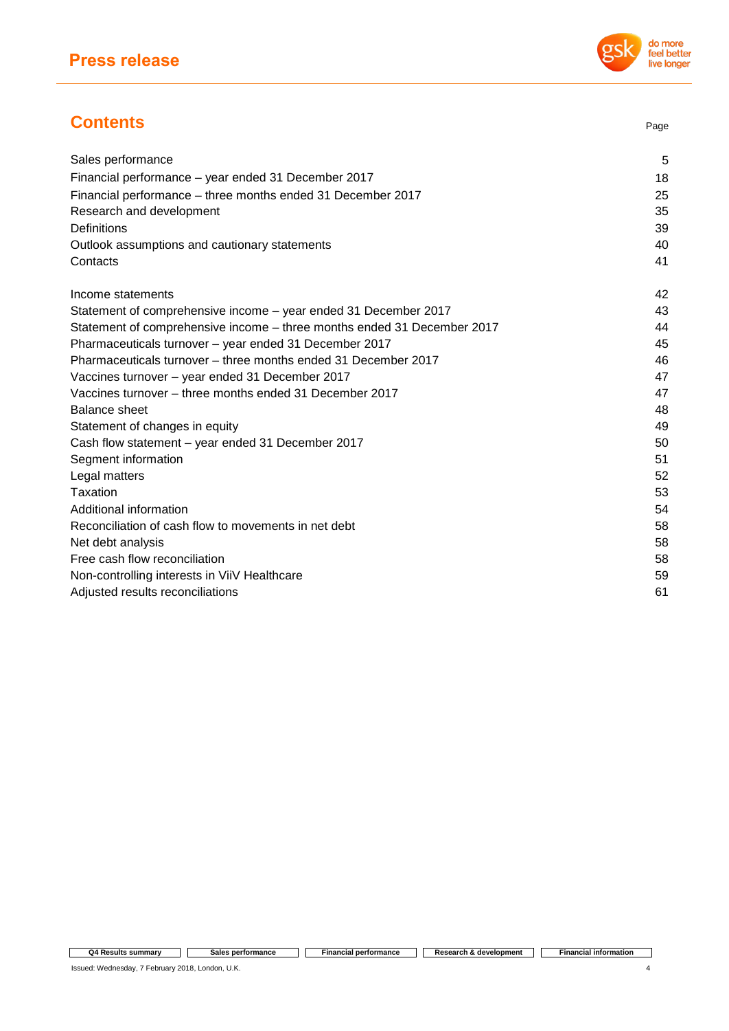## Contents

| | Page |
|---|---|
| Sales performance | 5 |
| Financial performance – year ended 31 December 2017 | 18 |
| Financial performance – three months ended 31 December 2017 | 25 |
| Research and development | 35 |
| Definitions | 39 |
| Outlook assumptions and cautionary statements | 40 |
| Contacts | 41 |
| | |
| Income statements | 42 |
| Statement of comprehensive income – year ended 31 December 2017 | 43 |
| Statement of comprehensive income – three months ended 31 December 2017 | 44 |
| Pharmaceuticals turnover – year ended 31 December 2017 | 45 |
| Pharmaceuticals turnover – three months ended 31 December 2017 | 46 |
| Vaccines turnover – year ended 31 December 2017 | 47 |
| Vaccines turnover – three months ended 31 December 2017 | 47 |
| Balance sheet | 48 |
| Statement of changes in equity | 49 |
| Cash flow statement – year ended 31 December 2017 | 50 |
| Segment information | 51 |
| Legal matters | 52 |
| Taxation | 53 |
| Additional information | 54 |
| Reconciliation of cash flow to movements in net debt | 58 |
| Net debt analysis | 58 |
| Free cash flow reconciliation | 58 |
| Non-controlling interests in ViiV Healthcare | 59 |
| Adjusted results reconciliations | 61 |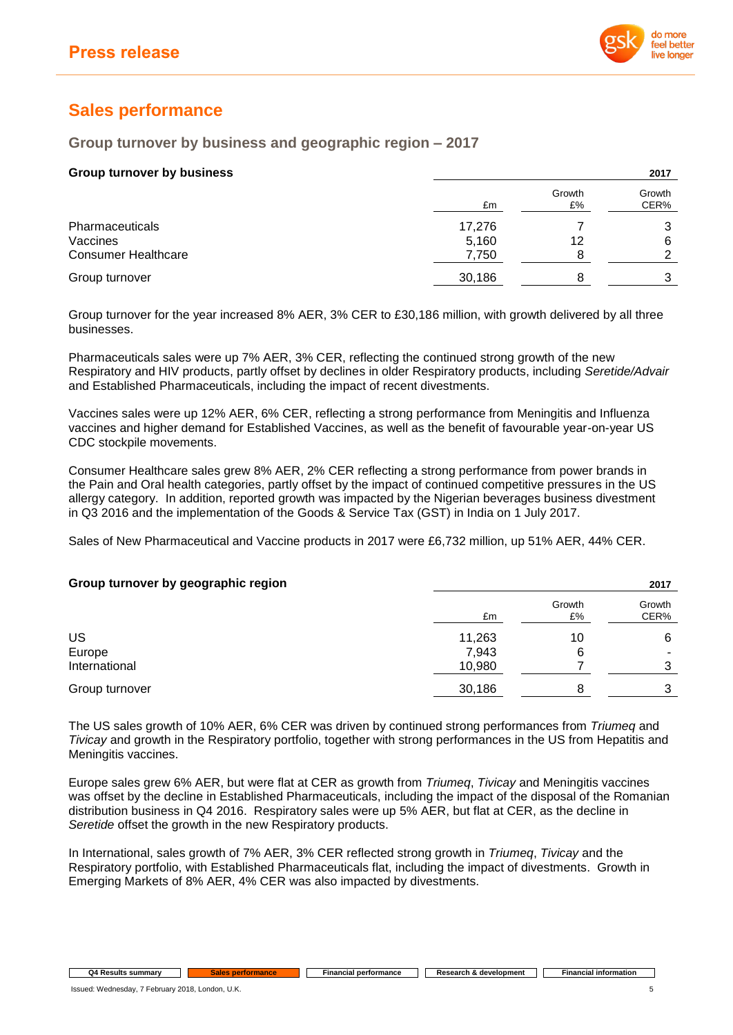# Sales performance

## Group turnover by business and geographic region – 2017

| **Group turnover by business** | 2017 £m | Growth £% | Growth CER% |
|---|---|---|---|
| Pharmaceuticals | 17,276 | 7 | 3 |
| Vaccines | 5,160 | 12 | 6 |
| Consumer Healthcare | 7,750 | 8 | 2 |
| Group turnover | 30,186 | 8 | 3 |

Group turnover for the year increased 8% AER, 3% CER to £30,186 million, with growth delivered by all three businesses.

Pharmaceuticals sales were up 7% AER, 3% CER, reflecting the continued strong growth of the new Respiratory and HIV products, partly offset by declines in older Respiratory products, including *Seretide/Advair* and Established Pharmaceuticals, including the impact of recent divestments.

Vaccines sales were up 12% AER, 6% CER, reflecting a strong performance from Meningitis and Influenza vaccines and higher demand for Established Vaccines, as well as the benefit of favourable year-on-year US CDC stockpile movements.

Consumer Healthcare sales grew 8% AER, 2% CER reflecting a strong performance from power brands in the Pain and Oral health categories, partly offset by the impact of continued competitive pressures in the US allergy category. In addition, reported growth was impacted by the Nigerian beverages business divestment in Q3 2016 and the implementation of the Goods & Service Tax (GST) in India on 1 July 2017.

Sales of New Pharmaceutical and Vaccine products in 2017 were £6,732 million, up 51% AER, 44% CER.

| **Group turnover by geographic region** | 2017 £m | Growth £% | Growth CER% |
|---|---|---|---|
| US | 11,263 | 10 | 6 |
| Europe | 7,943 | 6 | - |
| International | 10,980 | 7 | 3 |
| Group turnover | 30,186 | 8 | 3 |

The US sales growth of 10% AER, 6% CER was driven by continued strong performances from *Triumeq* and *Tivicay* and growth in the Respiratory portfolio, together with strong performances in the US from Hepatitis and Meningitis vaccines.

Europe sales grew 6% AER, but were flat at CER as growth from *Triumeq*, *Tivicay* and Meningitis vaccines was offset by the decline in Established Pharmaceuticals, including the impact of the disposal of the Romanian distribution business in Q4 2016. Respiratory sales were up 5% AER, but flat at CER, as the decline in *Seretide* offset the growth in the new Respiratory products.

In International, sales growth of 7% AER, 3% CER reflected strong growth in *Triumeq*, *Tivicay* and the Respiratory portfolio, with Established Pharmaceuticals flat, including the impact of divestments. Growth in Emerging Markets of 8% AER, 4% CER was also impacted by divestments.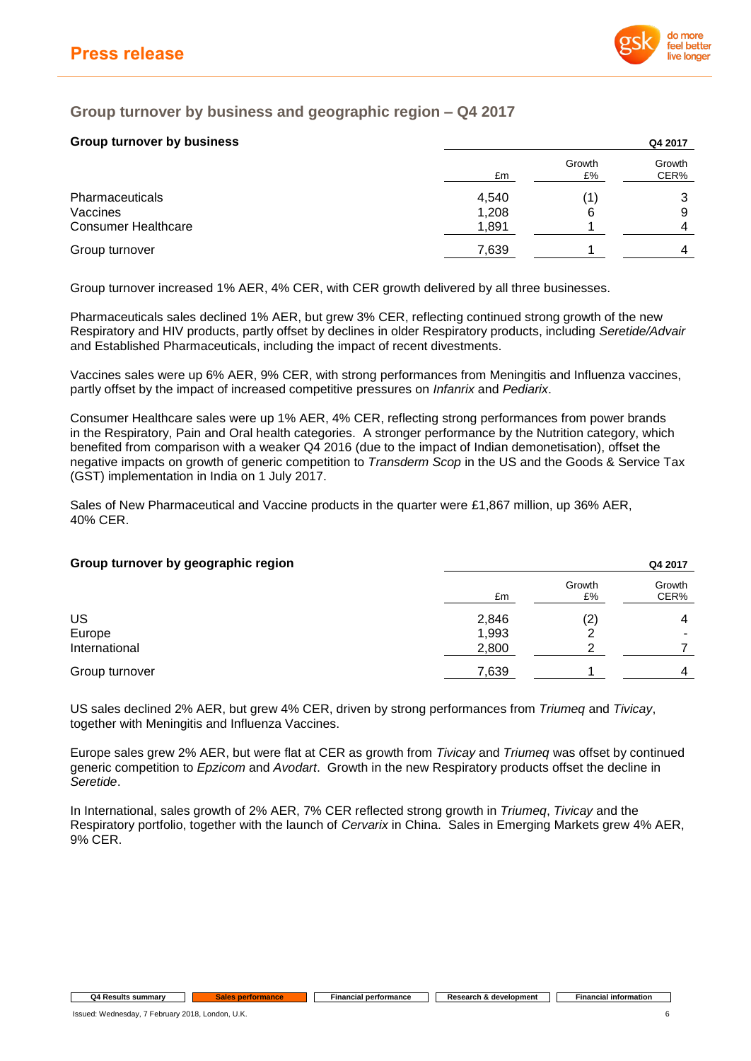## Group turnover by business and geographic region – Q4 2017

**Group turnover by business**

| | Q4 2017 | | |
|---|---|---|---|
| | £m | Growth £% | Growth CER% |
| Pharmaceuticals | 4,540 | (1) | 3 |
| Vaccines | 1,208 | 6 | 9 |
| Consumer Healthcare | 1,891 | 1 | 4 |
| Group turnover | 7,639 | 1 | 4 |

Group turnover increased 1% AER, 4% CER, with CER growth delivered by all three businesses.

Pharmaceuticals sales declined 1% AER, but grew 3% CER, reflecting continued strong growth of the new Respiratory and HIV products, partly offset by declines in older Respiratory products, including *Seretide/Advair* and Established Pharmaceuticals, including the impact of recent divestments.

Vaccines sales were up 6% AER, 9% CER, with strong performances from Meningitis and Influenza vaccines, partly offset by the impact of increased competitive pressures on *Infanrix* and *Pediarix*.

Consumer Healthcare sales were up 1% AER, 4% CER, reflecting strong performances from power brands in the Respiratory, Pain and Oral health categories. A stronger performance by the Nutrition category, which benefited from comparison with a weaker Q4 2016 (due to the impact of Indian demonetisation), offset the negative impacts on growth of generic competition to *Transderm Scop* in the US and the Goods & Service Tax (GST) implementation in India on 1 July 2017.

Sales of New Pharmaceutical and Vaccine products in the quarter were £1,867 million, up 36% AER, 40% CER.

**Group turnover by geographic region**

| | Q4 2017 | | |
|---|---|---|---|
| | £m | Growth £% | Growth CER% |
| US | 2,846 | (2) | 4 |
| Europe | 1,993 | 2 | - |
| International | 2,800 | 2 | 7 |
| Group turnover | 7,639 | 1 | 4 |

US sales declined 2% AER, but grew 4% CER, driven by strong performances from *Triumeq* and *Tivicay*, together with Meningitis and Influenza Vaccines.

Europe sales grew 2% AER, but were flat at CER as growth from *Tivicay* and *Triumeq* was offset by continued generic competition to *Epzicom* and *Avodart*. Growth in the new Respiratory products offset the decline in *Seretide*.

In International, sales growth of 2% AER, 7% CER reflected strong growth in *Triumeq*, *Tivicay* and the Respiratory portfolio, together with the launch of *Cervarix* in China. Sales in Emerging Markets grew 4% AER, 9% CER.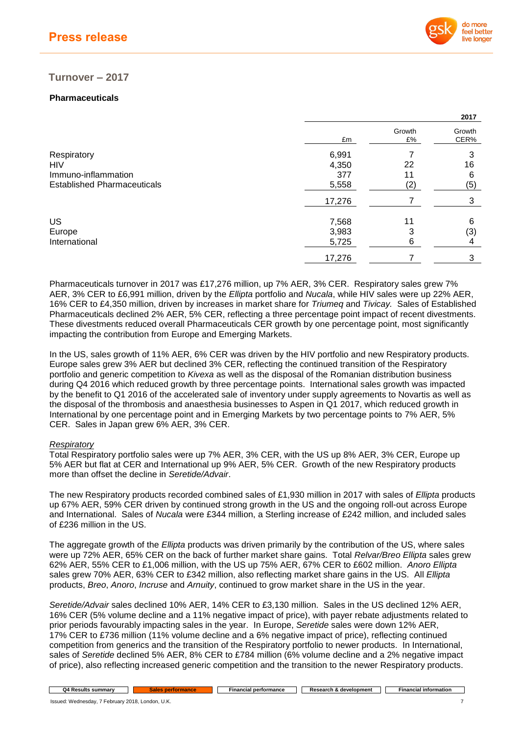## Turnover – 2017

### Pharmaceuticals

| | 2017 | | |
|---|---|---|---|
| | £m | Growth £% | Growth CER% |
| Respiratory | 6,991 | 7 | 3 |
| HIV | 4,350 | 22 | 16 |
| Immuno-inflammation | 377 | 11 | 6 |
| Established Pharmaceuticals | 5,558 | (2) | (5) |
| | 17,276 | 7 | 3 |
| US | 7,568 | 11 | 6 |
| Europe | 3,983 | 3 | (3) |
| International | 5,725 | 6 | 4 |
| | 17,276 | 7 | 3 |

Pharmaceuticals turnover in 2017 was £17,276 million, up 7% AER, 3% CER. Respiratory sales grew 7% AER, 3% CER to £6,991 million, driven by the *Ellipta* portfolio and *Nucala*, while HIV sales were up 22% AER, 16% CER to £4,350 million, driven by increases in market share for *Triumeq* and *Tivicay.* Sales of Established Pharmaceuticals declined 2% AER, 5% CER, reflecting a three percentage point impact of recent divestments. These divestments reduced overall Pharmaceuticals CER growth by one percentage point, most significantly impacting the contribution from Europe and Emerging Markets.

In the US, sales growth of 11% AER, 6% CER was driven by the HIV portfolio and new Respiratory products. Europe sales grew 3% AER but declined 3% CER, reflecting the continued transition of the Respiratory portfolio and generic competition to *Kivexa* as well as the disposal of the Romanian distribution business during Q4 2016 which reduced growth by three percentage points. International sales growth was impacted by the benefit to Q1 2016 of the accelerated sale of inventory under supply agreements to Novartis as well as the disposal of the thrombosis and anaesthesia businesses to Aspen in Q1 2017, which reduced growth in International by one percentage point and in Emerging Markets by two percentage points to 7% AER, 5% CER. Sales in Japan grew 6% AER, 3% CER.

*Respiratory*

Total Respiratory portfolio sales were up 7% AER, 3% CER, with the US up 8% AER, 3% CER, Europe up 5% AER but flat at CER and International up 9% AER, 5% CER. Growth of the new Respiratory products more than offset the decline in *Seretide/Advair*.

The new Respiratory products recorded combined sales of £1,930 million in 2017 with sales of *Ellipta* products up 67% AER, 59% CER driven by continued strong growth in the US and the ongoing roll-out across Europe and International. Sales of *Nucala* were £344 million, a Sterling increase of £242 million, and included sales of £236 million in the US.

The aggregate growth of the *Ellipta* products was driven primarily by the contribution of the US, where sales were up 72% AER, 65% CER on the back of further market share gains. Total *Relvar/Breo Ellipta* sales grew 62% AER, 55% CER to £1,006 million, with the US up 75% AER, 67% CER to £602 million. *Anoro Ellipta* sales grew 70% AER, 63% CER to £342 million, also reflecting market share gains in the US. All *Ellipta* products, *Breo*, *Anoro*, *Incruse* and *Arnuity*, continued to grow market share in the US in the year.

*Seretide/Advair* sales declined 10% AER, 14% CER to £3,130 million. Sales in the US declined 12% AER, 16% CER (5% volume decline and a 11% negative impact of price), with payer rebate adjustments related to prior periods favourably impacting sales in the year. In Europe, *Seretide* sales were down 12% AER, 17% CER to £736 million (11% volume decline and a 6% negative impact of price), reflecting continued competition from generics and the transition of the Respiratory portfolio to newer products. In International, sales of *Seretide* declined 5% AER, 8% CER to £784 million (6% volume decline and a 2% negative impact of price), also reflecting increased generic competition and the transition to the newer Respiratory products.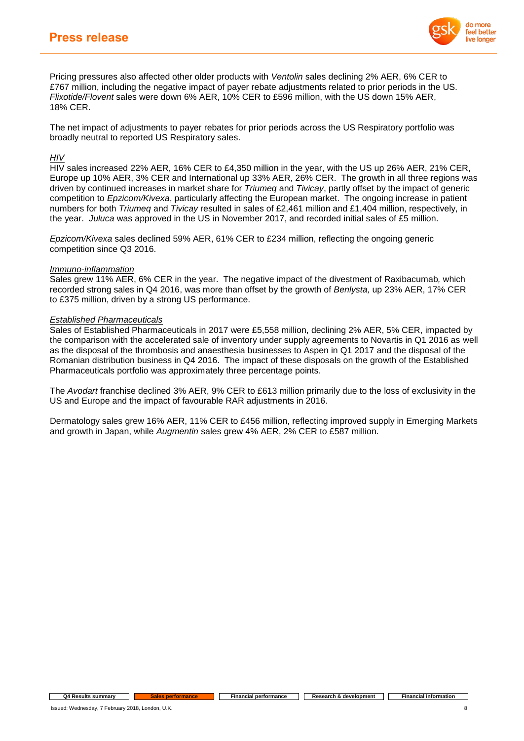Pricing pressures also affected other older products with *Ventolin* sales declining 2% AER, 6% CER to £767 million, including the negative impact of payer rebate adjustments related to prior periods in the US. *Flixotide/Flovent* sales were down 6% AER, 10% CER to £596 million, with the US down 15% AER, 18% CER.

The net impact of adjustments to payer rebates for prior periods across the US Respiratory portfolio was broadly neutral to reported US Respiratory sales.

*HIV*

HIV sales increased 22% AER, 16% CER to £4,350 million in the year, with the US up 26% AER, 21% CER, Europe up 10% AER, 3% CER and International up 33% AER, 26% CER. The growth in all three regions was driven by continued increases in market share for *Triumeq* and *Tivicay*, partly offset by the impact of generic competition to *Epzicom/Kivexa*, particularly affecting the European market. The ongoing increase in patient numbers for both *Triumeq* and *Tivicay* resulted in sales of £2,461 million and £1,404 million, respectively, in the year. *Juluca* was approved in the US in November 2017, and recorded initial sales of £5 million.

*Epzicom/Kivexa* sales declined 59% AER, 61% CER to £234 million, reflecting the ongoing generic competition since Q3 2016.

*Immuno-inflammation*

Sales grew 11% AER, 6% CER in the year. The negative impact of the divestment of Raxibacumab*,* which recorded strong sales in Q4 2016, was more than offset by the growth of *Benlysta,* up 23% AER, 17% CER to £375 million, driven by a strong US performance.

*Established Pharmaceuticals*

Sales of Established Pharmaceuticals in 2017 were £5,558 million, declining 2% AER, 5% CER, impacted by the comparison with the accelerated sale of inventory under supply agreements to Novartis in Q1 2016 as well as the disposal of the thrombosis and anaesthesia businesses to Aspen in Q1 2017 and the disposal of the Romanian distribution business in Q4 2016. The impact of these disposals on the growth of the Established Pharmaceuticals portfolio was approximately three percentage points.

The *Avodart* franchise declined 3% AER, 9% CER to £613 million primarily due to the loss of exclusivity in the US and Europe and the impact of favourable RAR adjustments in 2016.

Dermatology sales grew 16% AER, 11% CER to £456 million, reflecting improved supply in Emerging Markets and growth in Japan, while *Augmentin* sales grew 4% AER, 2% CER to £587 million.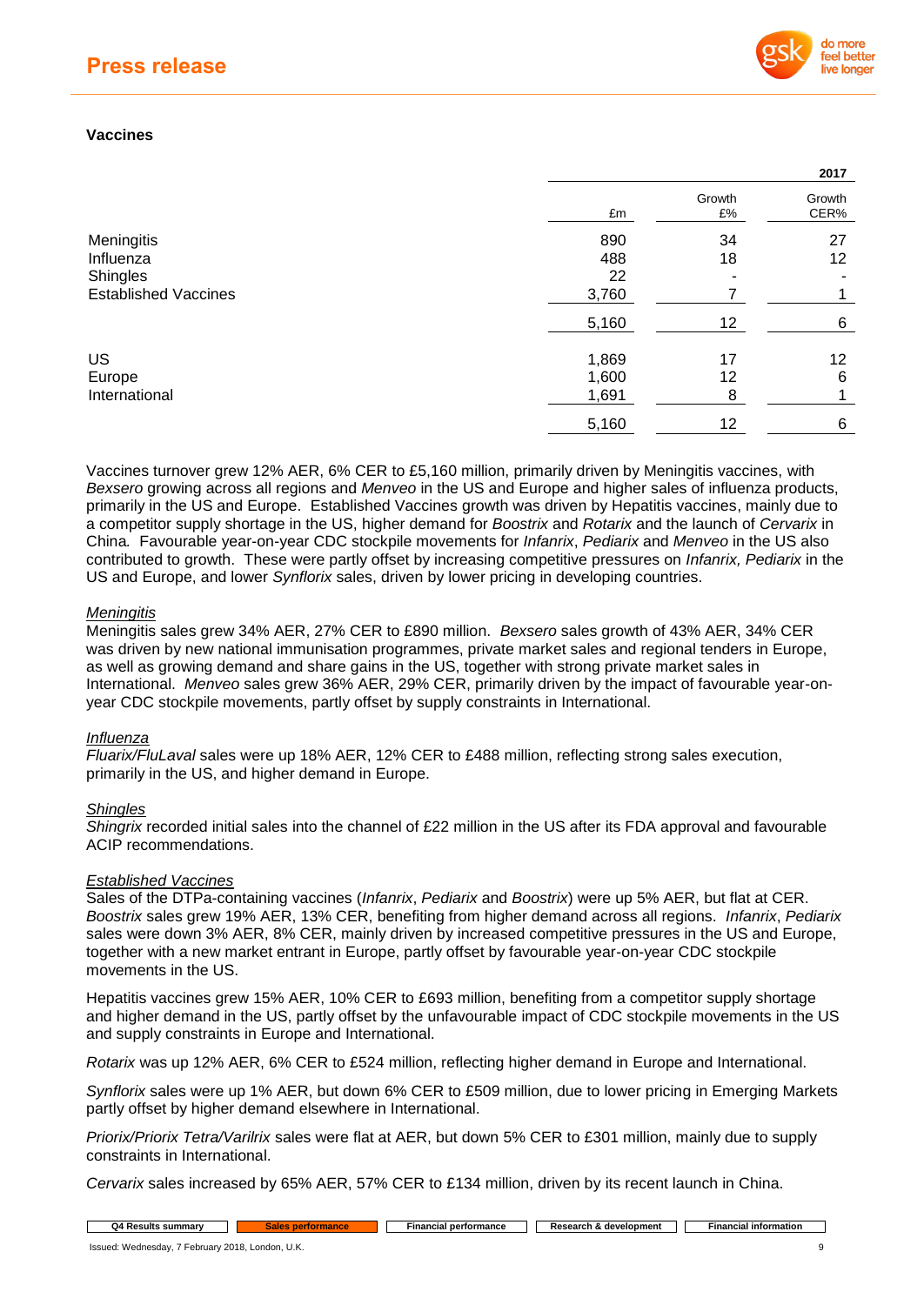## Vaccines

| | 2017 | | |
|---|---|---|---|
| | £m | Growth £% | Growth CER% |
| Meningitis | 890 | 34 | 27 |
| Influenza | 488 | 18 | 12 |
| Shingles | 22 | - | - |
| Established Vaccines | 3,760 | 7 | 1 |
| | 5,160 | 12 | 6 |
| US | 1,869 | 17 | 12 |
| Europe | 1,600 | 12 | 6 |
| International | 1,691 | 8 | 1 |
| | 5,160 | 12 | 6 |

Vaccines turnover grew 12% AER, 6% CER to £5,160 million, primarily driven by Meningitis vaccines, with *Bexsero* growing across all regions and *Menveo* in the US and Europe and higher sales of influenza products, primarily in the US and Europe. Established Vaccines growth was driven by Hepatitis vaccines, mainly due to a competitor supply shortage in the US, higher demand for *Boostrix* and *Rotarix* and the launch of *Cervarix* in China. Favourable year-on-year CDC stockpile movements for *Infanrix*, *Pediarix* and *Menveo* in the US also contributed to growth. These were partly offset by increasing competitive pressures on *Infanrix, Pediarix* in the US and Europe, and lower *Synflorix* sales, driven by lower pricing in developing countries.

*Meningitis*
Meningitis sales grew 34% AER, 27% CER to £890 million. *Bexsero* sales growth of 43% AER, 34% CER was driven by new national immunisation programmes, private market sales and regional tenders in Europe, as well as growing demand and share gains in the US, together with strong private market sales in International. *Menveo* sales grew 36% AER, 29% CER, primarily driven by the impact of favourable year-on-year CDC stockpile movements, partly offset by supply constraints in International.

*Influenza*
*Fluarix/FluLaval* sales were up 18% AER, 12% CER to £488 million, reflecting strong sales execution, primarily in the US, and higher demand in Europe.

*Shingles*
*Shingrix* recorded initial sales into the channel of £22 million in the US after its FDA approval and favourable ACIP recommendations.

*Established Vaccines*
Sales of the DTPa-containing vaccines (*Infanrix*, *Pediarix* and *Boostrix*) were up 5% AER, but flat at CER. *Boostrix* sales grew 19% AER, 13% CER, benefiting from higher demand across all regions. *Infanrix*, *Pediarix* sales were down 3% AER, 8% CER, mainly driven by increased competitive pressures in the US and Europe, together with a new market entrant in Europe, partly offset by favourable year-on-year CDC stockpile movements in the US.

Hepatitis vaccines grew 15% AER, 10% CER to £693 million, benefiting from a competitor supply shortage and higher demand in the US, partly offset by the unfavourable impact of CDC stockpile movements in the US and supply constraints in Europe and International.

*Rotarix* was up 12% AER, 6% CER to £524 million, reflecting higher demand in Europe and International.

*Synflorix* sales were up 1% AER, but down 6% CER to £509 million, due to lower pricing in Emerging Markets partly offset by higher demand elsewhere in International.

*Priorix/Priorix Tetra/Varilrix* sales were flat at AER, but down 5% CER to £301 million, mainly due to supply constraints in International.

*Cervarix* sales increased by 65% AER, 57% CER to £134 million, driven by its recent launch in China.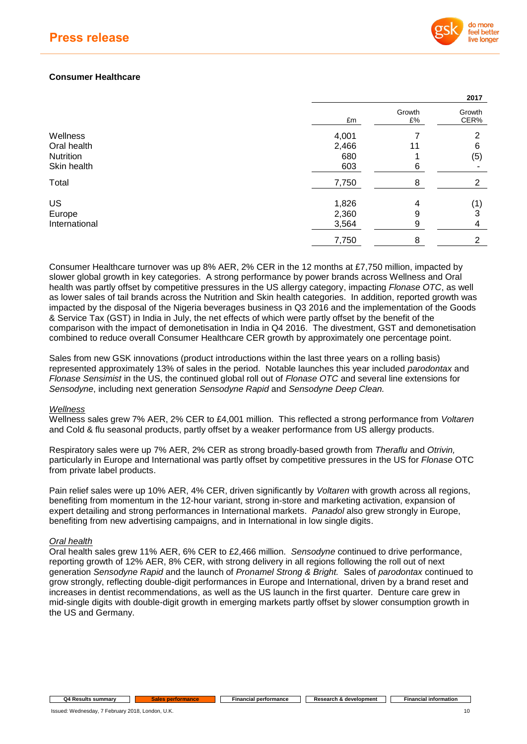## Press release

### Consumer Healthcare

| | | | 2017 |
|---|---|---|---|
| | £m | Growth £% | Growth CER% |
| Wellness | 4,001 | 7 | 2 |
| Oral health | 2,466 | 11 | 6 |
| Nutrition | 680 | 1 | (5) |
| Skin health | 603 | 6 | - |
| Total | 7,750 | 8 | 2 |
| US | 1,826 | 4 | (1) |
| Europe | 2,360 | 9 | 3 |
| International | 3,564 | 9 | 4 |
| | 7,750 | 8 | 2 |

Consumer Healthcare turnover was up 8% AER, 2% CER in the 12 months at £7,750 million, impacted by slower global growth in key categories. A strong performance by power brands across Wellness and Oral health was partly offset by competitive pressures in the US allergy category, impacting *Flonase OTC*, as well as lower sales of tail brands across the Nutrition and Skin health categories. In addition, reported growth was impacted by the disposal of the Nigeria beverages business in Q3 2016 and the implementation of the Goods & Service Tax (GST) in India in July, the net effects of which were partly offset by the benefit of the comparison with the impact of demonetisation in India in Q4 2016. The divestment, GST and demonetisation combined to reduce overall Consumer Healthcare CER growth by approximately one percentage point.

Sales from new GSK innovations (product introductions within the last three years on a rolling basis) represented approximately 13% of sales in the period. Notable launches this year included *parodontax* and *Flonase Sensimist* in the US, the continued global roll out of *Flonase OTC* and several line extensions for *Sensodyne*, including next generation *Sensodyne Rapid* and *Sensodyne Deep Clean.*

*Wellness*

Wellness sales grew 7% AER, 2% CER to £4,001 million. This reflected a strong performance from *Voltaren* and Cold & flu seasonal products, partly offset by a weaker performance from US allergy products.

Respiratory sales were up 7% AER, 2% CER as strong broadly-based growth from *Theraflu* and *Otrivin,* particularly in Europe and International was partly offset by competitive pressures in the US for *Flonase* OTC from private label products.

Pain relief sales were up 10% AER, 4% CER, driven significantly by *Voltaren* with growth across all regions, benefiting from momentum in the 12-hour variant, strong in-store and marketing activation, expansion of expert detailing and strong performances in International markets. *Panadol* also grew strongly in Europe, benefiting from new advertising campaigns, and in International in low single digits.

*Oral health*

Oral health sales grew 11% AER, 6% CER to £2,466 million. *Sensodyne* continued to drive performance, reporting growth of 12% AER, 8% CER, with strong delivery in all regions following the roll out of next generation *Sensodyne Rapid* and the launch of *Pronamel Strong & Bright.* Sales of *parodontax* continued to grow strongly, reflecting double-digit performances in Europe and International, driven by a brand reset and increases in dentist recommendations, as well as the US launch in the first quarter. Denture care grew in mid-single digits with double-digit growth in emerging markets partly offset by slower consumption growth in the US and Germany.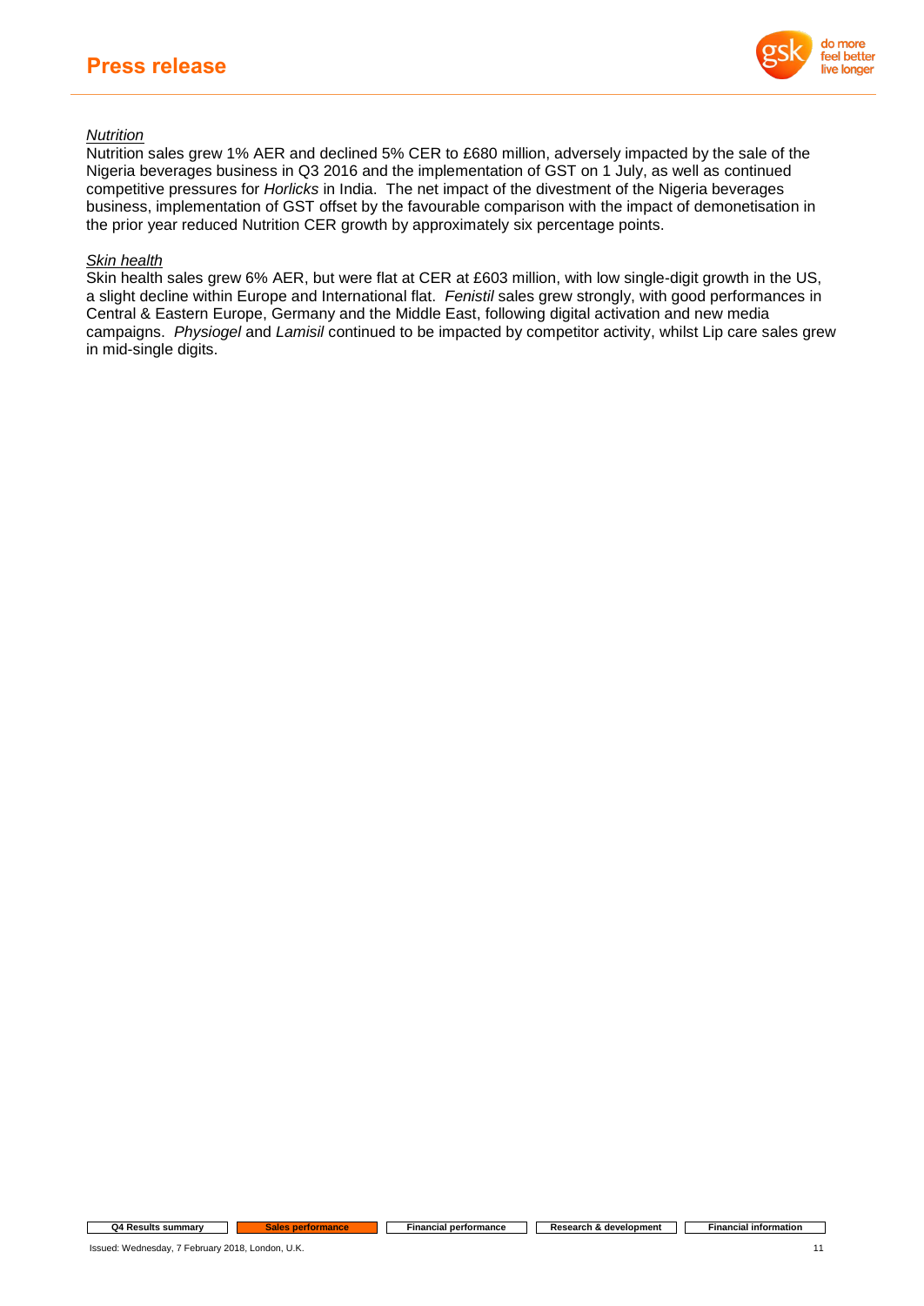*Nutrition*

Nutrition sales grew 1% AER and declined 5% CER to £680 million, adversely impacted by the sale of the Nigeria beverages business in Q3 2016 and the implementation of GST on 1 July, as well as continued competitive pressures for *Horlicks* in India. The net impact of the divestment of the Nigeria beverages business, implementation of GST offset by the favourable comparison with the impact of demonetisation in the prior year reduced Nutrition CER growth by approximately six percentage points.

*Skin health*

Skin health sales grew 6% AER, but were flat at CER at £603 million, with low single-digit growth in the US, a slight decline within Europe and International flat. *Fenistil* sales grew strongly, with good performances in Central & Eastern Europe, Germany and the Middle East, following digital activation and new media campaigns. *Physiogel* and *Lamisil* continued to be impacted by competitor activity, whilst Lip care sales grew in mid-single digits.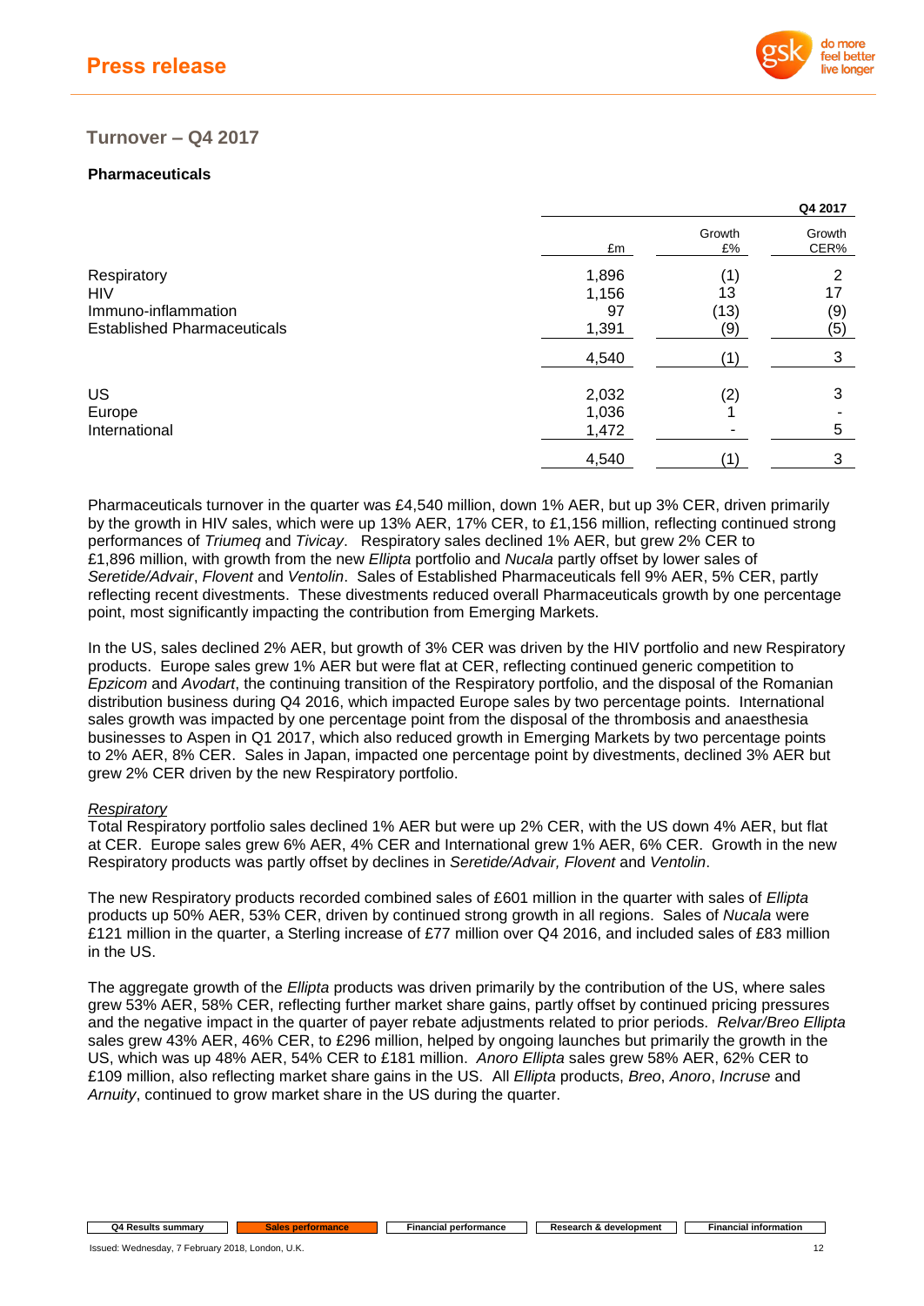## Turnover – Q4 2017

### Pharmaceuticals

| | Q4 2017 | | |
|---|---|---|---|
| | £m | Growth £% | Growth CER% |
| Respiratory | 1,896 | (1) | 2 |
| HIV | 1,156 | 13 | 17 |
| Immuno-inflammation | 97 | (13) | (9) |
| Established Pharmaceuticals | 1,391 | (9) | (5) |
| | 4,540 | (1) | 3 |
| US | 2,032 | (2) | 3 |
| Europe | 1,036 | 1 | - |
| International | 1,472 | - | 5 |
| | 4,540 | (1) | 3 |

Pharmaceuticals turnover in the quarter was £4,540 million, down 1% AER, but up 3% CER, driven primarily by the growth in HIV sales, which were up 13% AER, 17% CER, to £1,156 million, reflecting continued strong performances of *Triumeq* and *Tivicay*. Respiratory sales declined 1% AER, but grew 2% CER to £1,896 million, with growth from the new *Ellipta* portfolio and *Nucala* partly offset by lower sales of *Seretide/Advair*, *Flovent* and *Ventolin*. Sales of Established Pharmaceuticals fell 9% AER, 5% CER, partly reflecting recent divestments. These divestments reduced overall Pharmaceuticals growth by one percentage point, most significantly impacting the contribution from Emerging Markets.

In the US, sales declined 2% AER, but growth of 3% CER was driven by the HIV portfolio and new Respiratory products. Europe sales grew 1% AER but were flat at CER, reflecting continued generic competition to *Epzicom* and *Avodart*, the continuing transition of the Respiratory portfolio, and the disposal of the Romanian distribution business during Q4 2016, which impacted Europe sales by two percentage points. International sales growth was impacted by one percentage point from the disposal of the thrombosis and anaesthesia businesses to Aspen in Q1 2017, which also reduced growth in Emerging Markets by two percentage points to 2% AER, 8% CER. Sales in Japan, impacted one percentage point by divestments, declined 3% AER but grew 2% CER driven by the new Respiratory portfolio.

*Respiratory*

Total Respiratory portfolio sales declined 1% AER but were up 2% CER, with the US down 4% AER, but flat at CER. Europe sales grew 6% AER, 4% CER and International grew 1% AER, 6% CER. Growth in the new Respiratory products was partly offset by declines in *Seretide/Advair, Flovent* and *Ventolin*.

The new Respiratory products recorded combined sales of £601 million in the quarter with sales of *Ellipta* products up 50% AER, 53% CER, driven by continued strong growth in all regions. Sales of *Nucala* were £121 million in the quarter, a Sterling increase of £77 million over Q4 2016, and included sales of £83 million in the US.

The aggregate growth of the *Ellipta* products was driven primarily by the contribution of the US, where sales grew 53% AER, 58% CER, reflecting further market share gains, partly offset by continued pricing pressures and the negative impact in the quarter of payer rebate adjustments related to prior periods. *Relvar/Breo Ellipta* sales grew 43% AER, 46% CER, to £296 million, helped by ongoing launches but primarily the growth in the US, which was up 48% AER, 54% CER to £181 million. *Anoro Ellipta* sales grew 58% AER, 62% CER to £109 million, also reflecting market share gains in the US. All *Ellipta* products, *Breo*, *Anoro*, *Incruse* and *Arnuity*, continued to grow market share in the US during the quarter.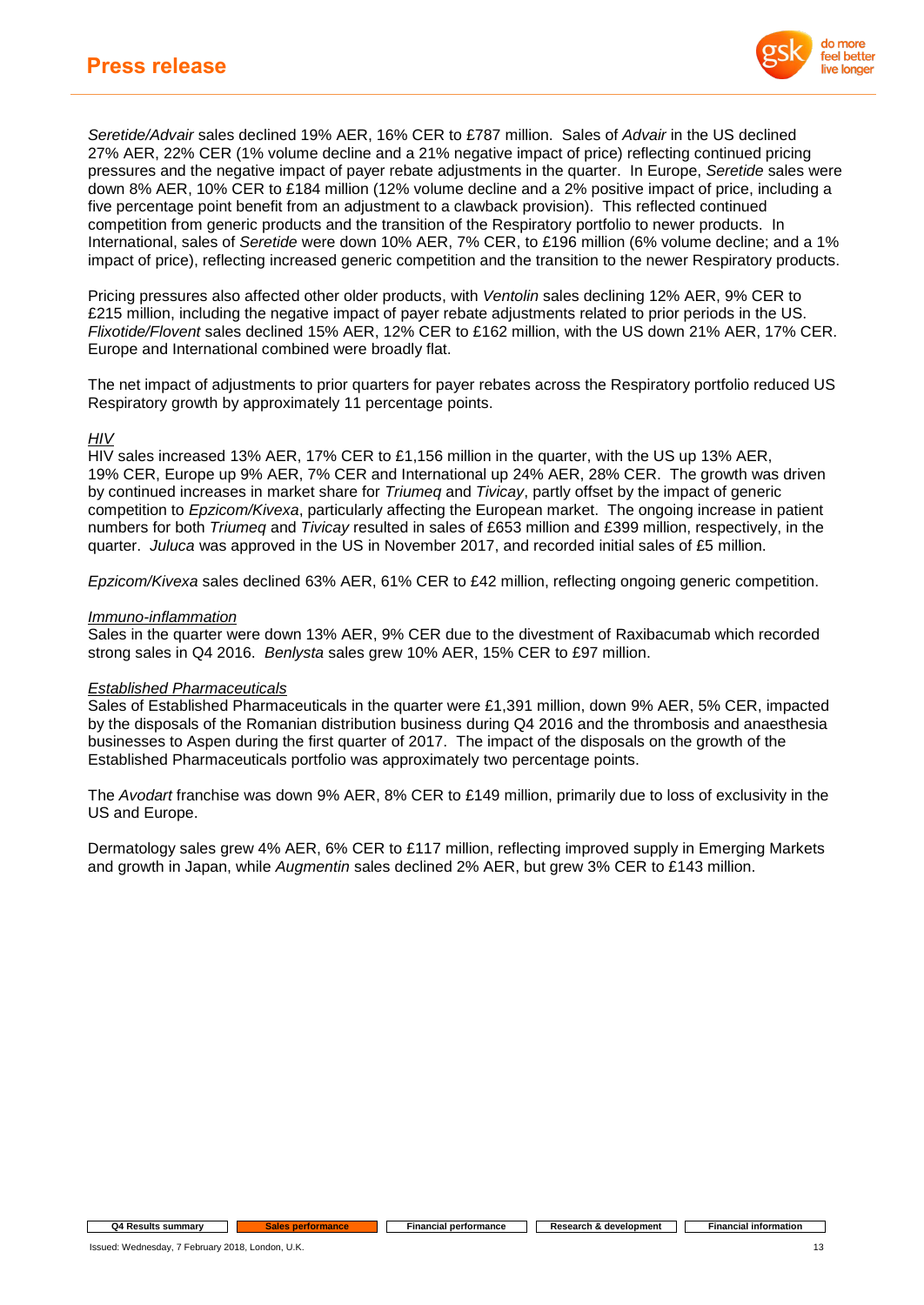*Seretide/Advair* sales declined 19% AER, 16% CER to £787 million. Sales of *Advair* in the US declined 27% AER, 22% CER (1% volume decline and a 21% negative impact of price) reflecting continued pricing pressures and the negative impact of payer rebate adjustments in the quarter. In Europe, *Seretide* sales were down 8% AER, 10% CER to £184 million (12% volume decline and a 2% positive impact of price, including a five percentage point benefit from an adjustment to a clawback provision). This reflected continued competition from generic products and the transition of the Respiratory portfolio to newer products. In International, sales of *Seretide* were down 10% AER, 7% CER, to £196 million (6% volume decline; and a 1% impact of price), reflecting increased generic competition and the transition to the newer Respiratory products.

Pricing pressures also affected other older products, with *Ventolin* sales declining 12% AER, 9% CER to £215 million, including the negative impact of payer rebate adjustments related to prior periods in the US. *Flixotide/Flovent* sales declined 15% AER, 12% CER to £162 million, with the US down 21% AER, 17% CER. Europe and International combined were broadly flat.

The net impact of adjustments to prior quarters for payer rebates across the Respiratory portfolio reduced US Respiratory growth by approximately 11 percentage points.

*HIV*

HIV sales increased 13% AER, 17% CER to £1,156 million in the quarter, with the US up 13% AER, 19% CER, Europe up 9% AER, 7% CER and International up 24% AER, 28% CER. The growth was driven by continued increases in market share for *Triumeq* and *Tivicay*, partly offset by the impact of generic competition to *Epzicom/Kivexa*, particularly affecting the European market. The ongoing increase in patient numbers for both *Triumeq* and *Tivicay* resulted in sales of £653 million and £399 million, respectively, in the quarter. *Juluca* was approved in the US in November 2017, and recorded initial sales of £5 million.

*Epzicom/Kivexa* sales declined 63% AER, 61% CER to £42 million, reflecting ongoing generic competition.

*Immuno-inflammation*

Sales in the quarter were down 13% AER, 9% CER due to the divestment of Raxibacumab which recorded strong sales in Q4 2016. *Benlysta* sales grew 10% AER, 15% CER to £97 million.

*Established Pharmaceuticals*

Sales of Established Pharmaceuticals in the quarter were £1,391 million, down 9% AER, 5% CER, impacted by the disposals of the Romanian distribution business during Q4 2016 and the thrombosis and anaesthesia businesses to Aspen during the first quarter of 2017. The impact of the disposals on the growth of the Established Pharmaceuticals portfolio was approximately two percentage points.

The *Avodart* franchise was down 9% AER, 8% CER to £149 million, primarily due to loss of exclusivity in the US and Europe.

Dermatology sales grew 4% AER, 6% CER to £117 million, reflecting improved supply in Emerging Markets and growth in Japan, while *Augmentin* sales declined 2% AER, but grew 3% CER to £143 million.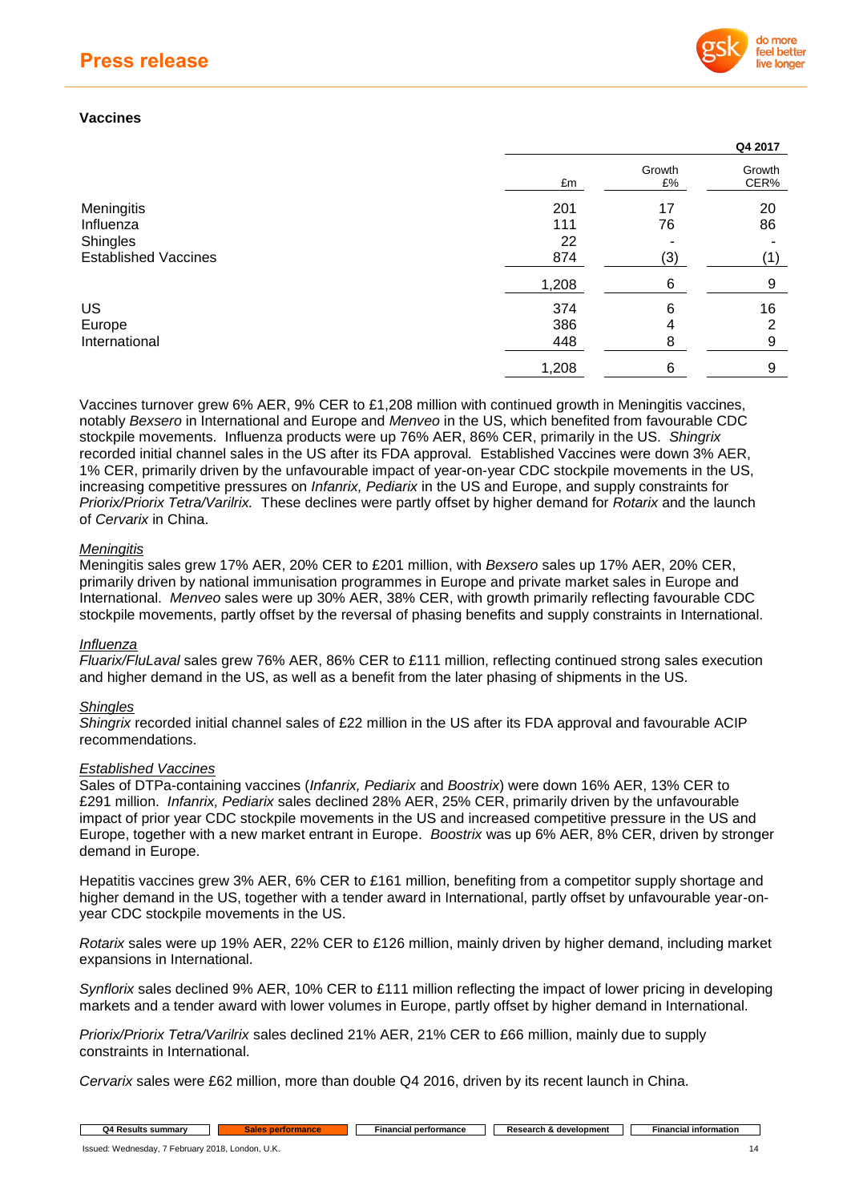## Vaccines

| | Q4 2017 | | |
|---|---|---|---|
| | £m | Growth £% | Growth CER% |
| Meningitis | 201 | 17 | 20 |
| Influenza | 111 | 76 | 86 |
| Shingles | 22 | - | - |
| Established Vaccines | 874 | (3) | (1) |
| | 1,208 | 6 | 9 |
| US | 374 | 6 | 16 |
| Europe | 386 | 4 | 2 |
| International | 448 | 8 | 9 |
| | 1,208 | 6 | 9 |

Vaccines turnover grew 6% AER, 9% CER to £1,208 million with continued growth in Meningitis vaccines, notably *Bexsero* in International and Europe and *Menveo* in the US, which benefited from favourable CDC stockpile movements. Influenza products were up 76% AER, 86% CER, primarily in the US. *Shingrix* recorded initial channel sales in the US after its FDA approval. Established Vaccines were down 3% AER, 1% CER, primarily driven by the unfavourable impact of year-on-year CDC stockpile movements in the US, increasing competitive pressures on *Infanrix, Pediarix* in the US and Europe, and supply constraints for *Priorix/Priorix Tetra/Varilrix.* These declines were partly offset by higher demand for *Rotarix* and the launch of *Cervarix* in China.

*Meningitis*

Meningitis sales grew 17% AER, 20% CER to £201 million, with *Bexsero* sales up 17% AER, 20% CER, primarily driven by national immunisation programmes in Europe and private market sales in Europe and International. *Menveo* sales were up 30% AER, 38% CER, with growth primarily reflecting favourable CDC stockpile movements, partly offset by the reversal of phasing benefits and supply constraints in International.

*Influenza*

*Fluarix/FluLaval* sales grew 76% AER, 86% CER to £111 million, reflecting continued strong sales execution and higher demand in the US, as well as a benefit from the later phasing of shipments in the US.

*Shingles*

*Shingrix* recorded initial channel sales of £22 million in the US after its FDA approval and favourable ACIP recommendations.

*Established Vaccines*

Sales of DTPa-containing vaccines (*Infanrix, Pediarix* and *Boostrix*) were down 16% AER, 13% CER to £291 million. *Infanrix, Pediarix* sales declined 28% AER, 25% CER, primarily driven by the unfavourable impact of prior year CDC stockpile movements in the US and increased competitive pressure in the US and Europe, together with a new market entrant in Europe. *Boostrix* was up 6% AER, 8% CER, driven by stronger demand in Europe.

Hepatitis vaccines grew 3% AER, 6% CER to £161 million, benefiting from a competitor supply shortage and higher demand in the US, together with a tender award in International, partly offset by unfavourable year-on-year CDC stockpile movements in the US.

*Rotarix* sales were up 19% AER, 22% CER to £126 million, mainly driven by higher demand, including market expansions in International.

*Synflorix* sales declined 9% AER, 10% CER to £111 million reflecting the impact of lower pricing in developing markets and a tender award with lower volumes in Europe, partly offset by higher demand in International.

*Priorix/Priorix Tetra/Varilrix* sales declined 21% AER, 21% CER to £66 million, mainly due to supply constraints in International.

*Cervarix* sales were £62 million, more than double Q4 2016, driven by its recent launch in China.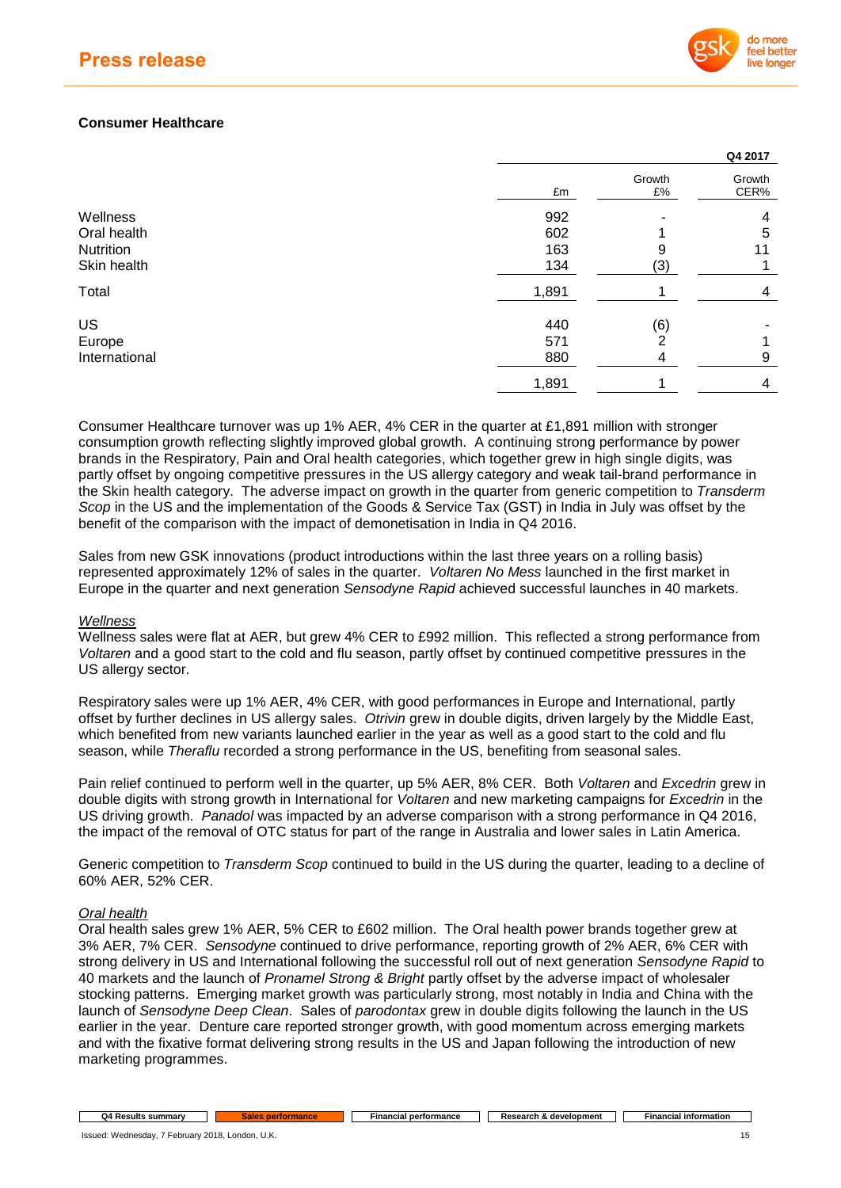## Consumer Healthcare

| | Q4 2017 | | |
|---|---|---|---|
| | £m | Growth £% | Growth CER% |
| Wellness | 992 | - | 4 |
| Oral health | 602 | 1 | 5 |
| Nutrition | 163 | 9 | 11 |
| Skin health | 134 | (3) | 1 |
| Total | 1,891 | 1 | 4 |
| US | 440 | (6) | - |
| Europe | 571 | 2 | 1 |
| International | 880 | 4 | 9 |
| | 1,891 | 1 | 4 |

Consumer Healthcare turnover was up 1% AER, 4% CER in the quarter at £1,891 million with stronger consumption growth reflecting slightly improved global growth. A continuing strong performance by power brands in the Respiratory, Pain and Oral health categories, which together grew in high single digits, was partly offset by ongoing competitive pressures in the US allergy category and weak tail-brand performance in the Skin health category. The adverse impact on growth in the quarter from generic competition to *Transderm Scop* in the US and the implementation of the Goods & Service Tax (GST) in India in July was offset by the benefit of the comparison with the impact of demonetisation in India in Q4 2016.

Sales from new GSK innovations (product introductions within the last three years on a rolling basis) represented approximately 12% of sales in the quarter. *Voltaren No Mess* launched in the first market in Europe in the quarter and next generation *Sensodyne Rapid* achieved successful launches in 40 markets.

### *Wellness*

Wellness sales were flat at AER, but grew 4% CER to £992 million. This reflected a strong performance from *Voltaren* and a good start to the cold and flu season, partly offset by continued competitive pressures in the US allergy sector.

Respiratory sales were up 1% AER, 4% CER, with good performances in Europe and International, partly offset by further declines in US allergy sales. *Otrivin* grew in double digits, driven largely by the Middle East, which benefited from new variants launched earlier in the year as well as a good start to the cold and flu season, while *Theraflu* recorded a strong performance in the US, benefiting from seasonal sales.

Pain relief continued to perform well in the quarter, up 5% AER, 8% CER. Both *Voltaren* and *Excedrin* grew in double digits with strong growth in International for *Voltaren* and new marketing campaigns for *Excedrin* in the US driving growth. *Panadol* was impacted by an adverse comparison with a strong performance in Q4 2016, the impact of the removal of OTC status for part of the range in Australia and lower sales in Latin America.

Generic competition to *Transderm Scop* continued to build in the US during the quarter, leading to a decline of 60% AER, 52% CER.

### *Oral health*

Oral health sales grew 1% AER, 5% CER to £602 million. The Oral health power brands together grew at 3% AER, 7% CER. *Sensodyne* continued to drive performance, reporting growth of 2% AER, 6% CER with strong delivery in US and International following the successful roll out of next generation *Sensodyne Rapid* to 40 markets and the launch of *Pronamel Strong & Bright* partly offset by the adverse impact of wholesaler stocking patterns. Emerging market growth was particularly strong, most notably in India and China with the launch of *Sensodyne Deep Clean*. Sales of *parodontax* grew in double digits following the launch in the US earlier in the year. Denture care reported stronger growth, with good momentum across emerging markets and with the fixative format delivering strong results in the US and Japan following the introduction of new marketing programmes.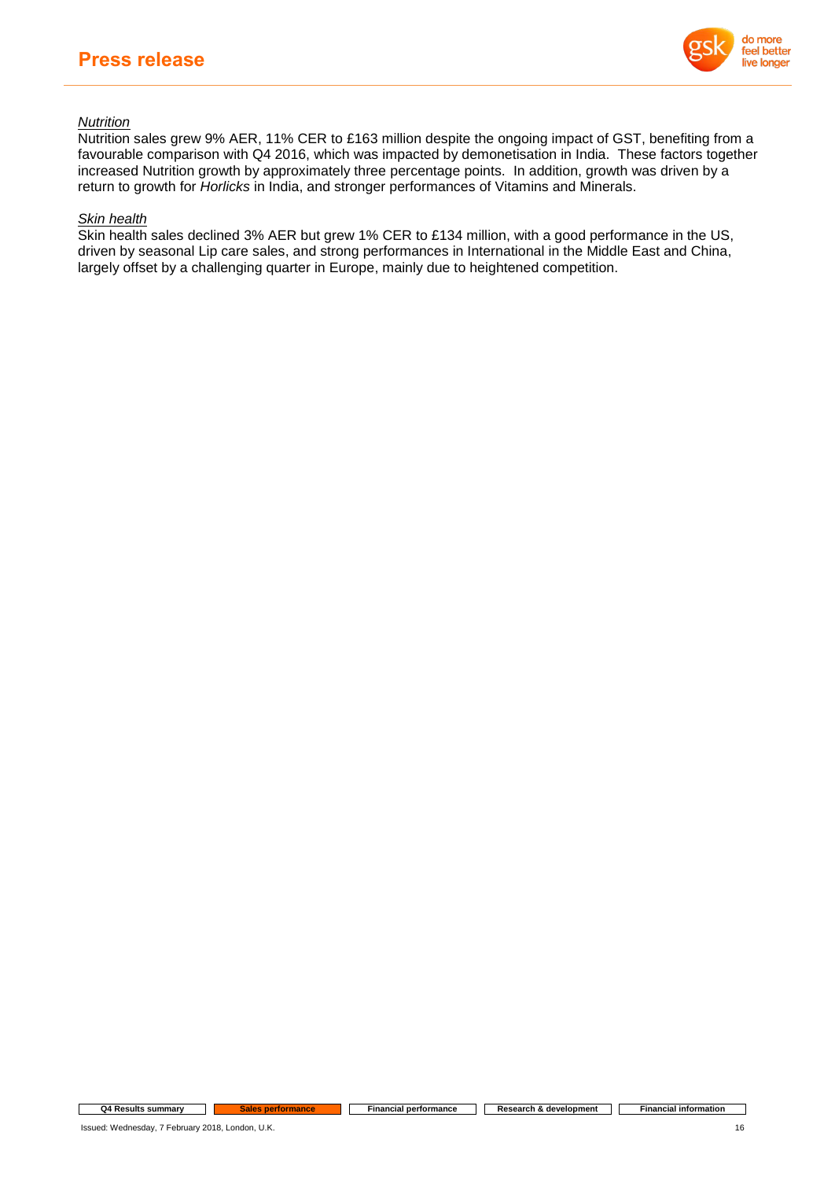*Nutrition*

Nutrition sales grew 9% AER, 11% CER to £163 million despite the ongoing impact of GST, benefiting from a favourable comparison with Q4 2016, which was impacted by demonetisation in India. These factors together increased Nutrition growth by approximately three percentage points. In addition, growth was driven by a return to growth for *Horlicks* in India, and stronger performances of Vitamins and Minerals.

*Skin health*

Skin health sales declined 3% AER but grew 1% CER to £134 million, with a good performance in the US, driven by seasonal Lip care sales, and strong performances in International in the Middle East and China, largely offset by a challenging quarter in Europe, mainly due to heightened competition.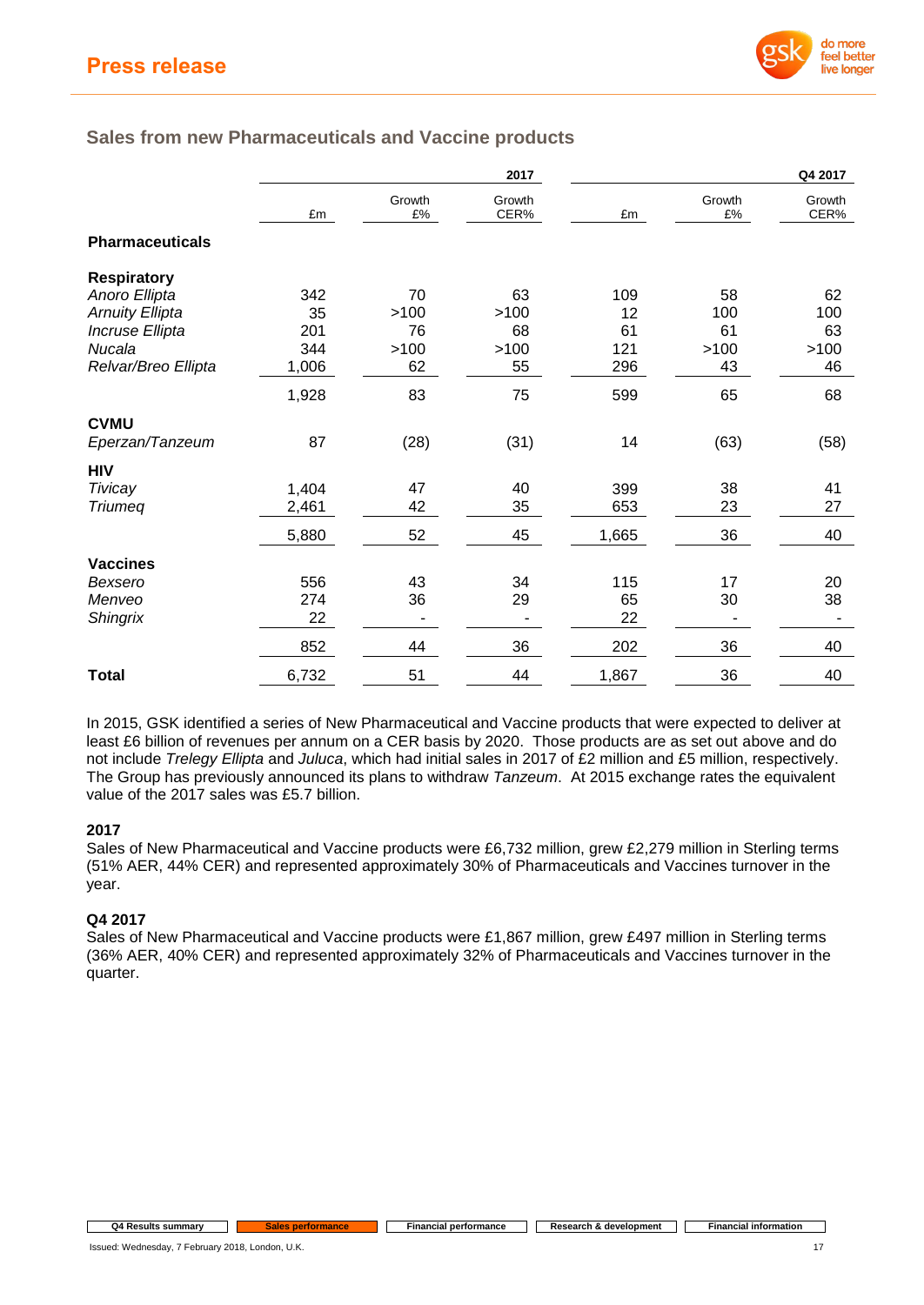## Sales from new Pharmaceuticals and Vaccine products

| | 2017 | | | Q4 2017 | | |
|---|---|---|---|---|---|---|
| | £m | Growth £% | Growth CER% | £m | Growth £% | Growth CER% |
| **Pharmaceuticals** | | | | | | |
| **Respiratory** | | | | | | |
| *Anoro Ellipta* | 342 | 70 | 63 | 109 | 58 | 62 |
| *Arnuity Ellipta* | 35 | >100 | >100 | 12 | 100 | 100 |
| *Incruse Ellipta* | 201 | 76 | 68 | 61 | 61 | 63 |
| *Nucala* | 344 | >100 | >100 | 121 | >100 | >100 |
| *Relvar/Breo Ellipta* | 1,006 | 62 | 55 | 296 | 43 | 46 |
| | 1,928 | 83 | 75 | 599 | 65 | 68 |
| **CVMU** | | | | | | |
| *Eperzan/Tanzeum* | 87 | (28) | (31) | 14 | (63) | (58) |
| **HIV** | | | | | | |
| *Tivicay* | 1,404 | 47 | 40 | 399 | 38 | 41 |
| *Triumeq* | 2,461 | 42 | 35 | 653 | 23 | 27 |
| | 5,880 | 52 | 45 | 1,665 | 36 | 40 |
| **Vaccines** | | | | | | |
| *Bexsero* | 556 | 43 | 34 | 115 | 17 | 20 |
| *Menveo* | 274 | 36 | 29 | 65 | 30 | 38 |
| *Shingrix* | 22 | - | - | 22 | - | - |
| | 852 | 44 | 36 | 202 | 36 | 40 |
| **Total** | 6,732 | 51 | 44 | 1,867 | 36 | 40 |

In 2015, GSK identified a series of New Pharmaceutical and Vaccine products that were expected to deliver at least £6 billion of revenues per annum on a CER basis by 2020. Those products are as set out above and do not include *Trelegy Ellipta* and *Juluca*, which had initial sales in 2017 of £2 million and £5 million, respectively. The Group has previously announced its plans to withdraw *Tanzeum*. At 2015 exchange rates the equivalent value of the 2017 sales was £5.7 billion.

### 2017

Sales of New Pharmaceutical and Vaccine products were £6,732 million, grew £2,279 million in Sterling terms (51% AER, 44% CER) and represented approximately 30% of Pharmaceuticals and Vaccines turnover in the year.

### Q4 2017

Sales of New Pharmaceutical and Vaccine products were £1,867 million, grew £497 million in Sterling terms (36% AER, 40% CER) and represented approximately 32% of Pharmaceuticals and Vaccines turnover in the quarter.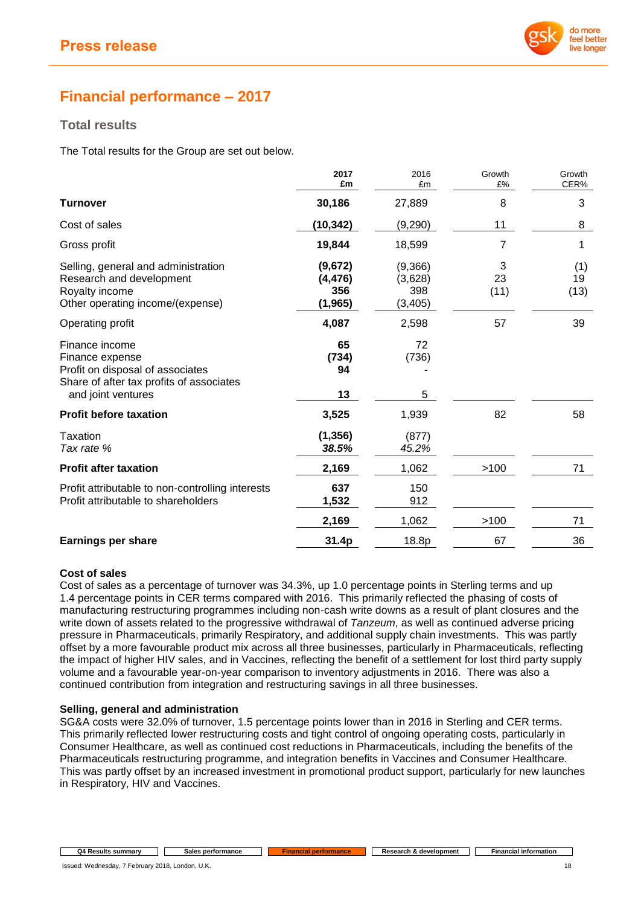# Financial performance – 2017

## Total results

The Total results for the Group are set out below.

| | 2017 £m | 2016 £m | Growth £% | Growth CER% |
|---|---|---|---|---|
| **Turnover** | **30,186** | 27,889 | 8 | 3 |
| Cost of sales | **(10,342)** | (9,290) | 11 | 8 |
| Gross profit | **19,844** | 18,599 | 7 | 1 |
| Selling, general and administration | **(9,672)** | (9,366) | 3 | (1) |
| Research and development | **(4,476)** | (3,628) | 23 | 19 |
| Royalty income | **356** | 398 | (11) | (13) |
| Other operating income/(expense) | **(1,965)** | (3,405) | | |
| Operating profit | **4,087** | 2,598 | 57 | 39 |
| Finance income | **65** | 72 | | |
| Finance expense | **(734)** | (736) | | |
| Profit on disposal of associates | **94** | - | | |
| Share of after tax profits of associates and joint ventures | **13** | 5 | | |
| **Profit before taxation** | **3,525** | 1,939 | 82 | 58 |
| Taxation | **(1,356)** | (877) | | |
| *Tax rate %* | ***38.5%*** | *45.2%* | | |
| **Profit after taxation** | **2,169** | 1,062 | >100 | 71 |
| Profit attributable to non-controlling interests | **637** | 150 | | |
| Profit attributable to shareholders | **1,532** | 912 | | |
| | **2,169** | 1,062 | >100 | 71 |
| **Earnings per share** | **31.4p** | 18.8p | 67 | 36 |

### Cost of sales

Cost of sales as a percentage of turnover was 34.3%, up 1.0 percentage points in Sterling terms and up 1.4 percentage points in CER terms compared with 2016. This primarily reflected the phasing of costs of manufacturing restructuring programmes including non-cash write downs as a result of plant closures and the write down of assets related to the progressive withdrawal of *Tanzeum*, as well as continued adverse pricing pressure in Pharmaceuticals, primarily Respiratory, and additional supply chain investments. This was partly offset by a more favourable product mix across all three businesses, particularly in Pharmaceuticals, reflecting the impact of higher HIV sales, and in Vaccines, reflecting the benefit of a settlement for lost third party supply volume and a favourable year-on-year comparison to inventory adjustments in 2016. There was also a continued contribution from integration and restructuring savings in all three businesses.

### Selling, general and administration

SG&A costs were 32.0% of turnover, 1.5 percentage points lower than in 2016 in Sterling and CER terms. This primarily reflected lower restructuring costs and tight control of ongoing operating costs, particularly in Consumer Healthcare, as well as continued cost reductions in Pharmaceuticals, including the benefits of the Pharmaceuticals restructuring programme, and integration benefits in Vaccines and Consumer Healthcare. This was partly offset by an increased investment in promotional product support, particularly for new launches in Respiratory, HIV and Vaccines.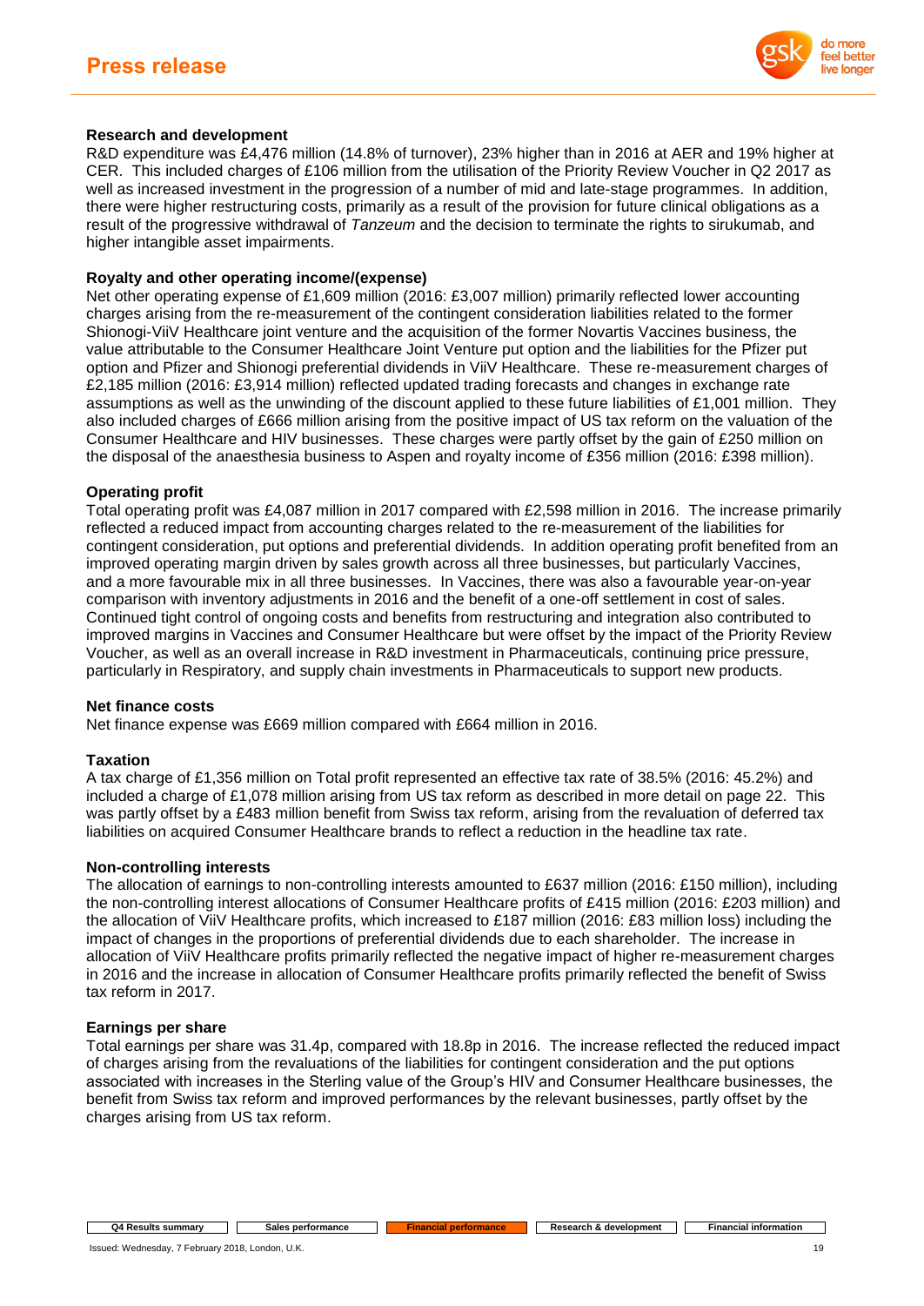### Research and development

R&D expenditure was £4,476 million (14.8% of turnover), 23% higher than in 2016 at AER and 19% higher at CER. This included charges of £106 million from the utilisation of the Priority Review Voucher in Q2 2017 as well as increased investment in the progression of a number of mid and late-stage programmes. In addition, there were higher restructuring costs, primarily as a result of the provision for future clinical obligations as a result of the progressive withdrawal of *Tanzeum* and the decision to terminate the rights to sirukumab, and higher intangible asset impairments.

### Royalty and other operating income/(expense)

Net other operating expense of £1,609 million (2016: £3,007 million) primarily reflected lower accounting charges arising from the re-measurement of the contingent consideration liabilities related to the former Shionogi-ViiV Healthcare joint venture and the acquisition of the former Novartis Vaccines business, the value attributable to the Consumer Healthcare Joint Venture put option and the liabilities for the Pfizer put option and Pfizer and Shionogi preferential dividends in ViiV Healthcare. These re-measurement charges of £2,185 million (2016: £3,914 million) reflected updated trading forecasts and changes in exchange rate assumptions as well as the unwinding of the discount applied to these future liabilities of £1,001 million. They also included charges of £666 million arising from the positive impact of US tax reform on the valuation of the Consumer Healthcare and HIV businesses. These charges were partly offset by the gain of £250 million on the disposal of the anaesthesia business to Aspen and royalty income of £356 million (2016: £398 million).

### Operating profit

Total operating profit was £4,087 million in 2017 compared with £2,598 million in 2016. The increase primarily reflected a reduced impact from accounting charges related to the re-measurement of the liabilities for contingent consideration, put options and preferential dividends. In addition operating profit benefited from an improved operating margin driven by sales growth across all three businesses, but particularly Vaccines, and a more favourable mix in all three businesses. In Vaccines, there was also a favourable year-on-year comparison with inventory adjustments in 2016 and the benefit of a one-off settlement in cost of sales. Continued tight control of ongoing costs and benefits from restructuring and integration also contributed to improved margins in Vaccines and Consumer Healthcare but were offset by the impact of the Priority Review Voucher, as well as an overall increase in R&D investment in Pharmaceuticals, continuing price pressure, particularly in Respiratory, and supply chain investments in Pharmaceuticals to support new products.

### Net finance costs

Net finance expense was £669 million compared with £664 million in 2016.

### Taxation

A tax charge of £1,356 million on Total profit represented an effective tax rate of 38.5% (2016: 45.2%) and included a charge of £1,078 million arising from US tax reform as described in more detail on page 22. This was partly offset by a £483 million benefit from Swiss tax reform, arising from the revaluation of deferred tax liabilities on acquired Consumer Healthcare brands to reflect a reduction in the headline tax rate.

### Non-controlling interests

The allocation of earnings to non-controlling interests amounted to £637 million (2016: £150 million), including the non-controlling interest allocations of Consumer Healthcare profits of £415 million (2016: £203 million) and the allocation of ViiV Healthcare profits, which increased to £187 million (2016: £83 million loss) including the impact of changes in the proportions of preferential dividends due to each shareholder. The increase in allocation of ViiV Healthcare profits primarily reflected the negative impact of higher re-measurement charges in 2016 and the increase in allocation of Consumer Healthcare profits primarily reflected the benefit of Swiss tax reform in 2017.

### Earnings per share

Total earnings per share was 31.4p, compared with 18.8p in 2016. The increase reflected the reduced impact of charges arising from the revaluations of the liabilities for contingent consideration and the put options associated with increases in the Sterling value of the Group's HIV and Consumer Healthcare businesses, the benefit from Swiss tax reform and improved performances by the relevant businesses, partly offset by the charges arising from US tax reform.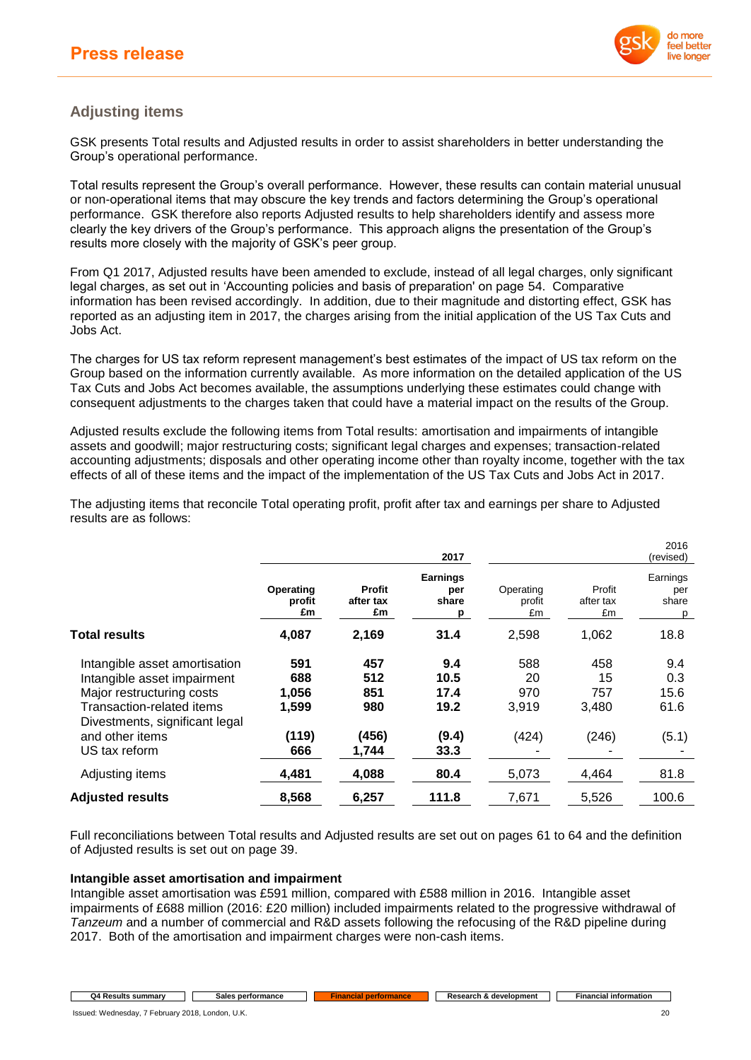## Adjusting items

GSK presents Total results and Adjusted results in order to assist shareholders in better understanding the Group's operational performance.

Total results represent the Group's overall performance. However, these results can contain material unusual or non-operational items that may obscure the key trends and factors determining the Group's operational performance. GSK therefore also reports Adjusted results to help shareholders identify and assess more clearly the key drivers of the Group's performance. This approach aligns the presentation of the Group's results more closely with the majority of GSK's peer group.

From Q1 2017, Adjusted results have been amended to exclude, instead of all legal charges, only significant legal charges, as set out in 'Accounting policies and basis of preparation' on page 54. Comparative information has been revised accordingly. In addition, due to their magnitude and distorting effect, GSK has reported as an adjusting item in 2017, the charges arising from the initial application of the US Tax Cuts and Jobs Act.

The charges for US tax reform represent management's best estimates of the impact of US tax reform on the Group based on the information currently available. As more information on the detailed application of the US Tax Cuts and Jobs Act becomes available, the assumptions underlying these estimates could change with consequent adjustments to the charges taken that could have a material impact on the results of the Group.

Adjusted results exclude the following items from Total results: amortisation and impairments of intangible assets and goodwill; major restructuring costs; significant legal charges and expenses; transaction-related accounting adjustments; disposals and other operating income other than royalty income, together with the tax effects of all of these items and the impact of the implementation of the US Tax Cuts and Jobs Act in 2017.

The adjusting items that reconcile Total operating profit, profit after tax and earnings per share to Adjusted results are as follows:

| | 2017 | | | 2016 (revised) | | |
|---|---|---|---|---|---|---|
| | **Operating profit £m** | **Profit after tax £m** | **Earnings per share p** | Operating profit £m | Profit after tax £m | Earnings per share p |
| **Total results** | **4,087** | **2,169** | **31.4** | 2,598 | 1,062 | 18.8 |
| Intangible asset amortisation | **591** | **457** | **9.4** | 588 | 458 | 9.4 |
| Intangible asset impairment | **688** | **512** | **10.5** | 20 | 15 | 0.3 |
| Major restructuring costs | **1,056** | **851** | **17.4** | 970 | 757 | 15.6 |
| Transaction-related items | **1,599** | **980** | **19.2** | 3,919 | 3,480 | 61.6 |
| Divestments, significant legal and other items | **(119)** | **(456)** | **(9.4)** | (424) | (246) | (5.1) |
| US tax reform | **666** | **1,744** | **33.3** | - | - | - |
| Adjusting items | **4,481** | **4,088** | **80.4** | 5,073 | 4,464 | 81.8 |
| **Adjusted results** | **8,568** | **6,257** | **111.8** | 7,671 | 5,526 | 100.6 |

Full reconciliations between Total results and Adjusted results are set out on pages 61 to 64 and the definition of Adjusted results is set out on page 39.

**Intangible asset amortisation and impairment**

Intangible asset amortisation was £591 million, compared with £588 million in 2016. Intangible asset impairments of £688 million (2016: £20 million) included impairments related to the progressive withdrawal of *Tanzeum* and a number of commercial and R&D assets following the refocusing of the R&D pipeline during 2017. Both of the amortisation and impairment charges were non-cash items.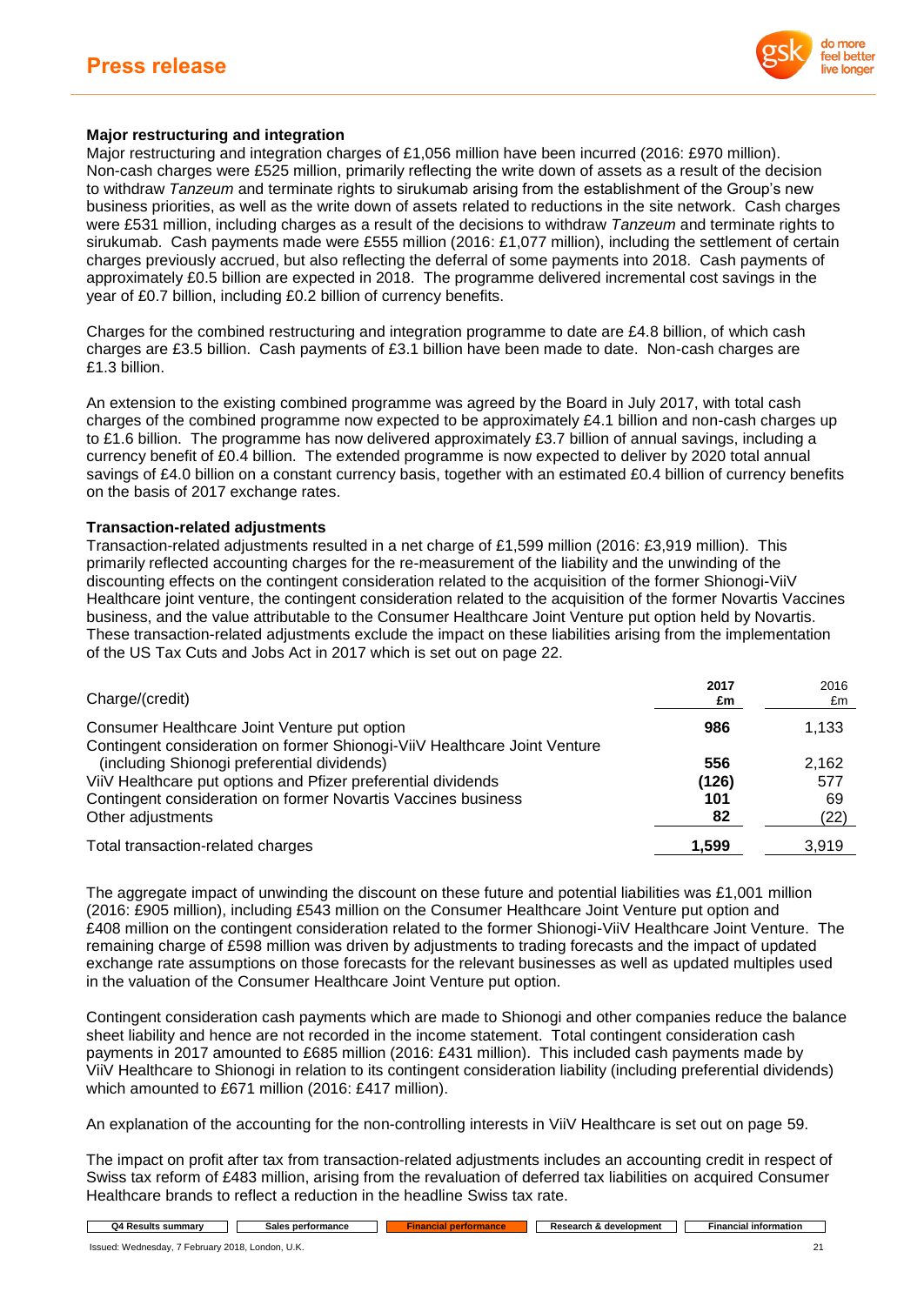### Major restructuring and integration

Major restructuring and integration charges of £1,056 million have been incurred (2016: £970 million). Non-cash charges were £525 million, primarily reflecting the write down of assets as a result of the decision to withdraw *Tanzeum* and terminate rights to sirukumab arising from the establishment of the Group's new business priorities, as well as the write down of assets related to reductions in the site network. Cash charges were £531 million, including charges as a result of the decisions to withdraw *Tanzeum* and terminate rights to sirukumab. Cash payments made were £555 million (2016: £1,077 million), including the settlement of certain charges previously accrued, but also reflecting the deferral of some payments into 2018. Cash payments of approximately £0.5 billion are expected in 2018. The programme delivered incremental cost savings in the year of £0.7 billion, including £0.2 billion of currency benefits.

Charges for the combined restructuring and integration programme to date are £4.8 billion, of which cash charges are £3.5 billion. Cash payments of £3.1 billion have been made to date. Non-cash charges are £1.3 billion.

An extension to the existing combined programme was agreed by the Board in July 2017, with total cash charges of the combined programme now expected to be approximately £4.1 billion and non-cash charges up to £1.6 billion. The programme has now delivered approximately £3.7 billion of annual savings, including a currency benefit of £0.4 billion. The extended programme is now expected to deliver by 2020 total annual savings of £4.0 billion on a constant currency basis, together with an estimated £0.4 billion of currency benefits on the basis of 2017 exchange rates.

### Transaction-related adjustments

Transaction-related adjustments resulted in a net charge of £1,599 million (2016: £3,919 million). This primarily reflected accounting charges for the re-measurement of the liability and the unwinding of the discounting effects on the contingent consideration related to the acquisition of the former Shionogi-ViiV Healthcare joint venture, the contingent consideration related to the acquisition of the former Novartis Vaccines business, and the value attributable to the Consumer Healthcare Joint Venture put option held by Novartis. These transaction-related adjustments exclude the impact on these liabilities arising from the implementation of the US Tax Cuts and Jobs Act in 2017 which is set out on page 22.

| Charge/(credit) | **2017 £m** | 2016 £m |
|---|---|---|
| Consumer Healthcare Joint Venture put option | **986** | 1,133 |
| Contingent consideration on former Shionogi-ViiV Healthcare Joint Venture (including Shionogi preferential dividends) | **556** | 2,162 |
| ViiV Healthcare put options and Pfizer preferential dividends | **(126)** | 577 |
| Contingent consideration on former Novartis Vaccines business | **101** | 69 |
| Other adjustments | **82** | (22) |
| Total transaction-related charges | **1,599** | 3,919 |

The aggregate impact of unwinding the discount on these future and potential liabilities was £1,001 million (2016: £905 million), including £543 million on the Consumer Healthcare Joint Venture put option and £408 million on the contingent consideration related to the former Shionogi-ViiV Healthcare Joint Venture. The remaining charge of £598 million was driven by adjustments to trading forecasts and the impact of updated exchange rate assumptions on those forecasts for the relevant businesses as well as updated multiples used in the valuation of the Consumer Healthcare Joint Venture put option.

Contingent consideration cash payments which are made to Shionogi and other companies reduce the balance sheet liability and hence are not recorded in the income statement. Total contingent consideration cash payments in 2017 amounted to £685 million (2016: £431 million). This included cash payments made by ViiV Healthcare to Shionogi in relation to its contingent consideration liability (including preferential dividends) which amounted to £671 million (2016: £417 million).

An explanation of the accounting for the non-controlling interests in ViiV Healthcare is set out on page 59.

The impact on profit after tax from transaction-related adjustments includes an accounting credit in respect of Swiss tax reform of £483 million, arising from the revaluation of deferred tax liabilities on acquired Consumer Healthcare brands to reflect a reduction in the headline Swiss tax rate.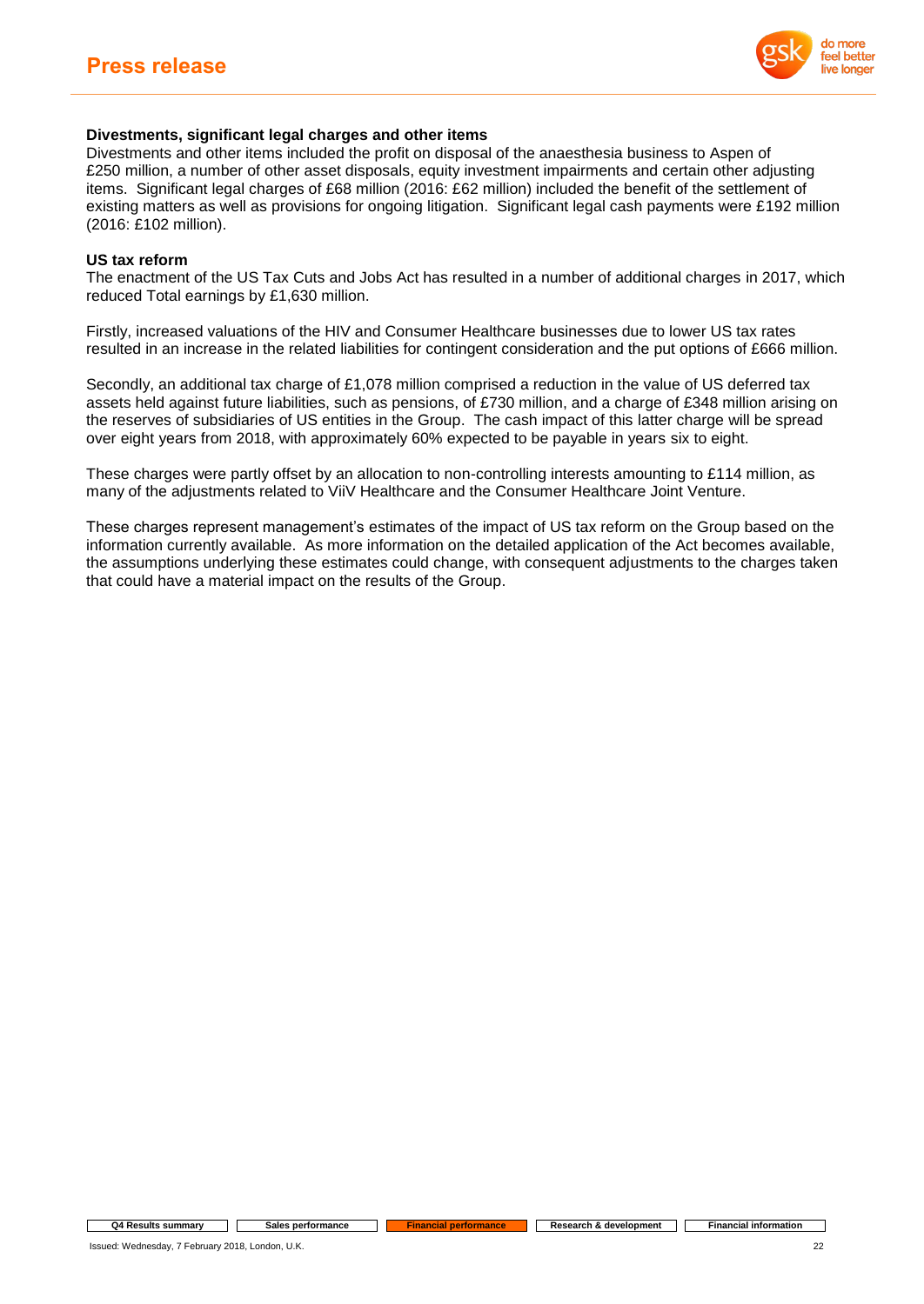### Divestments, significant legal charges and other items

Divestments and other items included the profit on disposal of the anaesthesia business to Aspen of £250 million, a number of other asset disposals, equity investment impairments and certain other adjusting items. Significant legal charges of £68 million (2016: £62 million) included the benefit of the settlement of existing matters as well as provisions for ongoing litigation. Significant legal cash payments were £192 million (2016: £102 million).

### US tax reform

The enactment of the US Tax Cuts and Jobs Act has resulted in a number of additional charges in 2017, which reduced Total earnings by £1,630 million.

Firstly, increased valuations of the HIV and Consumer Healthcare businesses due to lower US tax rates resulted in an increase in the related liabilities for contingent consideration and the put options of £666 million.

Secondly, an additional tax charge of £1,078 million comprised a reduction in the value of US deferred tax assets held against future liabilities, such as pensions, of £730 million, and a charge of £348 million arising on the reserves of subsidiaries of US entities in the Group. The cash impact of this latter charge will be spread over eight years from 2018, with approximately 60% expected to be payable in years six to eight.

These charges were partly offset by an allocation to non-controlling interests amounting to £114 million, as many of the adjustments related to ViiV Healthcare and the Consumer Healthcare Joint Venture.

These charges represent management's estimates of the impact of US tax reform on the Group based on the information currently available. As more information on the detailed application of the Act becomes available, the assumptions underlying these estimates could change, with consequent adjustments to the charges taken that could have a material impact on the results of the Group.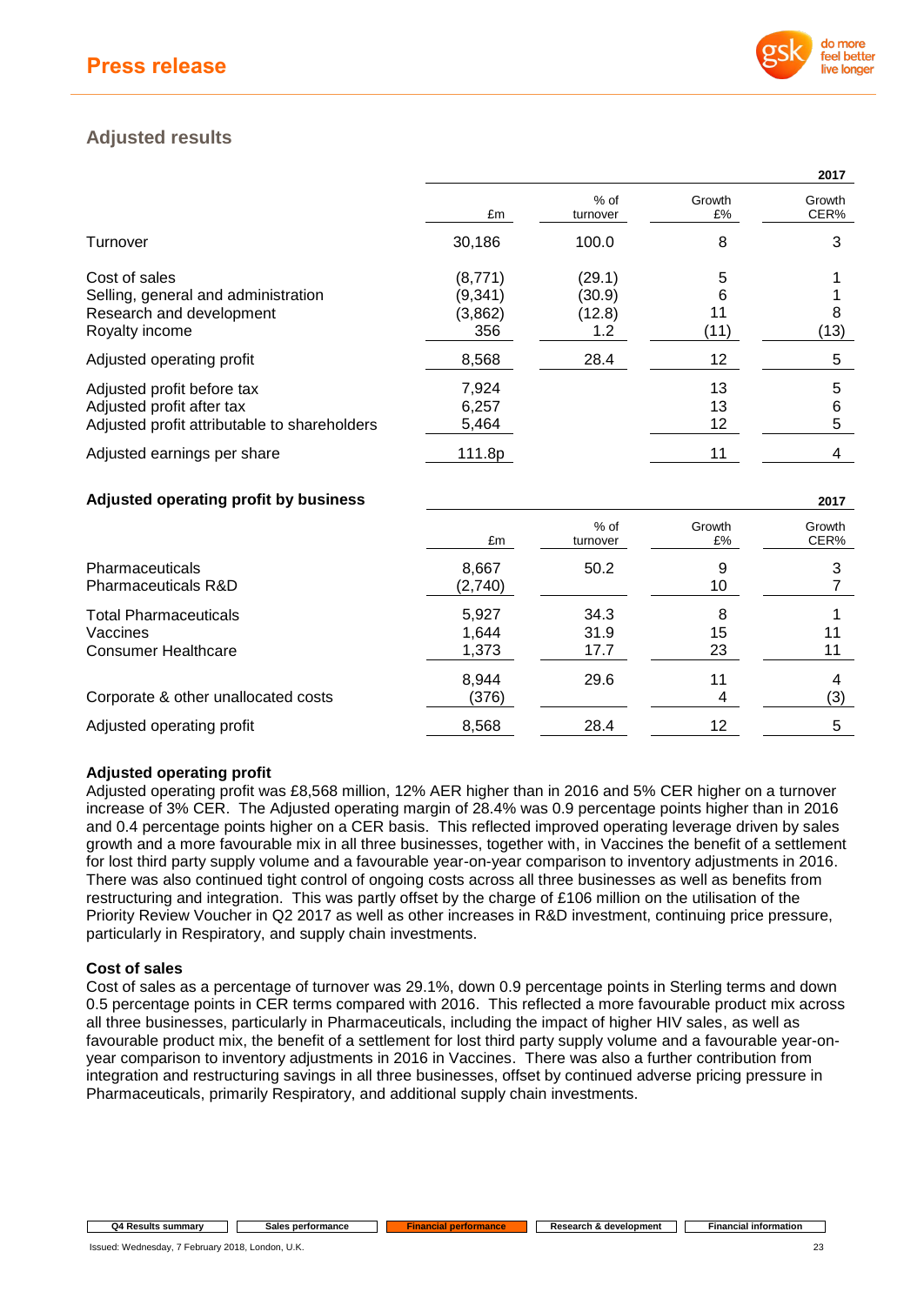## Adjusted results

| | 2017 | | | |
|---|---|---|---|---|
| | £m | % of turnover | Growth £% | Growth CER% |
| Turnover | 30,186 | 100.0 | 8 | 3 |
| Cost of sales | (8,771) | (29.1) | 5 | 1 |
| Selling, general and administration | (9,341) | (30.9) | 6 | 1 |
| Research and development | (3,862) | (12.8) | 11 | 8 |
| Royalty income | 356 | 1.2 | (11) | (13) |
| Adjusted operating profit | 8,568 | 28.4 | 12 | 5 |
| Adjusted profit before tax | 7,924 | | 13 | 5 |
| Adjusted profit after tax | 6,257 | | 13 | 6 |
| Adjusted profit attributable to shareholders | 5,464 | | 12 | 5 |
| Adjusted earnings per share | 111.8p | | 11 | 4 |

| Adjusted operating profit by business | 2017 | | | |
|---|---|---|---|---|
| | £m | % of turnover | Growth £% | Growth CER% |
| Pharmaceuticals | 8,667 | 50.2 | 9 | 3 |
| Pharmaceuticals R&D | (2,740) | | 10 | 7 |
| Total Pharmaceuticals | 5,927 | 34.3 | 8 | 1 |
| Vaccines | 1,644 | 31.9 | 15 | 11 |
| Consumer Healthcare | 1,373 | 17.7 | 23 | 11 |
| | 8,944 | 29.6 | 11 | 4 |
| Corporate & other unallocated costs | (376) | | 4 | (3) |
| Adjusted operating profit | 8,568 | 28.4 | 12 | 5 |

### Adjusted operating profit

Adjusted operating profit was £8,568 million, 12% AER higher than in 2016 and 5% CER higher on a turnover increase of 3% CER. The Adjusted operating margin of 28.4% was 0.9 percentage points higher than in 2016 and 0.4 percentage points higher on a CER basis. This reflected improved operating leverage driven by sales growth and a more favourable mix in all three businesses, together with, in Vaccines the benefit of a settlement for lost third party supply volume and a favourable year-on-year comparison to inventory adjustments in 2016. There was also continued tight control of ongoing costs across all three businesses as well as benefits from restructuring and integration. This was partly offset by the charge of £106 million on the utilisation of the Priority Review Voucher in Q2 2017 as well as other increases in R&D investment, continuing price pressure, particularly in Respiratory, and supply chain investments.

### Cost of sales

Cost of sales as a percentage of turnover was 29.1%, down 0.9 percentage points in Sterling terms and down 0.5 percentage points in CER terms compared with 2016. This reflected a more favourable product mix across all three businesses, particularly in Pharmaceuticals, including the impact of higher HIV sales, as well as favourable product mix, the benefit of a settlement for lost third party supply volume and a favourable year-on-year comparison to inventory adjustments in 2016 in Vaccines. There was also a further contribution from integration and restructuring savings in all three businesses, offset by continued adverse pricing pressure in Pharmaceuticals, primarily Respiratory, and additional supply chain investments.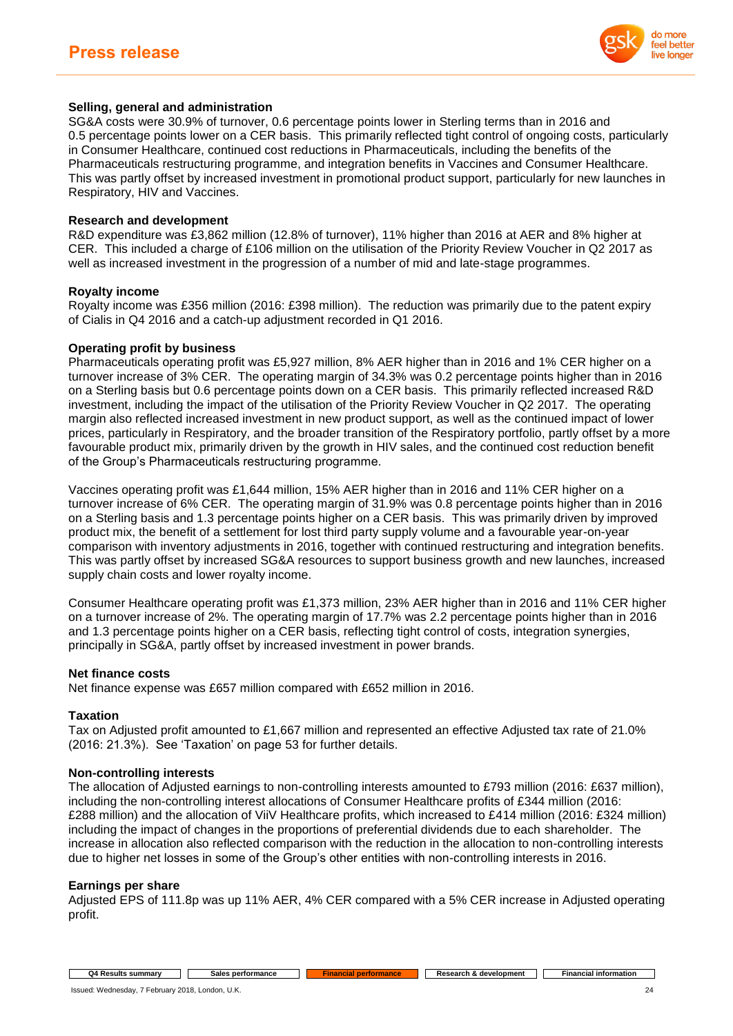### Selling, general and administration

SG&A costs were 30.9% of turnover, 0.6 percentage points lower in Sterling terms than in 2016 and 0.5 percentage points lower on a CER basis. This primarily reflected tight control of ongoing costs, particularly in Consumer Healthcare, continued cost reductions in Pharmaceuticals, including the benefits of the Pharmaceuticals restructuring programme, and integration benefits in Vaccines and Consumer Healthcare. This was partly offset by increased investment in promotional product support, particularly for new launches in Respiratory, HIV and Vaccines.

### Research and development

R&D expenditure was £3,862 million (12.8% of turnover), 11% higher than 2016 at AER and 8% higher at CER. This included a charge of £106 million on the utilisation of the Priority Review Voucher in Q2 2017 as well as increased investment in the progression of a number of mid and late-stage programmes.

### Royalty income

Royalty income was £356 million (2016: £398 million). The reduction was primarily due to the patent expiry of Cialis in Q4 2016 and a catch-up adjustment recorded in Q1 2016.

### Operating profit by business

Pharmaceuticals operating profit was £5,927 million, 8% AER higher than in 2016 and 1% CER higher on a turnover increase of 3% CER. The operating margin of 34.3% was 0.2 percentage points higher than in 2016 on a Sterling basis but 0.6 percentage points down on a CER basis. This primarily reflected increased R&D investment, including the impact of the utilisation of the Priority Review Voucher in Q2 2017. The operating margin also reflected increased investment in new product support, as well as the continued impact of lower prices, particularly in Respiratory, and the broader transition of the Respiratory portfolio, partly offset by a more favourable product mix, primarily driven by the growth in HIV sales, and the continued cost reduction benefit of the Group's Pharmaceuticals restructuring programme.

Vaccines operating profit was £1,644 million, 15% AER higher than in 2016 and 11% CER higher on a turnover increase of 6% CER. The operating margin of 31.9% was 0.8 percentage points higher than in 2016 on a Sterling basis and 1.3 percentage points higher on a CER basis. This was primarily driven by improved product mix, the benefit of a settlement for lost third party supply volume and a favourable year-on-year comparison with inventory adjustments in 2016, together with continued restructuring and integration benefits. This was partly offset by increased SG&A resources to support business growth and new launches, increased supply chain costs and lower royalty income.

Consumer Healthcare operating profit was £1,373 million, 23% AER higher than in 2016 and 11% CER higher on a turnover increase of 2%. The operating margin of 17.7% was 2.2 percentage points higher than in 2016 and 1.3 percentage points higher on a CER basis, reflecting tight control of costs, integration synergies, principally in SG&A, partly offset by increased investment in power brands.

### Net finance costs

Net finance expense was £657 million compared with £652 million in 2016.

### Taxation

Tax on Adjusted profit amounted to £1,667 million and represented an effective Adjusted tax rate of 21.0% (2016: 21.3%). See 'Taxation' on page 53 for further details.

### Non-controlling interests

The allocation of Adjusted earnings to non-controlling interests amounted to £793 million (2016: £637 million), including the non-controlling interest allocations of Consumer Healthcare profits of £344 million (2016: £288 million) and the allocation of ViiV Healthcare profits, which increased to £414 million (2016: £324 million) including the impact of changes in the proportions of preferential dividends due to each shareholder. The increase in allocation also reflected comparison with the reduction in the allocation to non-controlling interests due to higher net losses in some of the Group's other entities with non-controlling interests in 2016.

### Earnings per share

Adjusted EPS of 111.8p was up 11% AER, 4% CER compared with a 5% CER increase in Adjusted operating profit.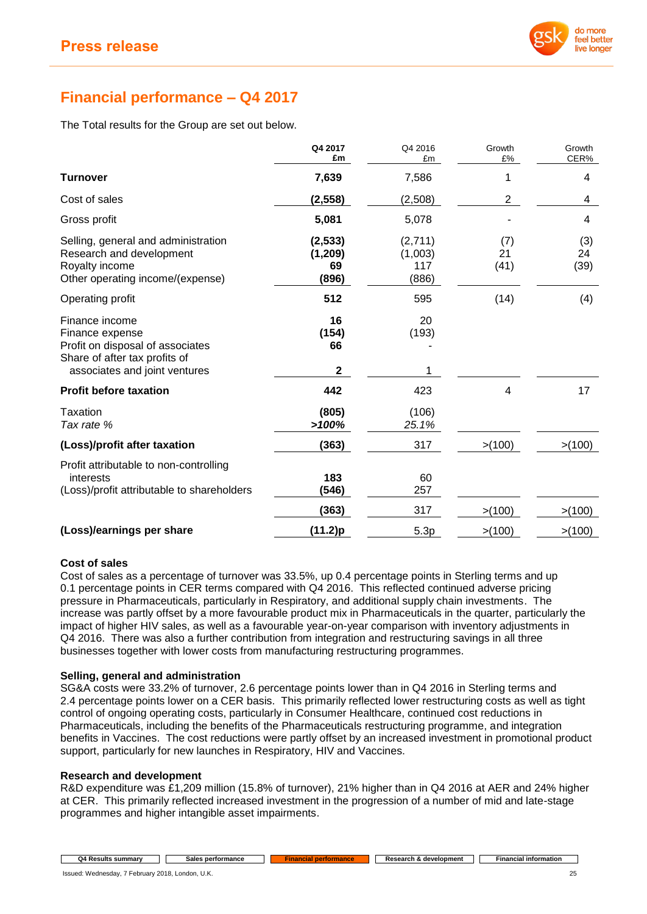## Financial performance – Q4 2017

The Total results for the Group are set out below.

| | Q4 2017 £m | Q4 2016 £m | Growth £% | Growth CER% |
|---|---|---|---|---|
| **Turnover** | **7,639** | 7,586 | 1 | 4 |
| Cost of sales | **(2,558)** | (2,508) | 2 | 4 |
| Gross profit | **5,081** | 5,078 | - | 4 |
| Selling, general and administration | **(2,533)** | (2,711) | (7) | (3) |
| Research and development | **(1,209)** | (1,003) | 21 | 24 |
| Royalty income | **69** | 117 | (41) | (39) |
| Other operating income/(expense) | **(896)** | (886) | | |
| Operating profit | **512** | 595 | (14) | (4) |
| Finance income | **16** | 20 | | |
| Finance expense | **(154)** | (193) | | |
| Profit on disposal of associates | **66** | - | | |
| Share of after tax profits of associates and joint ventures | **2** | 1 | | |
| **Profit before taxation** | **442** | 423 | 4 | 17 |
| Taxation | **(805)** | (106) | | |
| *Tax rate %* | ***>100%*** | *25.1%* | | |
| **(Loss)/profit after taxation** | **(363)** | 317 | >(100) | >(100) |
| Profit attributable to non-controlling interests | **183** | 60 | | |
| (Loss)/profit attributable to shareholders | **(546)** | 257 | | |
| | **(363)** | 317 | >(100) | >(100) |
| **(Loss)/earnings per share** | **(11.2)p** | 5.3p | >(100) | >(100) |

**Cost of sales**

Cost of sales as a percentage of turnover was 33.5%, up 0.4 percentage points in Sterling terms and up 0.1 percentage points in CER terms compared with Q4 2016. This reflected continued adverse pricing pressure in Pharmaceuticals, particularly in Respiratory, and additional supply chain investments. The increase was partly offset by a more favourable product mix in Pharmaceuticals in the quarter, particularly the impact of higher HIV sales, as well as a favourable year-on-year comparison with inventory adjustments in Q4 2016. There was also a further contribution from integration and restructuring savings in all three businesses together with lower costs from manufacturing restructuring programmes.

**Selling, general and administration**

SG&A costs were 33.2% of turnover, 2.6 percentage points lower than in Q4 2016 in Sterling terms and 2.4 percentage points lower on a CER basis. This primarily reflected lower restructuring costs as well as tight control of ongoing operating costs, particularly in Consumer Healthcare, continued cost reductions in Pharmaceuticals, including the benefits of the Pharmaceuticals restructuring programme, and integration benefits in Vaccines. The cost reductions were partly offset by an increased investment in promotional product support, particularly for new launches in Respiratory, HIV and Vaccines.

**Research and development**

R&D expenditure was £1,209 million (15.8% of turnover), 21% higher than in Q4 2016 at AER and 24% higher at CER. This primarily reflected increased investment in the progression of a number of mid and late-stage programmes and higher intangible asset impairments.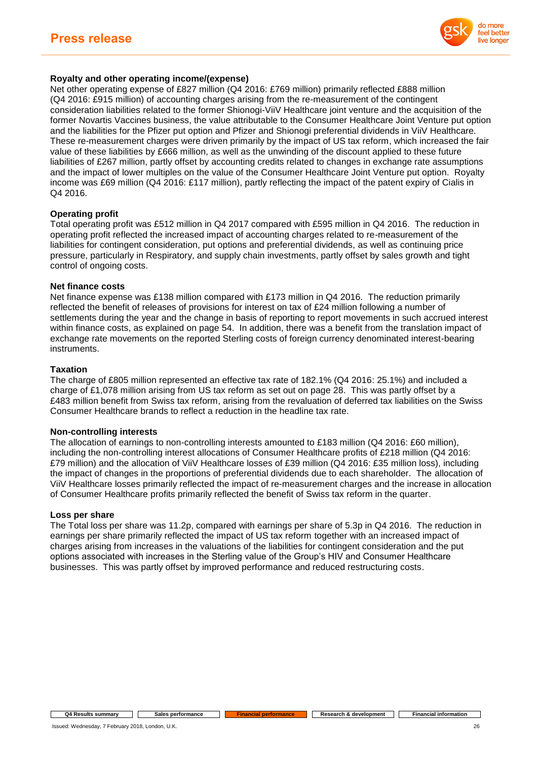#### Royalty and other operating income/(expense)

Net other operating expense of £827 million (Q4 2016: £769 million) primarily reflected £888 million (Q4 2016: £915 million) of accounting charges arising from the re-measurement of the contingent consideration liabilities related to the former Shionogi-ViiV Healthcare joint venture and the acquisition of the former Novartis Vaccines business, the value attributable to the Consumer Healthcare Joint Venture put option and the liabilities for the Pfizer put option and Pfizer and Shionogi preferential dividends in ViiV Healthcare. These re-measurement charges were driven primarily by the impact of US tax reform, which increased the fair value of these liabilities by £666 million, as well as the unwinding of the discount applied to these future liabilities of £267 million, partly offset by accounting credits related to changes in exchange rate assumptions and the impact of lower multiples on the value of the Consumer Healthcare Joint Venture put option. Royalty income was £69 million (Q4 2016: £117 million), partly reflecting the impact of the patent expiry of Cialis in Q4 2016.

#### Operating profit

Total operating profit was £512 million in Q4 2017 compared with £595 million in Q4 2016. The reduction in operating profit reflected the increased impact of accounting charges related to re-measurement of the liabilities for contingent consideration, put options and preferential dividends, as well as continuing price pressure, particularly in Respiratory, and supply chain investments, partly offset by sales growth and tight control of ongoing costs.

#### Net finance costs

Net finance expense was £138 million compared with £173 million in Q4 2016. The reduction primarily reflected the benefit of releases of provisions for interest on tax of £24 million following a number of settlements during the year and the change in basis of reporting to report movements in such accrued interest within finance costs, as explained on page 54. In addition, there was a benefit from the translation impact of exchange rate movements on the reported Sterling costs of foreign currency denominated interest-bearing instruments.

#### Taxation

The charge of £805 million represented an effective tax rate of 182.1% (Q4 2016: 25.1%) and included a charge of £1,078 million arising from US tax reform as set out on page 28. This was partly offset by a £483 million benefit from Swiss tax reform, arising from the revaluation of deferred tax liabilities on the Swiss Consumer Healthcare brands to reflect a reduction in the headline tax rate.

#### Non-controlling interests

The allocation of earnings to non-controlling interests amounted to £183 million (Q4 2016: £60 million), including the non-controlling interest allocations of Consumer Healthcare profits of £218 million (Q4 2016: £79 million) and the allocation of ViiV Healthcare losses of £39 million (Q4 2016: £35 million loss), including the impact of changes in the proportions of preferential dividends due to each shareholder. The allocation of ViiV Healthcare losses primarily reflected the impact of re-measurement charges and the increase in allocation of Consumer Healthcare profits primarily reflected the benefit of Swiss tax reform in the quarter.

#### Loss per share

The Total loss per share was 11.2p, compared with earnings per share of 5.3p in Q4 2016. The reduction in earnings per share primarily reflected the impact of US tax reform together with an increased impact of charges arising from increases in the valuations of the liabilities for contingent consideration and the put options associated with increases in the Sterling value of the Group's HIV and Consumer Healthcare businesses. This was partly offset by improved performance and reduced restructuring costs.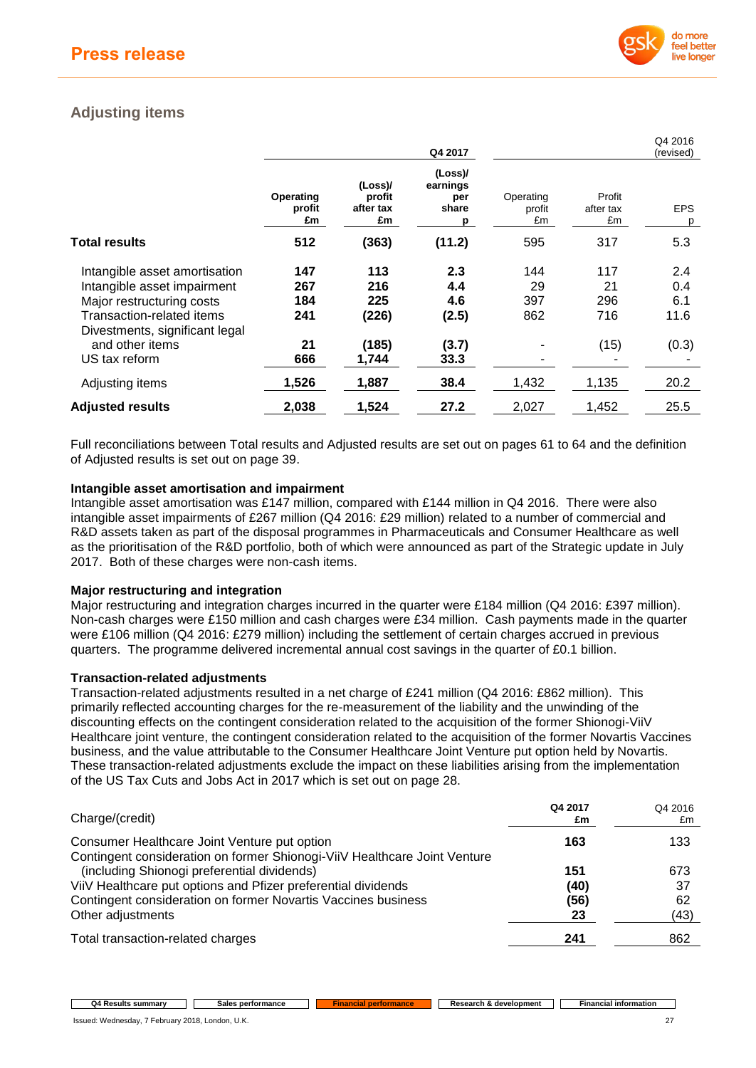## Adjusting items

| | Q4 2017 | | | Q4 2016 (revised) | | |
|---|---|---|---|---|---|---|
| | **Operating profit £m** | **(Loss)/ profit after tax £m** | **(Loss)/ earnings per share p** | Operating profit £m | Profit after tax £m | EPS p |
| **Total results** | **512** | **(363)** | **(11.2)** | 595 | 317 | 5.3 |
| Intangible asset amortisation | **147** | **113** | **2.3** | 144 | 117 | 2.4 |
| Intangible asset impairment | **267** | **216** | **4.4** | 29 | 21 | 0.4 |
| Major restructuring costs | **184** | **225** | **4.6** | 397 | 296 | 6.1 |
| Transaction-related items | **241** | **(226)** | **(2.5)** | 862 | 716 | 11.6 |
| Divestments, significant legal and other items | **21** | **(185)** | **(3.7)** | - | (15) | (0.3) |
| US tax reform | **666** | **1,744** | **33.3** | - | - | - |
| Adjusting items | **1,526** | **1,887** | **38.4** | 1,432 | 1,135 | 20.2 |
| **Adjusted results** | **2,038** | **1,524** | **27.2** | 2,027 | 1,452 | 25.5 |

Full reconciliations between Total results and Adjusted results are set out on pages 61 to 64 and the definition of Adjusted results is set out on page 39.

### Intangible asset amortisation and impairment

Intangible asset amortisation was £147 million, compared with £144 million in Q4 2016. There were also intangible asset impairments of £267 million (Q4 2016: £29 million) related to a number of commercial and R&D assets taken as part of the disposal programmes in Pharmaceuticals and Consumer Healthcare as well as the prioritisation of the R&D portfolio, both of which were announced as part of the Strategic update in July 2017. Both of these charges were non-cash items.

### Major restructuring and integration

Major restructuring and integration charges incurred in the quarter were £184 million (Q4 2016: £397 million). Non-cash charges were £150 million and cash charges were £34 million. Cash payments made in the quarter were £106 million (Q4 2016: £279 million) including the settlement of certain charges accrued in previous quarters. The programme delivered incremental annual cost savings in the quarter of £0.1 billion.

### Transaction-related adjustments

Transaction-related adjustments resulted in a net charge of £241 million (Q4 2016: £862 million). This primarily reflected accounting charges for the re-measurement of the liability and the unwinding of the discounting effects on the contingent consideration related to the acquisition of the former Shionogi-ViiV Healthcare joint venture, the contingent consideration related to the acquisition of the former Novartis Vaccines business, and the value attributable to the Consumer Healthcare Joint Venture put option held by Novartis. These transaction-related adjustments exclude the impact on these liabilities arising from the implementation of the US Tax Cuts and Jobs Act in 2017 which is set out on page 28.

| Charge/(credit) | **Q4 2017 £m** | Q4 2016 £m |
|---|---|---|
| Consumer Healthcare Joint Venture put option | **163** | 133 |
| Contingent consideration on former Shionogi-ViiV Healthcare Joint Venture (including Shionogi preferential dividends) | **151** | 673 |
| ViiV Healthcare put options and Pfizer preferential dividends | **(40)** | 37 |
| Contingent consideration on former Novartis Vaccines business | **(56)** | 62 |
| Other adjustments | **23** | (43) |
| Total transaction-related charges | **241** | 862 |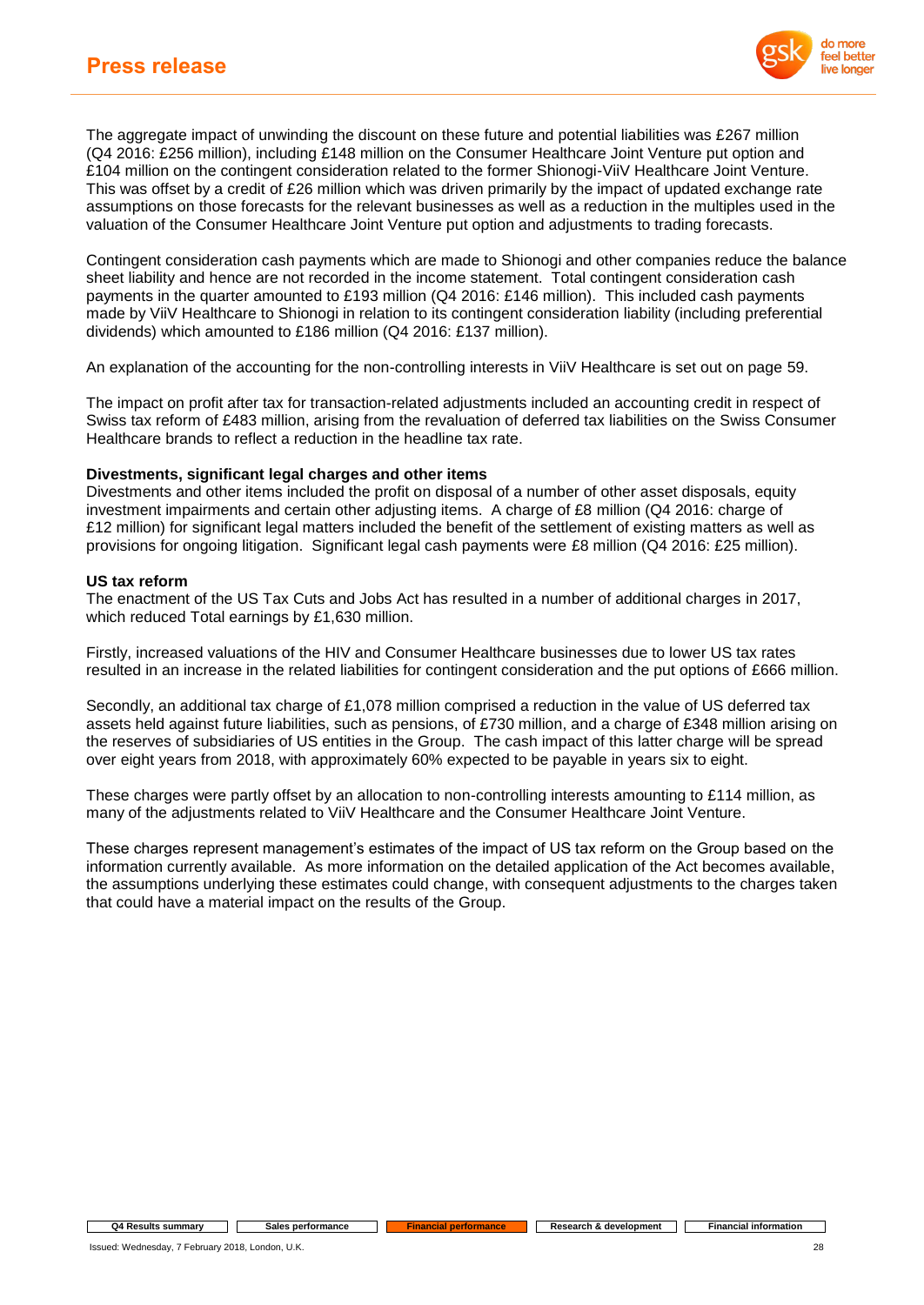The aggregate impact of unwinding the discount on these future and potential liabilities was £267 million (Q4 2016: £256 million), including £148 million on the Consumer Healthcare Joint Venture put option and £104 million on the contingent consideration related to the former Shionogi-ViiV Healthcare Joint Venture. This was offset by a credit of £26 million which was driven primarily by the impact of updated exchange rate assumptions on those forecasts for the relevant businesses as well as a reduction in the multiples used in the valuation of the Consumer Healthcare Joint Venture put option and adjustments to trading forecasts.

Contingent consideration cash payments which are made to Shionogi and other companies reduce the balance sheet liability and hence are not recorded in the income statement. Total contingent consideration cash payments in the quarter amounted to £193 million (Q4 2016: £146 million). This included cash payments made by ViiV Healthcare to Shionogi in relation to its contingent consideration liability (including preferential dividends) which amounted to £186 million (Q4 2016: £137 million).

An explanation of the accounting for the non-controlling interests in ViiV Healthcare is set out on page 59.

The impact on profit after tax for transaction-related adjustments included an accounting credit in respect of Swiss tax reform of £483 million, arising from the revaluation of deferred tax liabilities on the Swiss Consumer Healthcare brands to reflect a reduction in the headline tax rate.

**Divestments, significant legal charges and other items**

Divestments and other items included the profit on disposal of a number of other asset disposals, equity investment impairments and certain other adjusting items. A charge of £8 million (Q4 2016: charge of £12 million) for significant legal matters included the benefit of the settlement of existing matters as well as provisions for ongoing litigation. Significant legal cash payments were £8 million (Q4 2016: £25 million).

**US tax reform**

The enactment of the US Tax Cuts and Jobs Act has resulted in a number of additional charges in 2017, which reduced Total earnings by £1,630 million.

Firstly, increased valuations of the HIV and Consumer Healthcare businesses due to lower US tax rates resulted in an increase in the related liabilities for contingent consideration and the put options of £666 million.

Secondly, an additional tax charge of £1,078 million comprised a reduction in the value of US deferred tax assets held against future liabilities, such as pensions, of £730 million, and a charge of £348 million arising on the reserves of subsidiaries of US entities in the Group. The cash impact of this latter charge will be spread over eight years from 2018, with approximately 60% expected to be payable in years six to eight.

These charges were partly offset by an allocation to non-controlling interests amounting to £114 million, as many of the adjustments related to ViiV Healthcare and the Consumer Healthcare Joint Venture.

These charges represent management's estimates of the impact of US tax reform on the Group based on the information currently available. As more information on the detailed application of the Act becomes available, the assumptions underlying these estimates could change, with consequent adjustments to the charges taken that could have a material impact on the results of the Group.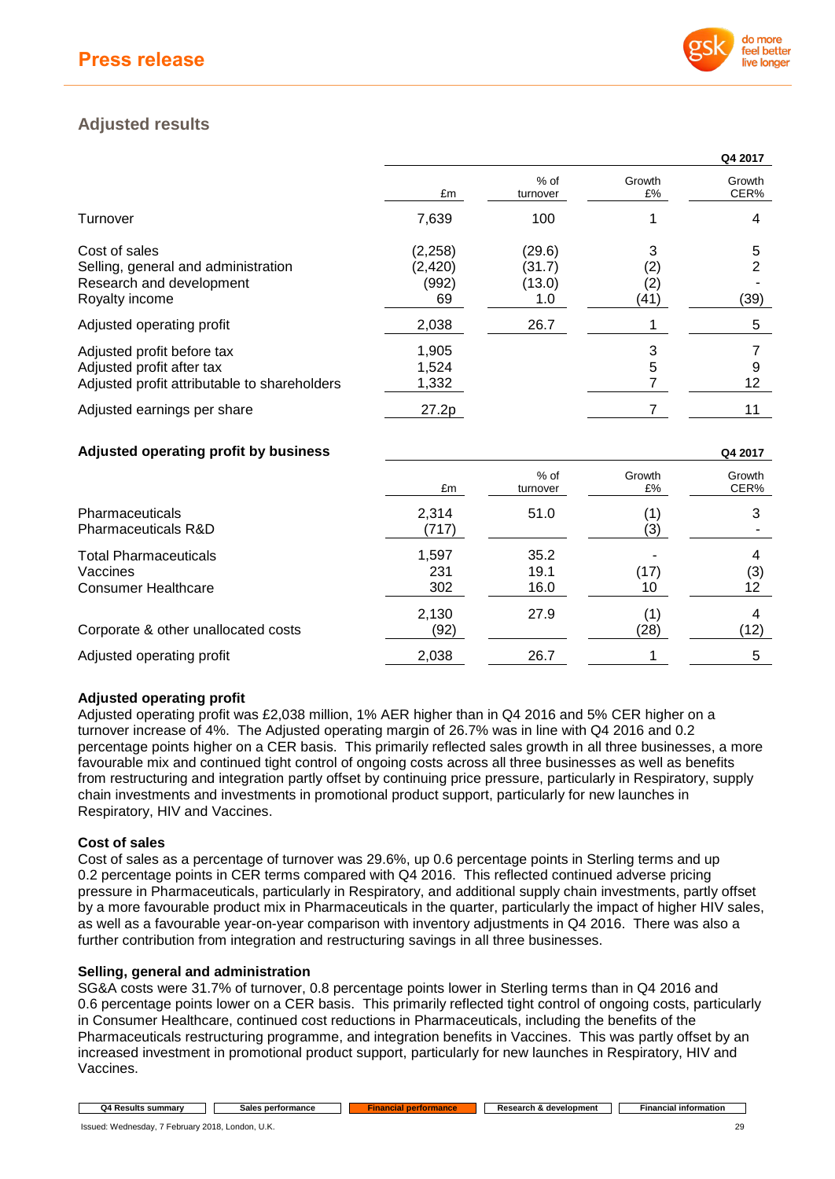## Adjusted results

| | Q4 2017 | | | |
|---|---|---|---|---|
| | £m | % of turnover | Growth £% | Growth CER% |
| Turnover | 7,639 | 100 | 1 | 4 |
| Cost of sales | (2,258) | (29.6) | 3 | 5 |
| Selling, general and administration | (2,420) | (31.7) | (2) | 2 |
| Research and development | (992) | (13.0) | (2) | - |
| Royalty income | 69 | 1.0 | (41) | (39) |
| Adjusted operating profit | 2,038 | 26.7 | 1 | 5 |
| Adjusted profit before tax | 1,905 | | 3 | 7 |
| Adjusted profit after tax | 1,524 | | 5 | 9 |
| Adjusted profit attributable to shareholders | 1,332 | | 7 | 12 |
| Adjusted earnings per share | 27.2p | | 7 | 11 |

### Adjusted operating profit by business

| | Q4 2017 | | | |
|---|---|---|---|---|
| | £m | % of turnover | Growth £% | Growth CER% |
| Pharmaceuticals | 2,314 | 51.0 | (1) | 3 |
| Pharmaceuticals R&D | (717) | | (3) | - |
| Total Pharmaceuticals | 1,597 | 35.2 | - | 4 |
| Vaccines | 231 | 19.1 | (17) | (3) |
| Consumer Healthcare | 302 | 16.0 | 10 | 12 |
| | 2,130 | 27.9 | (1) | 4 |
| Corporate & other unallocated costs | (92) | | (28) | (12) |
| Adjusted operating profit | 2,038 | 26.7 | 1 | 5 |

**Adjusted operating profit**

Adjusted operating profit was £2,038 million, 1% AER higher than in Q4 2016 and 5% CER higher on a turnover increase of 4%. The Adjusted operating margin of 26.7% was in line with Q4 2016 and 0.2 percentage points higher on a CER basis. This primarily reflected sales growth in all three businesses, a more favourable mix and continued tight control of ongoing costs across all three businesses as well as benefits from restructuring and integration partly offset by continuing price pressure, particularly in Respiratory, supply chain investments and investments in promotional product support, particularly for new launches in Respiratory, HIV and Vaccines.

**Cost of sales**

Cost of sales as a percentage of turnover was 29.6%, up 0.6 percentage points in Sterling terms and up 0.2 percentage points in CER terms compared with Q4 2016. This reflected continued adverse pricing pressure in Pharmaceuticals, particularly in Respiratory, and additional supply chain investments, partly offset by a more favourable product mix in Pharmaceuticals in the quarter, particularly the impact of higher HIV sales, as well as a favourable year-on-year comparison with inventory adjustments in Q4 2016. There was also a further contribution from integration and restructuring savings in all three businesses.

**Selling, general and administration**

SG&A costs were 31.7% of turnover, 0.8 percentage points lower in Sterling terms than in Q4 2016 and 0.6 percentage points lower on a CER basis. This primarily reflected tight control of ongoing costs, particularly in Consumer Healthcare, continued cost reductions in Pharmaceuticals, including the benefits of the Pharmaceuticals restructuring programme, and integration benefits in Vaccines. This was partly offset by an increased investment in promotional product support, particularly for new launches in Respiratory, HIV and Vaccines.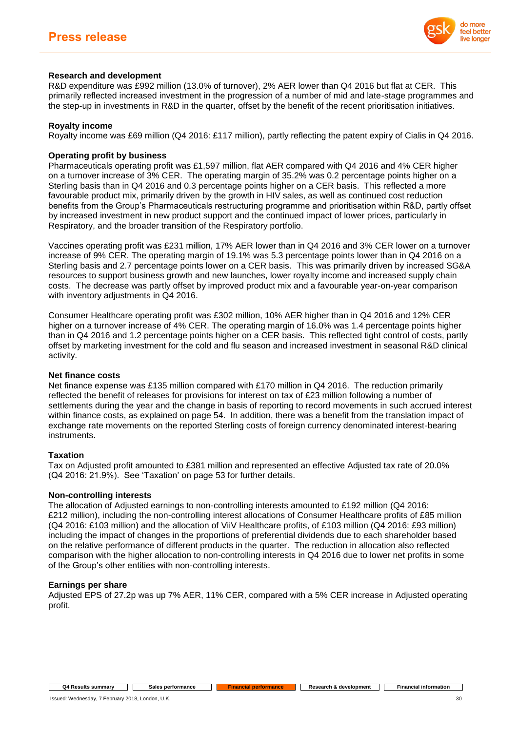### Research and development

R&D expenditure was £992 million (13.0% of turnover), 2% AER lower than Q4 2016 but flat at CER. This primarily reflected increased investment in the progression of a number of mid and late-stage programmes and the step-up in investments in R&D in the quarter, offset by the benefit of the recent prioritisation initiatives.

### Royalty income

Royalty income was £69 million (Q4 2016: £117 million), partly reflecting the patent expiry of Cialis in Q4 2016.

### Operating profit by business

Pharmaceuticals operating profit was £1,597 million, flat AER compared with Q4 2016 and 4% CER higher on a turnover increase of 3% CER. The operating margin of 35.2% was 0.2 percentage points higher on a Sterling basis than in Q4 2016 and 0.3 percentage points higher on a CER basis. This reflected a more favourable product mix, primarily driven by the growth in HIV sales, as well as continued cost reduction benefits from the Group's Pharmaceuticals restructuring programme and prioritisation within R&D, partly offset by increased investment in new product support and the continued impact of lower prices, particularly in Respiratory, and the broader transition of the Respiratory portfolio.

Vaccines operating profit was £231 million, 17% AER lower than in Q4 2016 and 3% CER lower on a turnover increase of 9% CER. The operating margin of 19.1% was 5.3 percentage points lower than in Q4 2016 on a Sterling basis and 2.7 percentage points lower on a CER basis. This was primarily driven by increased SG&A resources to support business growth and new launches, lower royalty income and increased supply chain costs. The decrease was partly offset by improved product mix and a favourable year-on-year comparison with inventory adjustments in Q4 2016.

Consumer Healthcare operating profit was £302 million, 10% AER higher than in Q4 2016 and 12% CER higher on a turnover increase of 4% CER. The operating margin of 16.0% was 1.4 percentage points higher than in Q4 2016 and 1.2 percentage points higher on a CER basis. This reflected tight control of costs, partly offset by marketing investment for the cold and flu season and increased investment in seasonal R&D clinical activity.

### Net finance costs

Net finance expense was £135 million compared with £170 million in Q4 2016. The reduction primarily reflected the benefit of releases for provisions for interest on tax of £23 million following a number of settlements during the year and the change in basis of reporting to record movements in such accrued interest within finance costs, as explained on page 54. In addition, there was a benefit from the translation impact of exchange rate movements on the reported Sterling costs of foreign currency denominated interest-bearing instruments.

### Taxation

Tax on Adjusted profit amounted to £381 million and represented an effective Adjusted tax rate of 20.0% (Q4 2016: 21.9%). See 'Taxation' on page 53 for further details.

### Non-controlling interests

The allocation of Adjusted earnings to non-controlling interests amounted to £192 million (Q4 2016: £212 million), including the non-controlling interest allocations of Consumer Healthcare profits of £85 million (Q4 2016: £103 million) and the allocation of ViiV Healthcare profits, of £103 million (Q4 2016: £93 million) including the impact of changes in the proportions of preferential dividends due to each shareholder based on the relative performance of different products in the quarter. The reduction in allocation also reflected comparison with the higher allocation to non-controlling interests in Q4 2016 due to lower net profits in some of the Group's other entities with non-controlling interests.

### Earnings per share

Adjusted EPS of 27.2p was up 7% AER, 11% CER, compared with a 5% CER increase in Adjusted operating profit.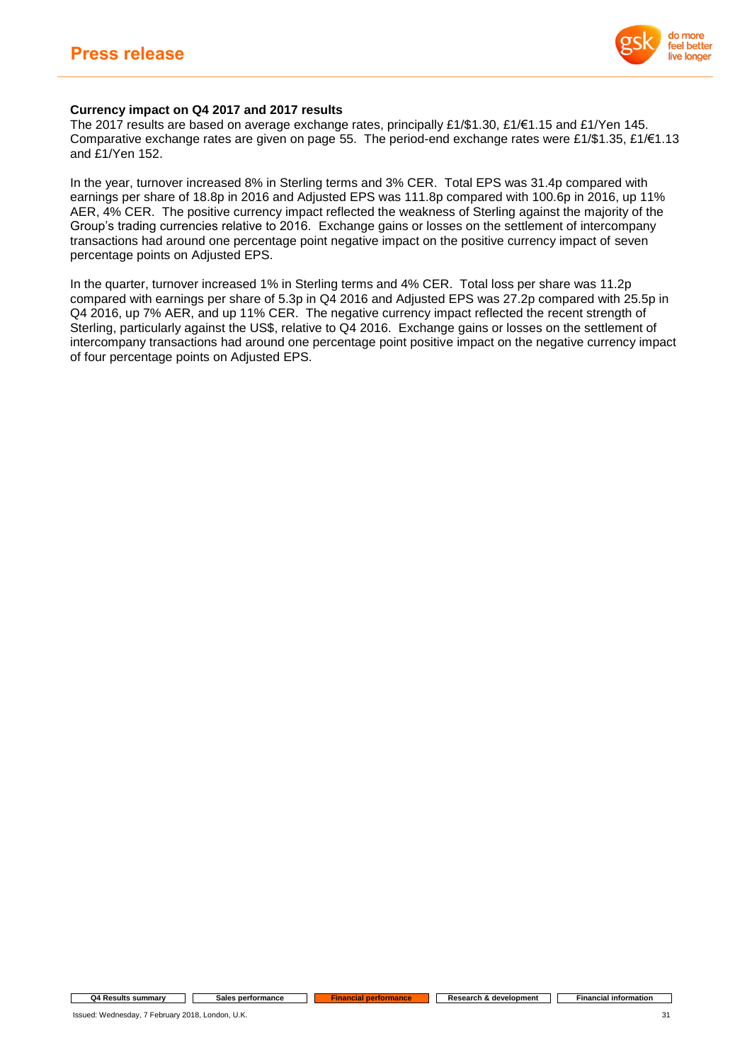### Currency impact on Q4 2017 and 2017 results

The 2017 results are based on average exchange rates, principally £1/$1.30, £1/€1.15 and £1/Yen 145. Comparative exchange rates are given on page 55. The period-end exchange rates were £1/$1.35, £1/€1.13 and £1/Yen 152.

In the year, turnover increased 8% in Sterling terms and 3% CER. Total EPS was 31.4p compared with earnings per share of 18.8p in 2016 and Adjusted EPS was 111.8p compared with 100.6p in 2016, up 11% AER, 4% CER. The positive currency impact reflected the weakness of Sterling against the majority of the Group's trading currencies relative to 2016. Exchange gains or losses on the settlement of intercompany transactions had around one percentage point negative impact on the positive currency impact of seven percentage points on Adjusted EPS.

In the quarter, turnover increased 1% in Sterling terms and 4% CER. Total loss per share was 11.2p compared with earnings per share of 5.3p in Q4 2016 and Adjusted EPS was 27.2p compared with 25.5p in Q4 2016, up 7% AER, and up 11% CER. The negative currency impact reflected the recent strength of Sterling, particularly against the US$, relative to Q4 2016. Exchange gains or losses on the settlement of intercompany transactions had around one percentage point positive impact on the negative currency impact of four percentage points on Adjusted EPS.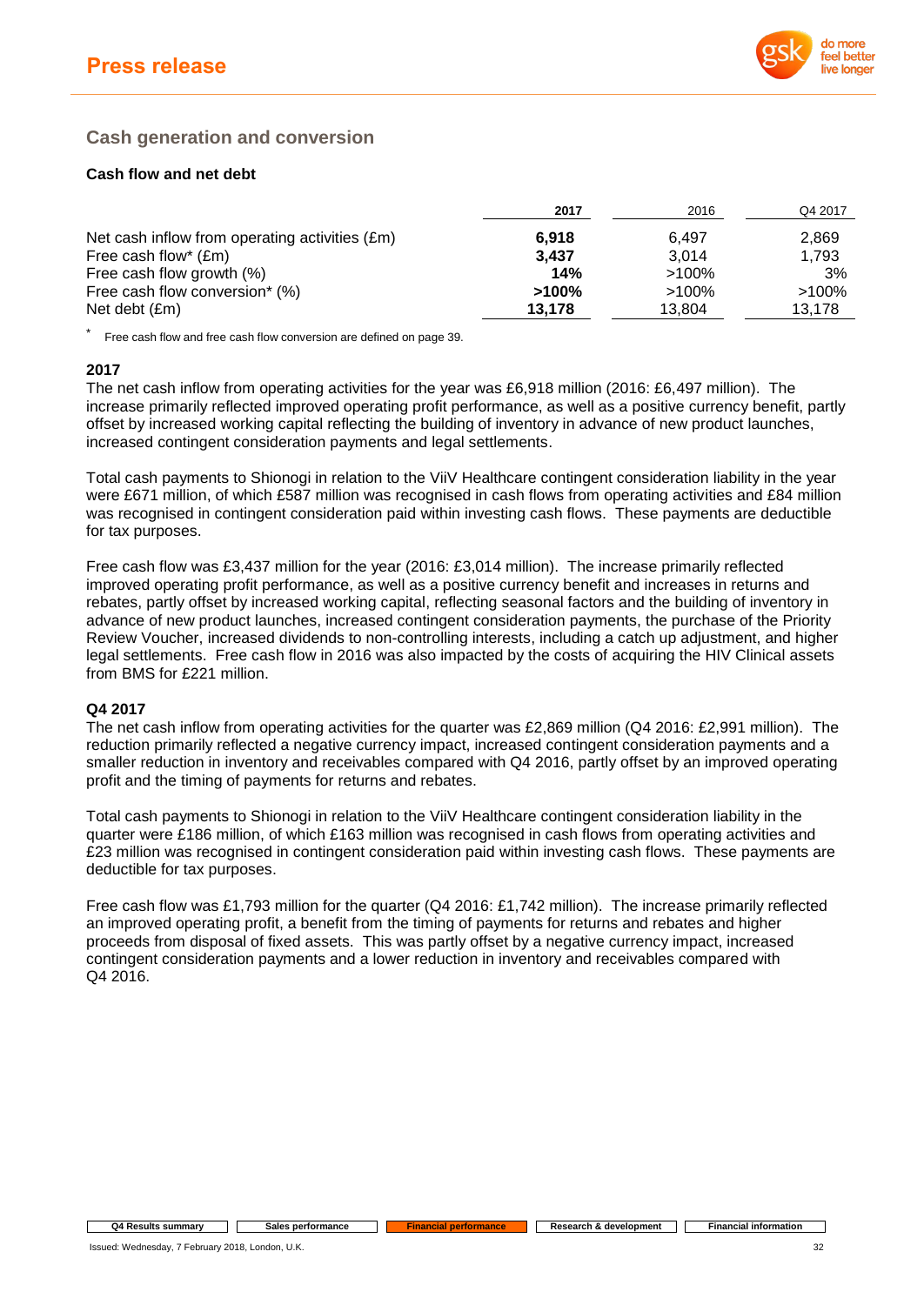## Cash generation and conversion

### Cash flow and net debt

| | **2017** | 2016 | Q4 2017 |
|---|---|---|---|
| Net cash inflow from operating activities (£m) | **6,918** | 6,497 | 2,869 |
| Free cash flow* (£m) | **3,437** | 3,014 | 1,793 |
| Free cash flow growth (%) | **14%** | >100% | 3% |
| Free cash flow conversion* (%) | **>100%** | >100% | >100% |
| Net debt (£m) | **13,178** | 13,804 | 13,178 |

\* Free cash flow and free cash flow conversion are defined on page 39.

**2017**

The net cash inflow from operating activities for the year was £6,918 million (2016: £6,497 million). The increase primarily reflected improved operating profit performance, as well as a positive currency benefit, partly offset by increased working capital reflecting the building of inventory in advance of new product launches, increased contingent consideration payments and legal settlements.

Total cash payments to Shionogi in relation to the ViiV Healthcare contingent consideration liability in the year were £671 million, of which £587 million was recognised in cash flows from operating activities and £84 million was recognised in contingent consideration paid within investing cash flows. These payments are deductible for tax purposes.

Free cash flow was £3,437 million for the year (2016: £3,014 million). The increase primarily reflected improved operating profit performance, as well as a positive currency benefit and increases in returns and rebates, partly offset by increased working capital, reflecting seasonal factors and the building of inventory in advance of new product launches, increased contingent consideration payments, the purchase of the Priority Review Voucher, increased dividends to non-controlling interests, including a catch up adjustment, and higher legal settlements. Free cash flow in 2016 was also impacted by the costs of acquiring the HIV Clinical assets from BMS for £221 million.

**Q4 2017**

The net cash inflow from operating activities for the quarter was £2,869 million (Q4 2016: £2,991 million). The reduction primarily reflected a negative currency impact, increased contingent consideration payments and a smaller reduction in inventory and receivables compared with Q4 2016, partly offset by an improved operating profit and the timing of payments for returns and rebates.

Total cash payments to Shionogi in relation to the ViiV Healthcare contingent consideration liability in the quarter were £186 million, of which £163 million was recognised in cash flows from operating activities and £23 million was recognised in contingent consideration paid within investing cash flows. These payments are deductible for tax purposes.

Free cash flow was £1,793 million for the quarter (Q4 2016: £1,742 million). The increase primarily reflected an improved operating profit, a benefit from the timing of payments for returns and rebates and higher proceeds from disposal of fixed assets. This was partly offset by a negative currency impact, increased contingent consideration payments and a lower reduction in inventory and receivables compared with Q4 2016.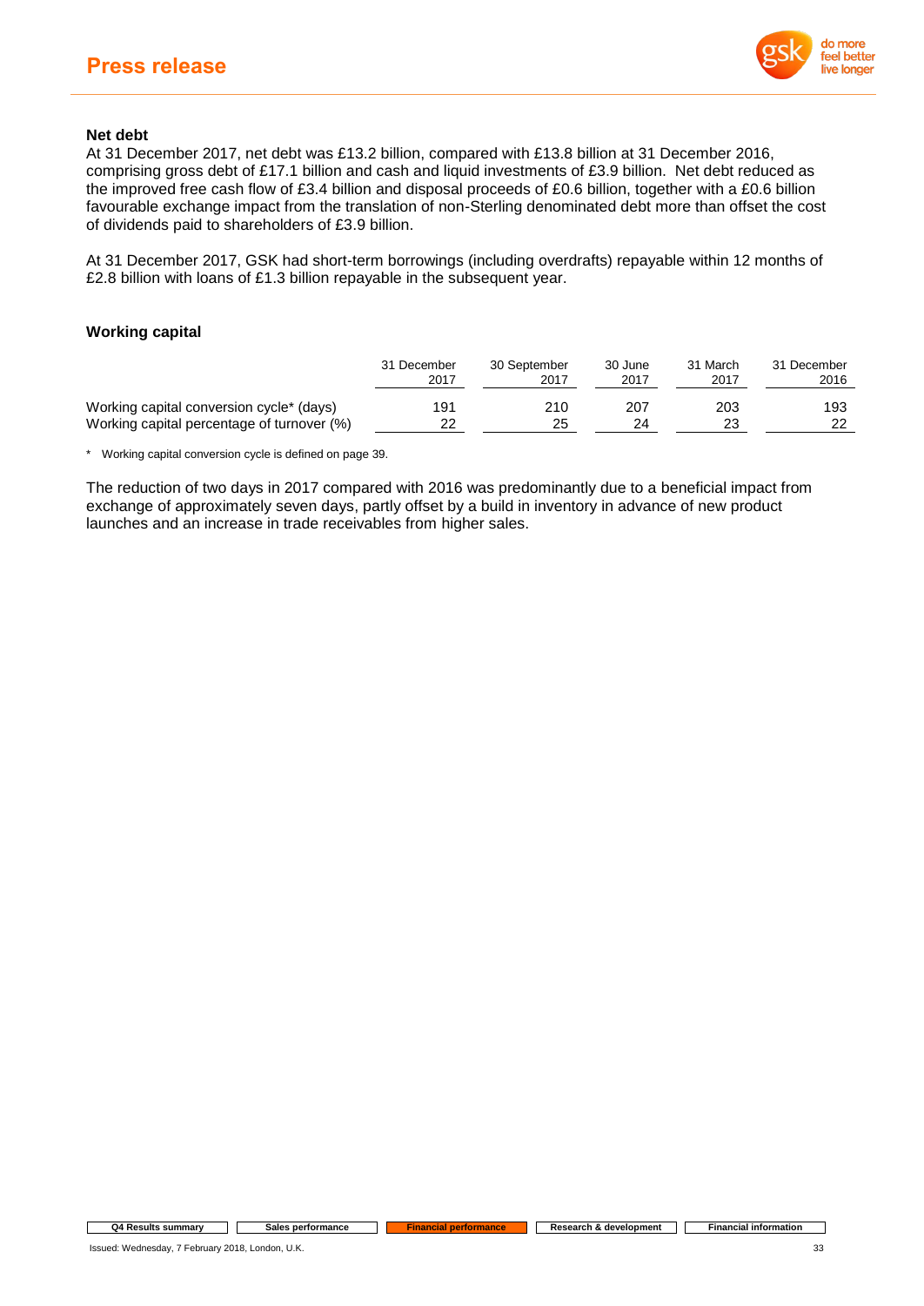### Net debt

At 31 December 2017, net debt was £13.2 billion, compared with £13.8 billion at 31 December 2016, comprising gross debt of £17.1 billion and cash and liquid investments of £3.9 billion. Net debt reduced as the improved free cash flow of £3.4 billion and disposal proceeds of £0.6 billion, together with a £0.6 billion favourable exchange impact from the translation of non-Sterling denominated debt more than offset the cost of dividends paid to shareholders of £3.9 billion.

At 31 December 2017, GSK had short-term borrowings (including overdrafts) repayable within 12 months of £2.8 billion with loans of £1.3 billion repayable in the subsequent year.

### Working capital

| | 31 December 2017 | 30 September 2017 | 30 June 2017 | 31 March 2017 | 31 December 2016 |
|---|---|---|---|---|---|
| Working capital conversion cycle* (days) | 191 | 210 | 207 | 203 | 193 |
| Working capital percentage of turnover (%) | 22 | 25 | 24 | 23 | 22 |

\* Working capital conversion cycle is defined on page 39.

The reduction of two days in 2017 compared with 2016 was predominantly due to a beneficial impact from exchange of approximately seven days, partly offset by a build in inventory in advance of new product launches and an increase in trade receivables from higher sales.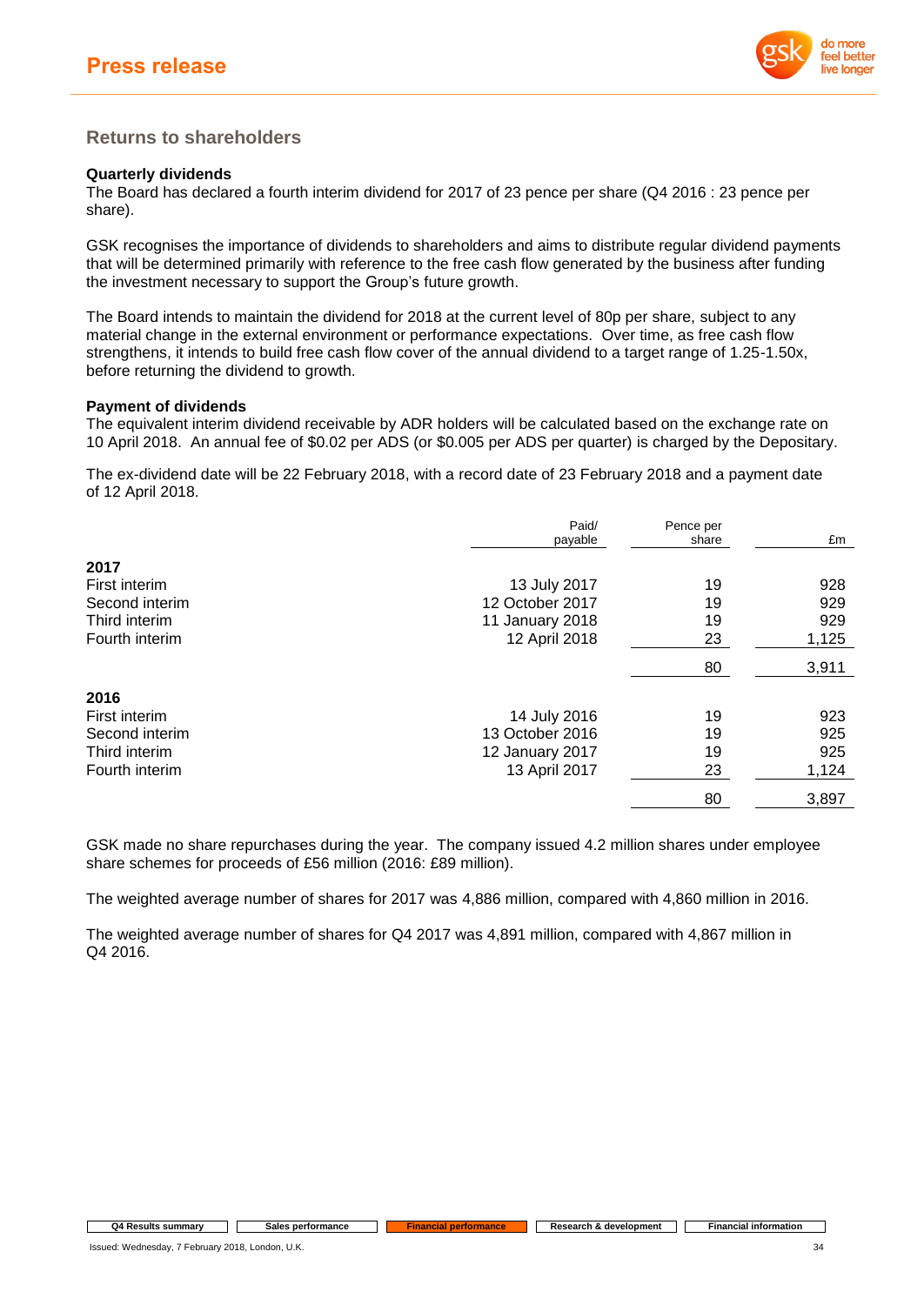## Returns to shareholders

**Quarterly dividends**

The Board has declared a fourth interim dividend for 2017 of 23 pence per share (Q4 2016 : 23 pence per share).

GSK recognises the importance of dividends to shareholders and aims to distribute regular dividend payments that will be determined primarily with reference to the free cash flow generated by the business after funding the investment necessary to support the Group's future growth.

The Board intends to maintain the dividend for 2018 at the current level of 80p per share, subject to any material change in the external environment or performance expectations. Over time, as free cash flow strengthens, it intends to build free cash flow cover of the annual dividend to a target range of 1.25-1.50x, before returning the dividend to growth.

**Payment of dividends**

The equivalent interim dividend receivable by ADR holders will be calculated based on the exchange rate on 10 April 2018. An annual fee of $0.02 per ADS (or $0.005 per ADS per quarter) is charged by the Depositary.

The ex-dividend date will be 22 February 2018, with a record date of 23 February 2018 and a payment date of 12 April 2018.

| | Paid/ payable | Pence per share | £m |
|---|---|---|---|
| **2017** | | | |
| First interim | 13 July 2017 | 19 | 928 |
| Second interim | 12 October 2017 | 19 | 929 |
| Third interim | 11 January 2018 | 19 | 929 |
| Fourth interim | 12 April 2018 | 23 | 1,125 |
| | | 80 | 3,911 |
| **2016** | | | |
| First interim | 14 July 2016 | 19 | 923 |
| Second interim | 13 October 2016 | 19 | 925 |
| Third interim | 12 January 2017 | 19 | 925 |
| Fourth interim | 13 April 2017 | 23 | 1,124 |
| | | 80 | 3,897 |

GSK made no share repurchases during the year. The company issued 4.2 million shares under employee share schemes for proceeds of £56 million (2016: £89 million).

The weighted average number of shares for 2017 was 4,886 million, compared with 4,860 million in 2016.

The weighted average number of shares for Q4 2017 was 4,891 million, compared with 4,867 million in Q4 2016.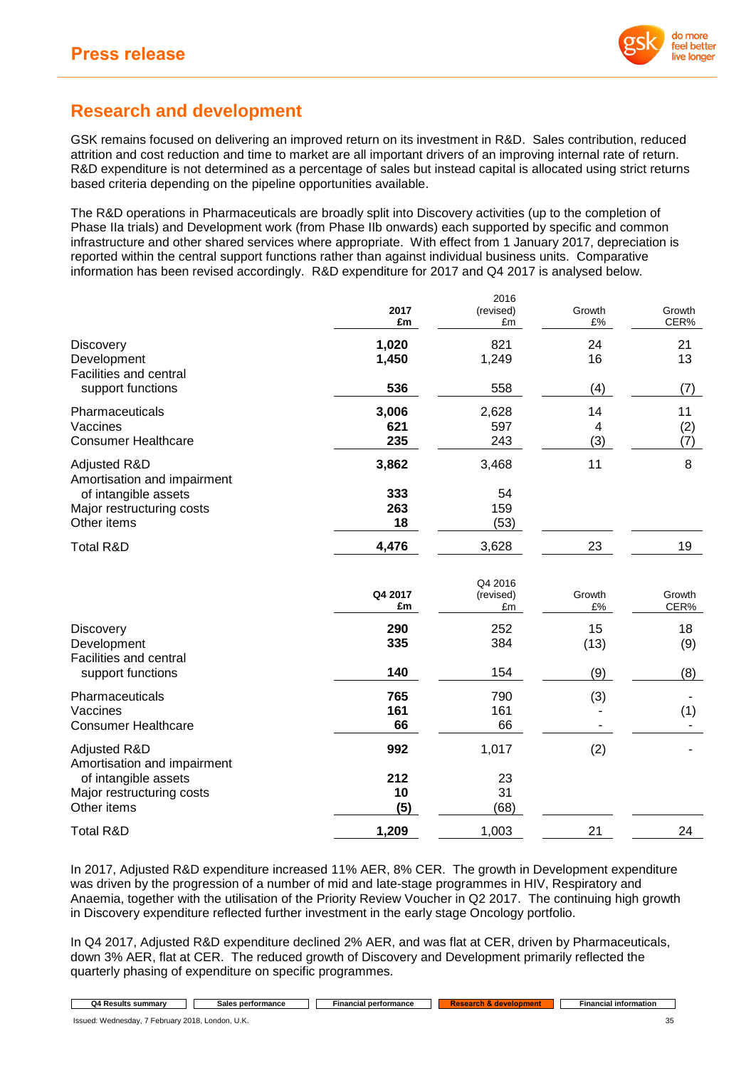## Research and development

GSK remains focused on delivering an improved return on its investment in R&D. Sales contribution, reduced attrition and cost reduction and time to market are all important drivers of an improving internal rate of return. R&D expenditure is not determined as a percentage of sales but instead capital is allocated using strict returns based criteria depending on the pipeline opportunities available.

The R&D operations in Pharmaceuticals are broadly split into Discovery activities (up to the completion of Phase IIa trials) and Development work (from Phase IIb onwards) each supported by specific and common infrastructure and other shared services where appropriate. With effect from 1 January 2017, depreciation is reported within the central support functions rather than against individual business units. Comparative information has been revised accordingly. R&D expenditure for 2017 and Q4 2017 is analysed below.

| | 2017 £m | 2016 (revised) £m | Growth £% | Growth CER% |
|---|---|---|---|---|
| Discovery | **1,020** | 821 | 24 | 21 |
| Development | **1,450** | 1,249 | 16 | 13 |
| Facilities and central support functions | **536** | 558 | (4) | (7) |
| Pharmaceuticals | **3,006** | 2,628 | 14 | 11 |
| Vaccines | **621** | 597 | 4 | (2) |
| Consumer Healthcare | **235** | 243 | (3) | (7) |
| Adjusted R&D | **3,862** | 3,468 | 11 | 8 |
| Amortisation and impairment of intangible assets | **333** | 54 | | |
| Major restructuring costs | **263** | 159 | | |
| Other items | **18** | (53) | | |
| Total R&D | **4,476** | 3,628 | 23 | 19 |

| | Q4 2017 £m | Q4 2016 (revised) £m | Growth £% | Growth CER% |
|---|---|---|---|---|
| Discovery | **290** | 252 | 15 | 18 |
| Development | **335** | 384 | (13) | (9) |
| Facilities and central support functions | **140** | 154 | (9) | (8) |
| Pharmaceuticals | **765** | 790 | (3) | - |
| Vaccines | **161** | 161 | - | (1) |
| Consumer Healthcare | **66** | 66 | - | - |
| Adjusted R&D | **992** | 1,017 | (2) | - |
| Amortisation and impairment of intangible assets | **212** | 23 | | |
| Major restructuring costs | **10** | 31 | | |
| Other items | **(5)** | (68) | | |
| Total R&D | **1,209** | 1,003 | 21 | 24 |

In 2017, Adjusted R&D expenditure increased 11% AER, 8% CER. The growth in Development expenditure was driven by the progression of a number of mid and late-stage programmes in HIV, Respiratory and Anaemia, together with the utilisation of the Priority Review Voucher in Q2 2017. The continuing high growth in Discovery expenditure reflected further investment in the early stage Oncology portfolio.

In Q4 2017, Adjusted R&D expenditure declined 2% AER, and was flat at CER, driven by Pharmaceuticals, down 3% AER, flat at CER. The reduced growth of Discovery and Development primarily reflected the quarterly phasing of expenditure on specific programmes.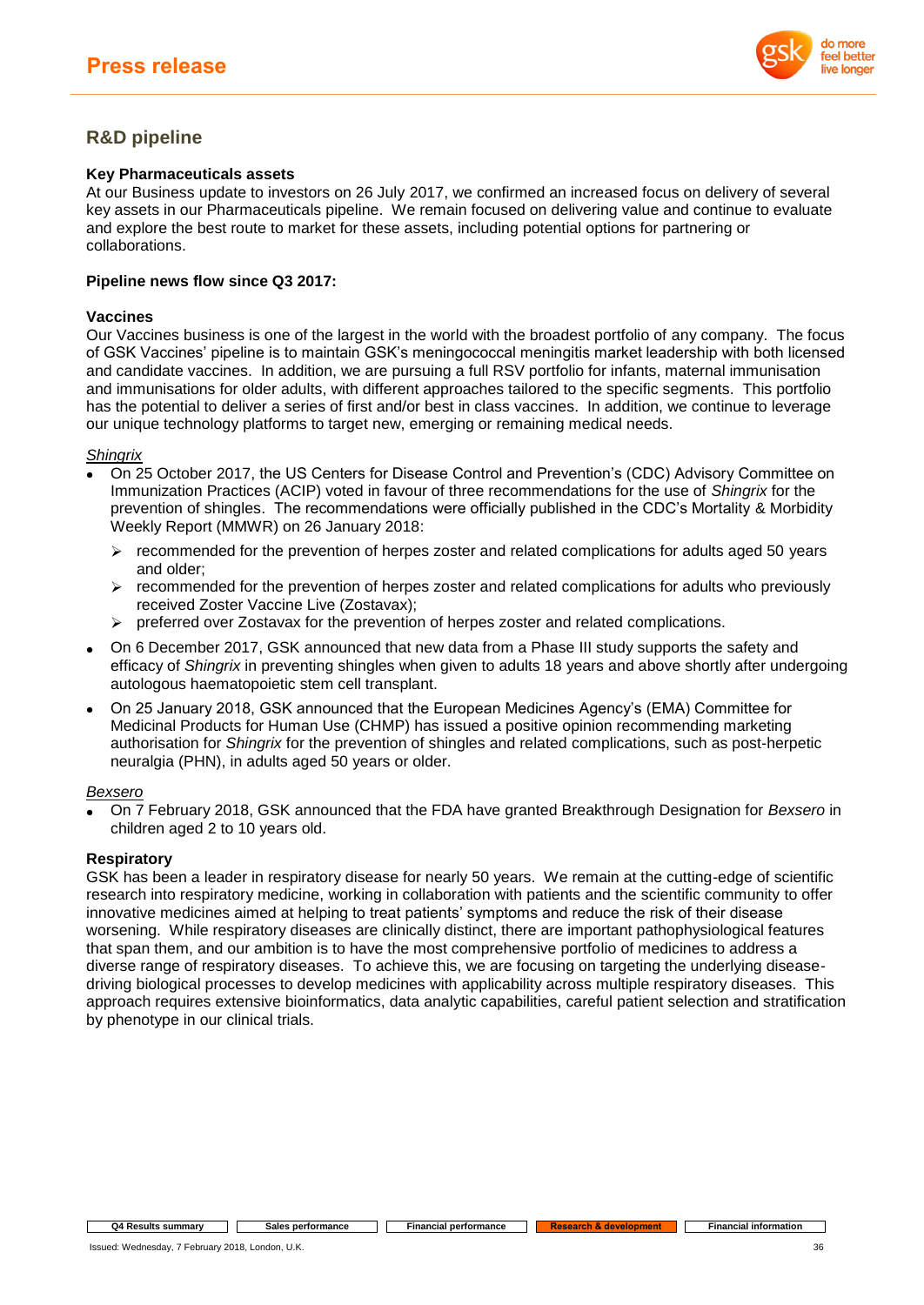## R&D pipeline

**Key Pharmaceuticals assets**

At our Business update to investors on 26 July 2017, we confirmed an increased focus on delivery of several key assets in our Pharmaceuticals pipeline. We remain focused on delivering value and continue to evaluate and explore the best route to market for these assets, including potential options for partnering or collaborations.

**Pipeline news flow since Q3 2017:**

**Vaccines**

Our Vaccines business is one of the largest in the world with the broadest portfolio of any company. The focus of GSK Vaccines' pipeline is to maintain GSK's meningococcal meningitis market leadership with both licensed and candidate vaccines. In addition, we are pursuing a full RSV portfolio for infants, maternal immunisation and immunisations for older adults, with different approaches tailored to the specific segments. This portfolio has the potential to deliver a series of first and/or best in class vaccines. In addition, we continue to leverage our unique technology platforms to target new, emerging or remaining medical needs.

*Shingrix*

- On 25 October 2017, the US Centers for Disease Control and Prevention's (CDC) Advisory Committee on Immunization Practices (ACIP) voted in favour of three recommendations for the use of *Shingrix* for the prevention of shingles. The recommendations were officially published in the CDC's Mortality & Morbidity Weekly Report (MMWR) on 26 January 2018:
  - recommended for the prevention of herpes zoster and related complications for adults aged 50 years and older;
  - recommended for the prevention of herpes zoster and related complications for adults who previously received Zoster Vaccine Live (Zostavax);
  - preferred over Zostavax for the prevention of herpes zoster and related complications.
- On 6 December 2017, GSK announced that new data from a Phase III study supports the safety and efficacy of *Shingrix* in preventing shingles when given to adults 18 years and above shortly after undergoing autologous haematopoietic stem cell transplant.
- On 25 January 2018, GSK announced that the European Medicines Agency's (EMA) Committee for Medicinal Products for Human Use (CHMP) has issued a positive opinion recommending marketing authorisation for *Shingrix* for the prevention of shingles and related complications, such as post-herpetic neuralgia (PHN), in adults aged 50 years or older.

*Bexsero*

- On 7 February 2018, GSK announced that the FDA have granted Breakthrough Designation for *Bexsero* in children aged 2 to 10 years old.

**Respiratory**

GSK has been a leader in respiratory disease for nearly 50 years. We remain at the cutting-edge of scientific research into respiratory medicine, working in collaboration with patients and the scientific community to offer innovative medicines aimed at helping to treat patients' symptoms and reduce the risk of their disease worsening. While respiratory diseases are clinically distinct, there are important pathophysiological features that span them, and our ambition is to have the most comprehensive portfolio of medicines to address a diverse range of respiratory diseases. To achieve this, we are focusing on targeting the underlying disease-driving biological processes to develop medicines with applicability across multiple respiratory diseases. This approach requires extensive bioinformatics, data analytic capabilities, careful patient selection and stratification by phenotype in our clinical trials.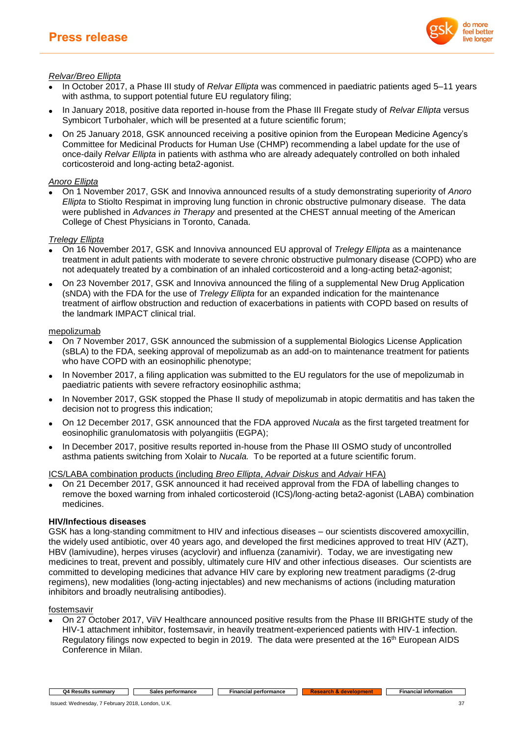*Relvar/Breo Ellipta*

- In October 2017, a Phase III study of *Relvar Ellipta* was commenced in paediatric patients aged 5–11 years with asthma, to support potential future EU regulatory filing;
- In January 2018, positive data reported in-house from the Phase III Fregate study of *Relvar Ellipta* versus Symbicort Turbohaler, which will be presented at a future scientific forum;
- On 25 January 2018, GSK announced receiving a positive opinion from the European Medicine Agency's Committee for Medicinal Products for Human Use (CHMP) recommending a label update for the use of once-daily *Relvar Ellipta* in patients with asthma who are already adequately controlled on both inhaled corticosteroid and long-acting beta2-agonist.

*Anoro Ellipta*

- On 1 November 2017, GSK and Innoviva announced results of a study demonstrating superiority of *Anoro Ellipta* to Stiolto Respimat in improving lung function in chronic obstructive pulmonary disease. The data were published in *Advances in Therapy* and presented at the CHEST annual meeting of the American College of Chest Physicians in Toronto, Canada.

*Trelegy Ellipta*

- On 16 November 2017, GSK and Innoviva announced EU approval of *Trelegy Ellipta* as a maintenance treatment in adult patients with moderate to severe chronic obstructive pulmonary disease (COPD) who are not adequately treated by a combination of an inhaled corticosteroid and a long-acting beta2-agonist;
- On 23 November 2017, GSK and Innoviva announced the filing of a supplemental New Drug Application (sNDA) with the FDA for the use of *Trelegy Ellipta* for an expanded indication for the maintenance treatment of airflow obstruction and reduction of exacerbations in patients with COPD based on results of the landmark IMPACT clinical trial.

mepolizumab

- On 7 November 2017, GSK announced the submission of a supplemental Biologics License Application (sBLA) to the FDA, seeking approval of mepolizumab as an add-on to maintenance treatment for patients who have COPD with an eosinophilic phenotype;
- In November 2017, a filing application was submitted to the EU regulators for the use of mepolizumab in paediatric patients with severe refractory eosinophilic asthma;
- In November 2017, GSK stopped the Phase II study of mepolizumab in atopic dermatitis and has taken the decision not to progress this indication;
- On 12 December 2017, GSK announced that the FDA approved *Nucala* as the first targeted treatment for eosinophilic granulomatosis with polyangiitis (EGPA);
- In December 2017, positive results reported in-house from the Phase III OSMO study of uncontrolled asthma patients switching from Xolair to *Nucala.* To be reported at a future scientific forum.

ICS/LABA combination products (including *Breo Ellipta*, *Advair Diskus* and *Advair* HFA)

- On 21 December 2017, GSK announced it had received approval from the FDA of labelling changes to remove the boxed warning from inhaled corticosteroid (ICS)/long-acting beta2-agonist (LABA) combination medicines.

**HIV/Infectious diseases**

GSK has a long-standing commitment to HIV and infectious diseases – our scientists discovered amoxycillin, the widely used antibiotic, over 40 years ago, and developed the first medicines approved to treat HIV (AZT), HBV (lamivudine), herpes viruses (acyclovir) and influenza (zanamivir). Today, we are investigating new medicines to treat, prevent and possibly, ultimately cure HIV and other infectious diseases. Our scientists are committed to developing medicines that advance HIV care by exploring new treatment paradigms (2-drug regimens), new modalities (long-acting injectables) and new mechanisms of actions (including maturation inhibitors and broadly neutralising antibodies).

fostemsavir

- On 27 October 2017, ViiV Healthcare announced positive results from the Phase III BRIGHTE study of the HIV-1 attachment inhibitor, fostemsavir, in heavily treatment-experienced patients with HIV-1 infection. Regulatory filings now expected to begin in 2019. The data were presented at the 16th European AIDS Conference in Milan.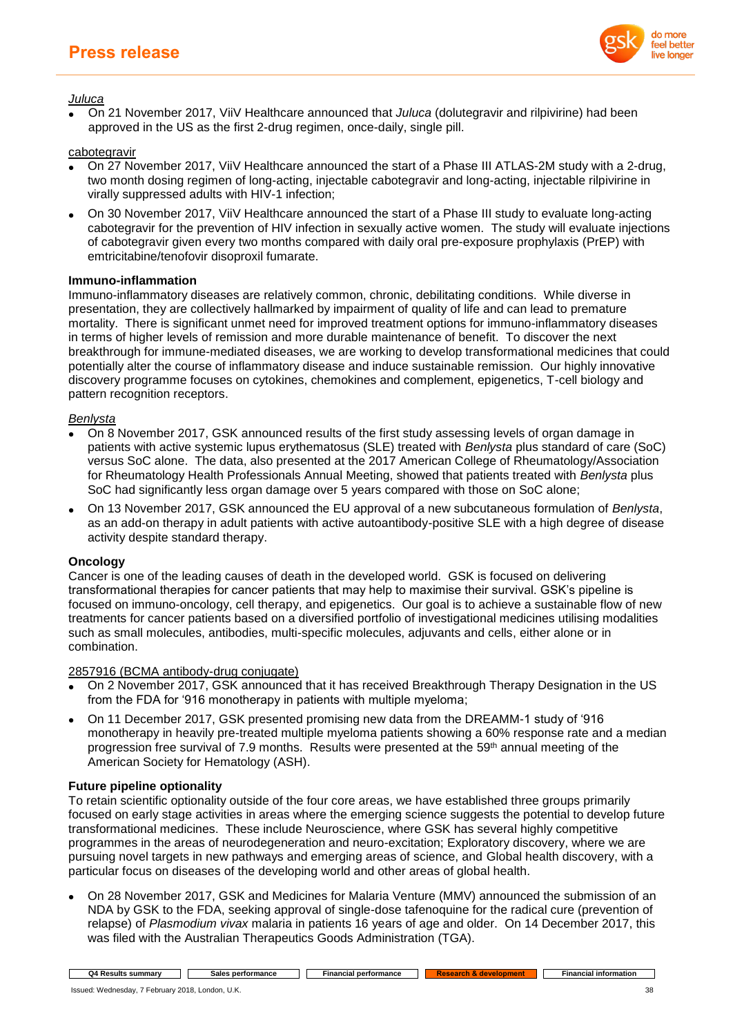*Juluca*

- On 21 November 2017, ViiV Healthcare announced that *Juluca* (dolutegravir and rilpivirine) had been approved in the US as the first 2-drug regimen, once-daily, single pill.

cabotegravir

- On 27 November 2017, ViiV Healthcare announced the start of a Phase III ATLAS-2M study with a 2-drug, two month dosing regimen of long-acting, injectable cabotegravir and long-acting, injectable rilpivirine in virally suppressed adults with HIV-1 infection;
- On 30 November 2017, ViiV Healthcare announced the start of a Phase III study to evaluate long-acting cabotegravir for the prevention of HIV infection in sexually active women. The study will evaluate injections of cabotegravir given every two months compared with daily oral pre-exposure prophylaxis (PrEP) with emtricitabine/tenofovir disoproxil fumarate.

**Immuno-inflammation**

Immuno-inflammatory diseases are relatively common, chronic, debilitating conditions. While diverse in presentation, they are collectively hallmarked by impairment of quality of life and can lead to premature mortality. There is significant unmet need for improved treatment options for immuno-inflammatory diseases in terms of higher levels of remission and more durable maintenance of benefit. To discover the next breakthrough for immune-mediated diseases, we are working to develop transformational medicines that could potentially alter the course of inflammatory disease and induce sustainable remission. Our highly innovative discovery programme focuses on cytokines, chemokines and complement, epigenetics, T-cell biology and pattern recognition receptors.

*Benlysta*

- On 8 November 2017, GSK announced results of the first study assessing levels of organ damage in patients with active systemic lupus erythematosus (SLE) treated with *Benlysta* plus standard of care (SoC) versus SoC alone. The data, also presented at the 2017 American College of Rheumatology/Association for Rheumatology Health Professionals Annual Meeting, showed that patients treated with *Benlysta* plus SoC had significantly less organ damage over 5 years compared with those on SoC alone;
- On 13 November 2017, GSK announced the EU approval of a new subcutaneous formulation of *Benlysta*, as an add-on therapy in adult patients with active autoantibody-positive SLE with a high degree of disease activity despite standard therapy.

**Oncology**

Cancer is one of the leading causes of death in the developed world. GSK is focused on delivering transformational therapies for cancer patients that may help to maximise their survival. GSK's pipeline is focused on immuno-oncology, cell therapy, and epigenetics. Our goal is to achieve a sustainable flow of new treatments for cancer patients based on a diversified portfolio of investigational medicines utilising modalities such as small molecules, antibodies, multi-specific molecules, adjuvants and cells, either alone or in combination.

2857916 (BCMA antibody-drug conjugate)

- On 2 November 2017, GSK announced that it has received Breakthrough Therapy Designation in the US from the FDA for '916 monotherapy in patients with multiple myeloma;
- On 11 December 2017, GSK presented promising new data from the DREAMM-1 study of '916 monotherapy in heavily pre-treated multiple myeloma patients showing a 60% response rate and a median progression free survival of 7.9 months. Results were presented at the 59th annual meeting of the American Society for Hematology (ASH).

**Future pipeline optionality**

To retain scientific optionality outside of the four core areas, we have established three groups primarily focused on early stage activities in areas where the emerging science suggests the potential to develop future transformational medicines. These include Neuroscience, where GSK has several highly competitive programmes in the areas of neurodegeneration and neuro-excitation; Exploratory discovery, where we are pursuing novel targets in new pathways and emerging areas of science, and Global health discovery, with a particular focus on diseases of the developing world and other areas of global health.

- On 28 November 2017, GSK and Medicines for Malaria Venture (MMV) announced the submission of an NDA by GSK to the FDA, seeking approval of single-dose tafenoquine for the radical cure (prevention of relapse) of *Plasmodium vivax* malaria in patients 16 years of age and older. On 14 December 2017, this was filed with the Australian Therapeutics Goods Administration (TGA).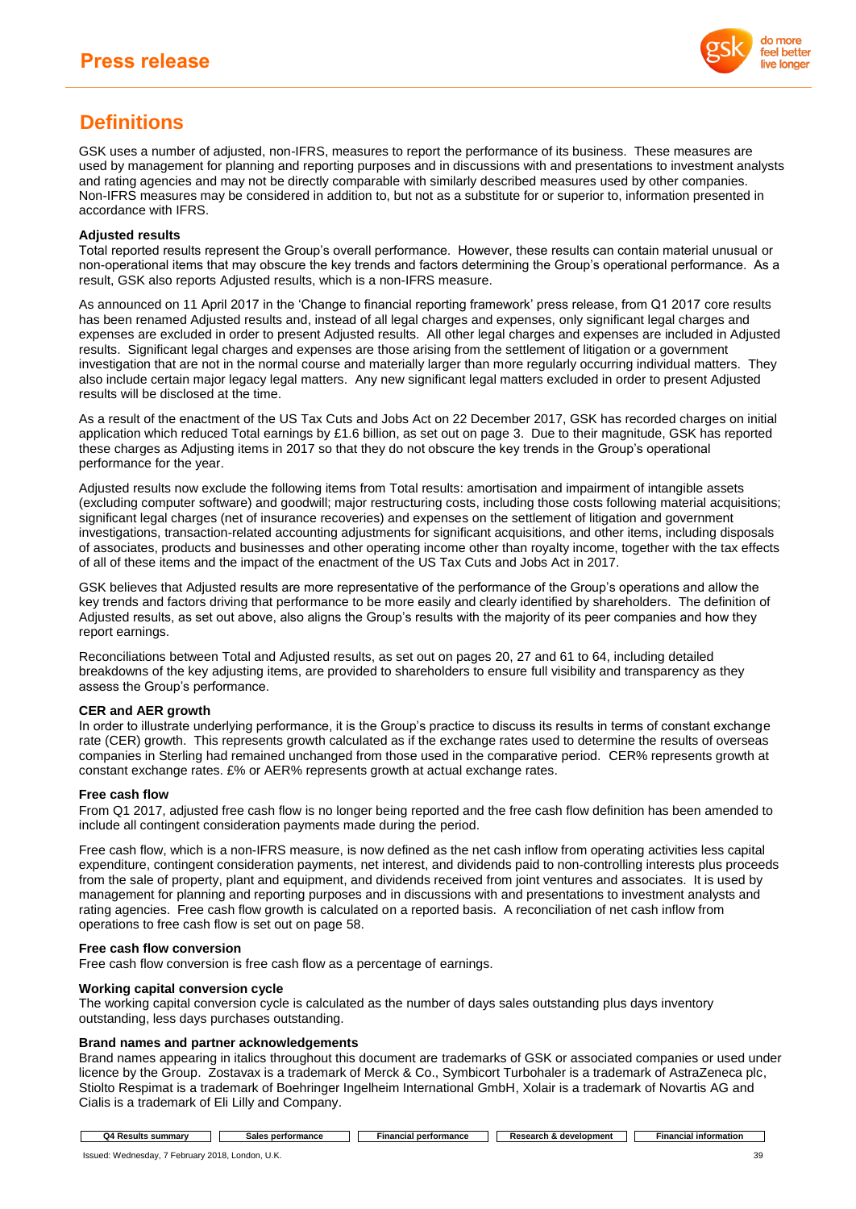# Definitions

GSK uses a number of adjusted, non-IFRS, measures to report the performance of its business. These measures are used by management for planning and reporting purposes and in discussions with and presentations to investment analysts and rating agencies and may not be directly comparable with similarly described measures used by other companies. Non-IFRS measures may be considered in addition to, but not as a substitute for or superior to, information presented in accordance with IFRS.

### Adjusted results

Total reported results represent the Group's overall performance. However, these results can contain material unusual or non-operational items that may obscure the key trends and factors determining the Group's operational performance. As a result, GSK also reports Adjusted results, which is a non-IFRS measure.

As announced on 11 April 2017 in the 'Change to financial reporting framework' press release, from Q1 2017 core results has been renamed Adjusted results and, instead of all legal charges and expenses, only significant legal charges and expenses are excluded in order to present Adjusted results. All other legal charges and expenses are included in Adjusted results. Significant legal charges and expenses are those arising from the settlement of litigation or a government investigation that are not in the normal course and materially larger than more regularly occurring individual matters. They also include certain major legacy legal matters. Any new significant legal matters excluded in order to present Adjusted results will be disclosed at the time.

As a result of the enactment of the US Tax Cuts and Jobs Act on 22 December 2017, GSK has recorded charges on initial application which reduced Total earnings by £1.6 billion, as set out on page 3. Due to their magnitude, GSK has reported these charges as Adjusting items in 2017 so that they do not obscure the key trends in the Group's operational performance for the year.

Adjusted results now exclude the following items from Total results: amortisation and impairment of intangible assets (excluding computer software) and goodwill; major restructuring costs, including those costs following material acquisitions; significant legal charges (net of insurance recoveries) and expenses on the settlement of litigation and government investigations, transaction-related accounting adjustments for significant acquisitions, and other items, including disposals of associates, products and businesses and other operating income other than royalty income, together with the tax effects of all of these items and the impact of the enactment of the US Tax Cuts and Jobs Act in 2017.

GSK believes that Adjusted results are more representative of the performance of the Group's operations and allow the key trends and factors driving that performance to be more easily and clearly identified by shareholders. The definition of Adjusted results, as set out above, also aligns the Group's results with the majority of its peer companies and how they report earnings.

Reconciliations between Total and Adjusted results, as set out on pages 20, 27 and 61 to 64, including detailed breakdowns of the key adjusting items, are provided to shareholders to ensure full visibility and transparency as they assess the Group's performance.

### CER and AER growth

In order to illustrate underlying performance, it is the Group's practice to discuss its results in terms of constant exchange rate (CER) growth. This represents growth calculated as if the exchange rates used to determine the results of overseas companies in Sterling had remained unchanged from those used in the comparative period. CER% represents growth at constant exchange rates. £% or AER% represents growth at actual exchange rates.

### Free cash flow

From Q1 2017, adjusted free cash flow is no longer being reported and the free cash flow definition has been amended to include all contingent consideration payments made during the period.

Free cash flow, which is a non-IFRS measure, is now defined as the net cash inflow from operating activities less capital expenditure, contingent consideration payments, net interest, and dividends paid to non-controlling interests plus proceeds from the sale of property, plant and equipment, and dividends received from joint ventures and associates. It is used by management for planning and reporting purposes and in discussions with and presentations to investment analysts and rating agencies. Free cash flow growth is calculated on a reported basis. A reconciliation of net cash inflow from operations to free cash flow is set out on page 58.

### Free cash flow conversion

Free cash flow conversion is free cash flow as a percentage of earnings.

### Working capital conversion cycle

The working capital conversion cycle is calculated as the number of days sales outstanding plus days inventory outstanding, less days purchases outstanding.

### Brand names and partner acknowledgements

Brand names appearing in italics throughout this document are trademarks of GSK or associated companies or used under licence by the Group. Zostavax is a trademark of Merck & Co., Symbicort Turbohaler is a trademark of AstraZeneca plc, Stiolto Respimat is a trademark of Boehringer Ingelheim International GmbH, Xolair is a trademark of Novartis AG and Cialis is a trademark of Eli Lilly and Company.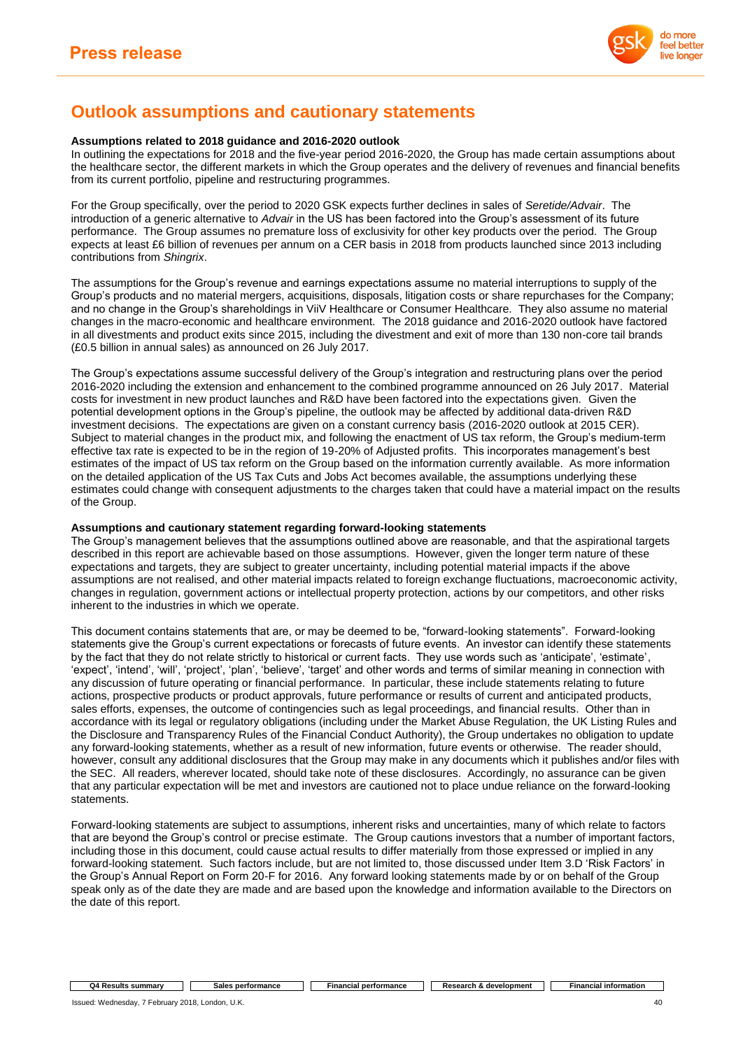# Outlook assumptions and cautionary statements

**Assumptions related to 2018 guidance and 2016-2020 outlook**

In outlining the expectations for 2018 and the five-year period 2016-2020, the Group has made certain assumptions about the healthcare sector, the different markets in which the Group operates and the delivery of revenues and financial benefits from its current portfolio, pipeline and restructuring programmes.

For the Group specifically, over the period to 2020 GSK expects further declines in sales of *Seretide/Advair*. The introduction of a generic alternative to *Advair* in the US has been factored into the Group's assessment of its future performance. The Group assumes no premature loss of exclusivity for other key products over the period. The Group expects at least £6 billion of revenues per annum on a CER basis in 2018 from products launched since 2013 including contributions from *Shingrix*.

The assumptions for the Group's revenue and earnings expectations assume no material interruptions to supply of the Group's products and no material mergers, acquisitions, disposals, litigation costs or share repurchases for the Company; and no change in the Group's shareholdings in ViiV Healthcare or Consumer Healthcare. They also assume no material changes in the macro-economic and healthcare environment. The 2018 guidance and 2016-2020 outlook have factored in all divestments and product exits since 2015, including the divestment and exit of more than 130 non-core tail brands (£0.5 billion in annual sales) as announced on 26 July 2017.

The Group's expectations assume successful delivery of the Group's integration and restructuring plans over the period 2016-2020 including the extension and enhancement to the combined programme announced on 26 July 2017. Material costs for investment in new product launches and R&D have been factored into the expectations given. Given the potential development options in the Group's pipeline, the outlook may be affected by additional data-driven R&D investment decisions. The expectations are given on a constant currency basis (2016-2020 outlook at 2015 CER). Subject to material changes in the product mix, and following the enactment of US tax reform, the Group's medium-term effective tax rate is expected to be in the region of 19-20% of Adjusted profits. This incorporates management's best estimates of the impact of US tax reform on the Group based on the information currently available. As more information on the detailed application of the US Tax Cuts and Jobs Act becomes available, the assumptions underlying these estimates could change with consequent adjustments to the charges taken that could have a material impact on the results of the Group.

**Assumptions and cautionary statement regarding forward-looking statements**

The Group's management believes that the assumptions outlined above are reasonable, and that the aspirational targets described in this report are achievable based on those assumptions. However, given the longer term nature of these expectations and targets, they are subject to greater uncertainty, including potential material impacts if the above assumptions are not realised, and other material impacts related to foreign exchange fluctuations, macroeconomic activity, changes in regulation, government actions or intellectual property protection, actions by our competitors, and other risks inherent to the industries in which we operate.

This document contains statements that are, or may be deemed to be, "forward-looking statements". Forward-looking statements give the Group's current expectations or forecasts of future events. An investor can identify these statements by the fact that they do not relate strictly to historical or current facts. They use words such as 'anticipate', 'estimate', 'expect', 'intend', 'will', 'project', 'plan', 'believe', 'target' and other words and terms of similar meaning in connection with any discussion of future operating or financial performance. In particular, these include statements relating to future actions, prospective products or product approvals, future performance or results of current and anticipated products, sales efforts, expenses, the outcome of contingencies such as legal proceedings, and financial results. Other than in accordance with its legal or regulatory obligations (including under the Market Abuse Regulation, the UK Listing Rules and the Disclosure and Transparency Rules of the Financial Conduct Authority), the Group undertakes no obligation to update any forward-looking statements, whether as a result of new information, future events or otherwise. The reader should, however, consult any additional disclosures that the Group may make in any documents which it publishes and/or files with the SEC. All readers, wherever located, should take note of these disclosures. Accordingly, no assurance can be given that any particular expectation will be met and investors are cautioned not to place undue reliance on the forward-looking statements.

Forward-looking statements are subject to assumptions, inherent risks and uncertainties, many of which relate to factors that are beyond the Group's control or precise estimate. The Group cautions investors that a number of important factors, including those in this document, could cause actual results to differ materially from those expressed or implied in any forward-looking statement. Such factors include, but are not limited to, those discussed under Item 3.D 'Risk Factors' in the Group's Annual Report on Form 20-F for 2016. Any forward looking statements made by or on behalf of the Group speak only as of the date they are made and are based upon the knowledge and information available to the Directors on the date of this report.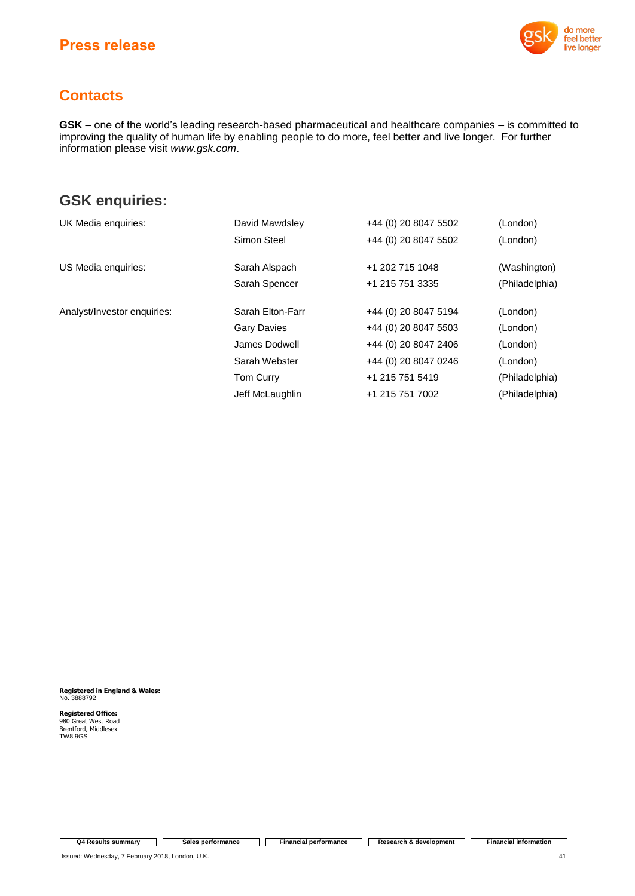## Contacts

**GSK** – one of the world's leading research-based pharmaceutical and healthcare companies – is committed to improving the quality of human life by enabling people to do more, feel better and live longer. For further information please visit *www.gsk.com*.

## GSK enquiries:

| | | | |
|---|---|---|---|
| UK Media enquiries: | David Mawdsley | +44 (0) 20 8047 5502 | (London) |
| | Simon Steel | +44 (0) 20 8047 5502 | (London) |
| US Media enquiries: | Sarah Alspach | +1 202 715 1048 | (Washington) |
| | Sarah Spencer | +1 215 751 3335 | (Philadelphia) |
| Analyst/Investor enquiries: | Sarah Elton-Farr | +44 (0) 20 8047 5194 | (London) |
| | Gary Davies | +44 (0) 20 8047 5503 | (London) |
| | James Dodwell | +44 (0) 20 8047 2406 | (London) |
| | Sarah Webster | +44 (0) 20 8047 0246 | (London) |
| | Tom Curry | +1 215 751 5419 | (Philadelphia) |
| | Jeff McLaughlin | +1 215 751 7002 | (Philadelphia) |

**Registered in England & Wales:**
No. 3888792

**Registered Office:**
980 Great West Road
Brentford, Middlesex
TW8 9GS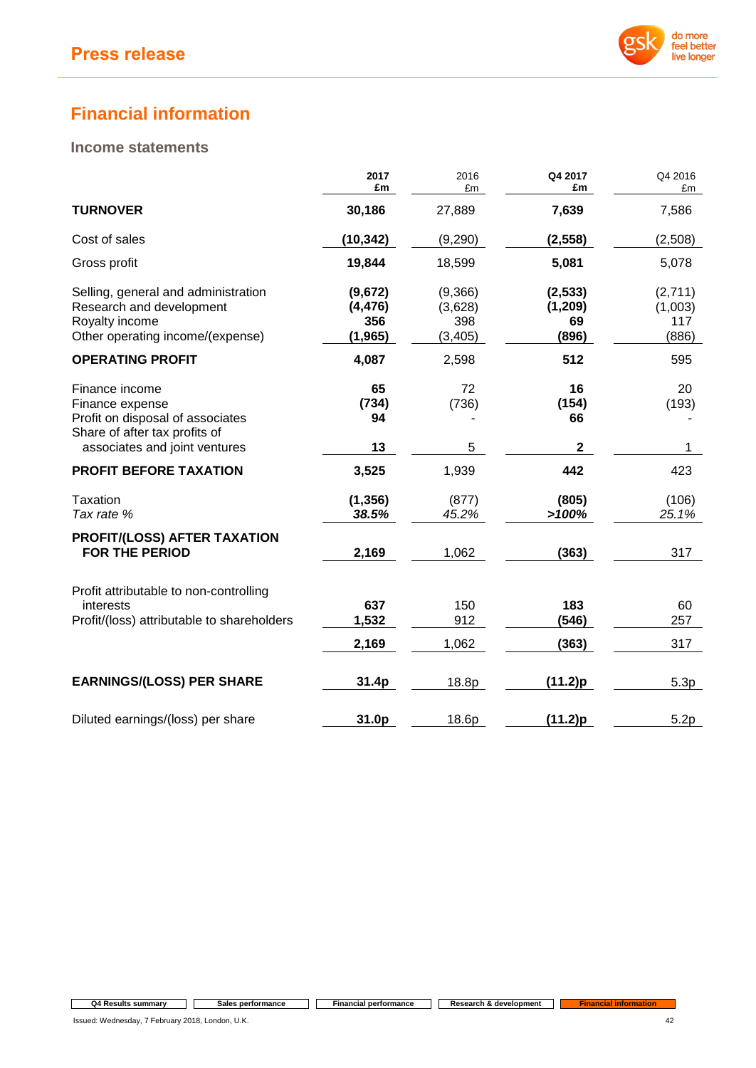# Financial information

## Income statements

| | 2017 £m | 2016 £m | Q4 2017 £m | Q4 2016 £m |
|---|---|---|---|---|
| **TURNOVER** | **30,186** | 27,889 | **7,639** | 7,586 |
| Cost of sales | **(10,342)** | (9,290) | **(2,558)** | (2,508) |
| Gross profit | **19,844** | 18,599 | **5,081** | 5,078 |
| Selling, general and administration | **(9,672)** | (9,366) | **(2,533)** | (2,711) |
| Research and development | **(4,476)** | (3,628) | **(1,209)** | (1,003) |
| Royalty income | **356** | 398 | **69** | 117 |
| Other operating income/(expense) | **(1,965)** | (3,405) | **(896)** | (886) |
| **OPERATING PROFIT** | **4,087** | 2,598 | **512** | 595 |
| Finance income | **65** | 72 | **16** | 20 |
| Finance expense | **(734)** | (736) | **(154)** | (193) |
| Profit on disposal of associates | **94** | - | **66** | - |
| Share of after tax profits of associates and joint ventures | **13** | 5 | **2** | 1 |
| **PROFIT BEFORE TAXATION** | **3,525** | 1,939 | **442** | 423 |
| Taxation | **(1,356)** | (877) | **(805)** | (106) |
| *Tax rate %* | ***38.5%*** | *45.2%* | ***>100%*** | *25.1%* |
| **PROFIT/(LOSS) AFTER TAXATION FOR THE PERIOD** | **2,169** | 1,062 | **(363)** | 317 |
| Profit attributable to non-controlling interests | **637** | 150 | **183** | 60 |
| Profit/(loss) attributable to shareholders | **1,532** | 912 | **(546)** | 257 |
| | **2,169** | 1,062 | **(363)** | 317 |
| **EARNINGS/(LOSS) PER SHARE** | **31.4p** | 18.8p | **(11.2)p** | 5.3p |
| Diluted earnings/(loss) per share | **31.0p** | 18.6p | **(11.2)p** | 5.2p |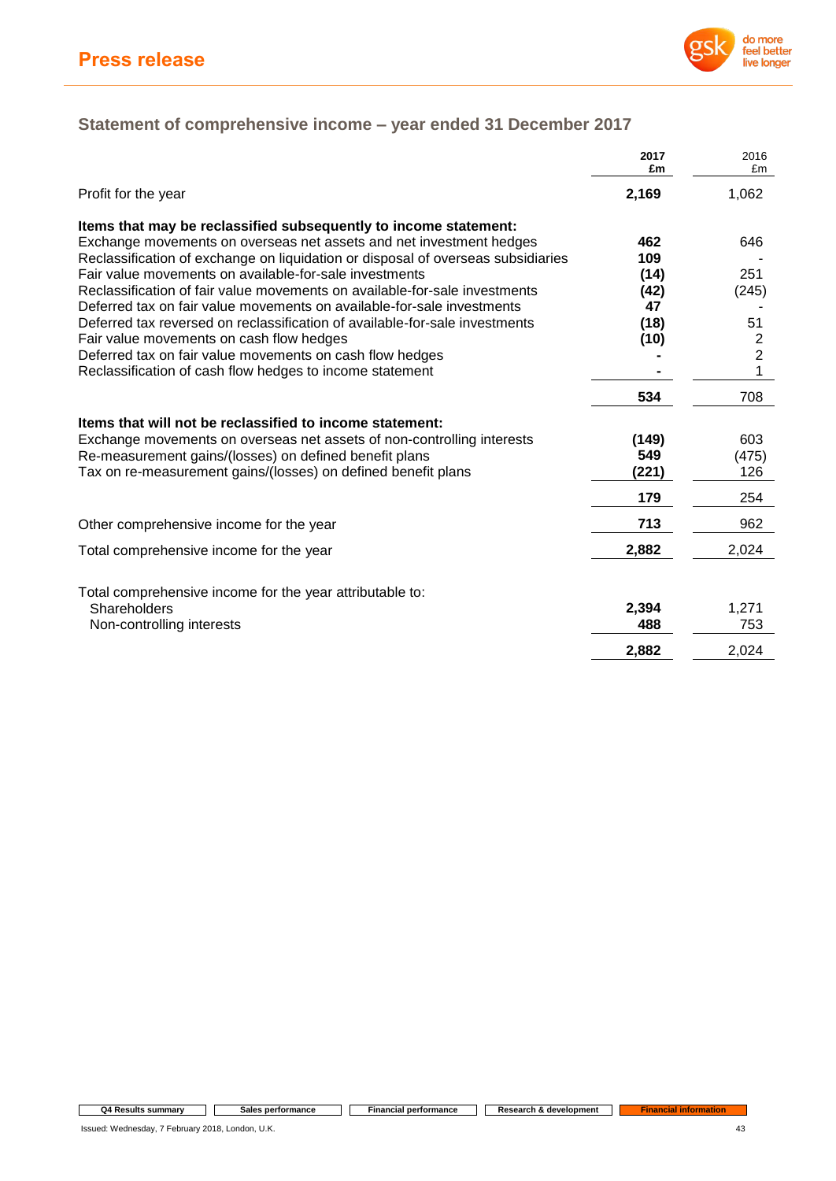## Statement of comprehensive income – year ended 31 December 2017

| | 2017 £m | 2016 £m |
|---|---|---|
| Profit for the year | **2,169** | 1,062 |
| **Items that may be reclassified subsequently to income statement:** | | |
| Exchange movements on overseas net assets and net investment hedges | **462** | 646 |
| Reclassification of exchange on liquidation or disposal of overseas subsidiaries | **109** | - |
| Fair value movements on available-for-sale investments | **(14)** | 251 |
| Reclassification of fair value movements on available-for-sale investments | **(42)** | (245) |
| Deferred tax on fair value movements on available-for-sale investments | **47** | - |
| Deferred tax reversed on reclassification of available-for-sale investments | **(18)** | 51 |
| Fair value movements on cash flow hedges | **(10)** | 2 |
| Deferred tax on fair value movements on cash flow hedges | **-** | 2 |
| Reclassification of cash flow hedges to income statement | **-** | 1 |
| | **534** | 708 |
| **Items that will not be reclassified to income statement:** | | |
| Exchange movements on overseas net assets of non-controlling interests | **(149)** | 603 |
| Re-measurement gains/(losses) on defined benefit plans | **549** | (475) |
| Tax on re-measurement gains/(losses) on defined benefit plans | **(221)** | 126 |
| | **179** | 254 |
| Other comprehensive income for the year | **713** | 962 |
| Total comprehensive income for the year | **2,882** | 2,024 |
| Total comprehensive income for the year attributable to: | | |
| Shareholders | **2,394** | 1,271 |
| Non-controlling interests | **488** | 753 |
| | **2,882** | 2,024 |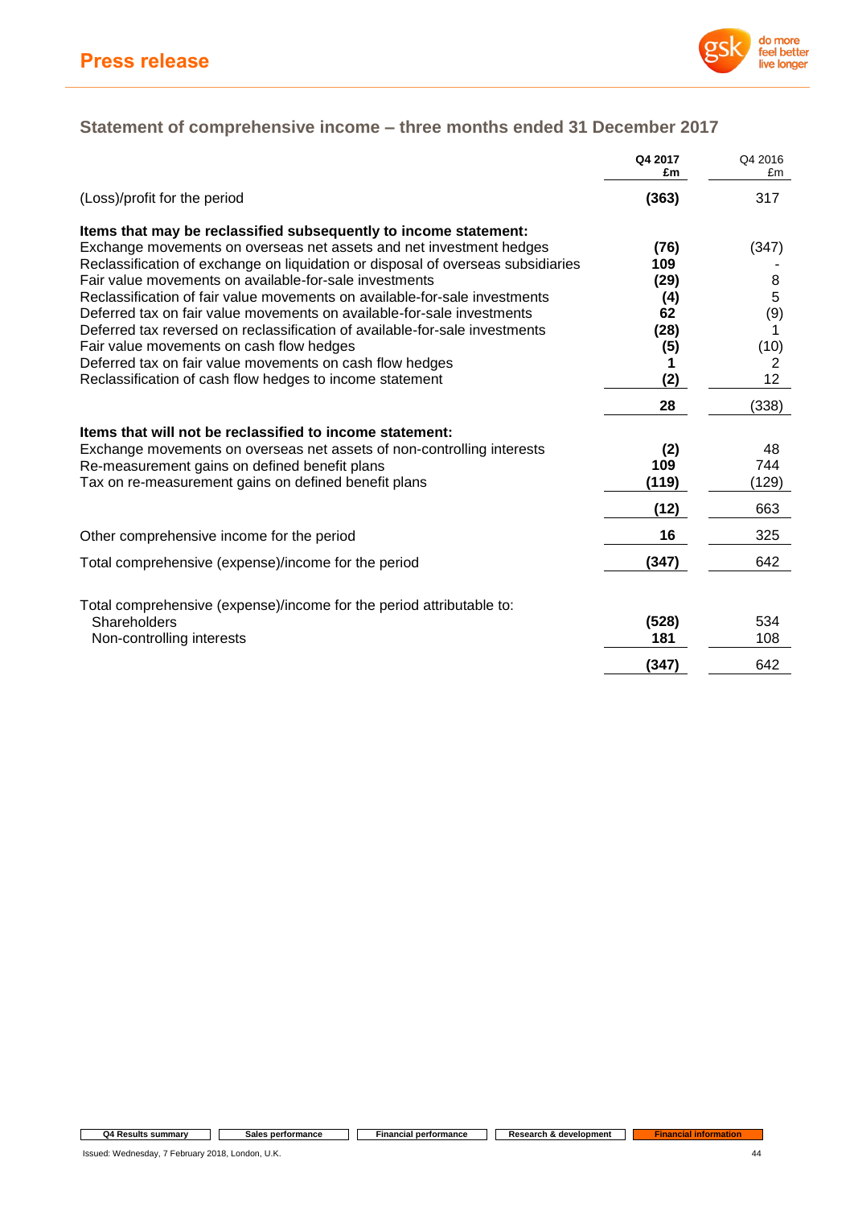## Statement of comprehensive income – three months ended 31 December 2017

| | Q4 2017 £m | Q4 2016 £m |
|---|---|---|
| (Loss)/profit for the period | **(363)** | 317 |
| **Items that may be reclassified subsequently to income statement:** | | |
| Exchange movements on overseas net assets and net investment hedges | **(76)** | (347) |
| Reclassification of exchange on liquidation or disposal of overseas subsidiaries | **109** | - |
| Fair value movements on available-for-sale investments | **(29)** | 8 |
| Reclassification of fair value movements on available-for-sale investments | **(4)** | 5 |
| Deferred tax on fair value movements on available-for-sale investments | **62** | (9) |
| Deferred tax reversed on reclassification of available-for-sale investments | **(28)** | 1 |
| Fair value movements on cash flow hedges | **(5)** | (10) |
| Deferred tax on fair value movements on cash flow hedges | **1** | 2 |
| Reclassification of cash flow hedges to income statement | **(2)** | 12 |
| | **28** | (338) |
| **Items that will not be reclassified to income statement:** | | |
| Exchange movements on overseas net assets of non-controlling interests | **(2)** | 48 |
| Re-measurement gains on defined benefit plans | **109** | 744 |
| Tax on re-measurement gains on defined benefit plans | **(119)** | (129) |
| | **(12)** | 663 |
| Other comprehensive income for the period | **16** | 325 |
| Total comprehensive (expense)/income for the period | **(347)** | 642 |
| Total comprehensive (expense)/income for the period attributable to: | | |
| Shareholders | **(528)** | 534 |
| Non-controlling interests | **181** | 108 |
| | **(347)** | 642 |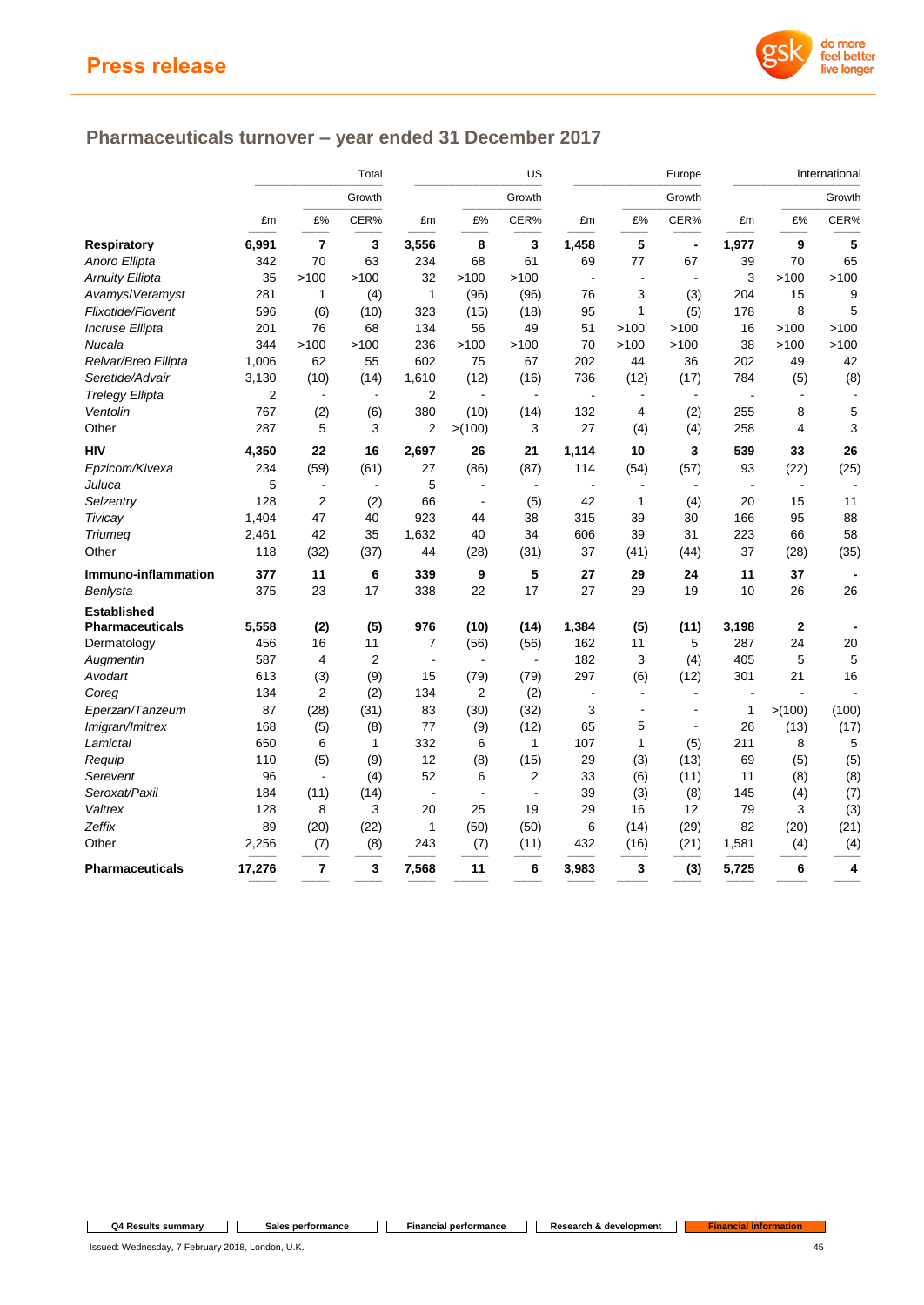## Pharmaceuticals turnover – year ended 31 December 2017

| | Total | | | US | | | Europe | | | International | | |
|---|---|---|---|---|---|---|---|---|---|---|---|---|
| | | Growth | | | Growth | | | Growth | | | Growth | |
| | £m | £% | CER% | £m | £% | CER% | £m | £% | CER% | £m | £% | CER% |
| **Respiratory** | **6,991** | **7** | **3** | **3,556** | **8** | **3** | **1,458** | **5** | **-** | **1,977** | **9** | **5** |
| *Anoro Ellipta* | 342 | 70 | 63 | 234 | 68 | 61 | 69 | 77 | 67 | 39 | 70 | 65 |
| *Arnuity Ellipta* | 35 | >100 | >100 | 32 | >100 | >100 | - | - | - | 3 | >100 | >100 |
| *Avamys/Veramyst* | 281 | 1 | (4) | 1 | (96) | (96) | 76 | 3 | (3) | 204 | 15 | 9 |
| *Flixotide/Flovent* | 596 | (6) | (10) | 323 | (15) | (18) | 95 | 1 | (5) | 178 | 8 | 5 |
| *Incruse Ellipta* | 201 | 76 | 68 | 134 | 56 | 49 | 51 | >100 | >100 | 16 | >100 | >100 |
| *Nucala* | 344 | >100 | >100 | 236 | >100 | >100 | 70 | >100 | >100 | 38 | >100 | >100 |
| *Relvar/Breo Ellipta* | 1,006 | 62 | 55 | 602 | 75 | 67 | 202 | 44 | 36 | 202 | 49 | 42 |
| *Seretide/Advair* | 3,130 | (10) | (14) | 1,610 | (12) | (16) | 736 | (12) | (17) | 784 | (5) | (8) |
| *Trelegy Ellipta* | 2 | - | - | 2 | - | - | - | - | - | - | - | - |
| *Ventolin* | 767 | (2) | (6) | 380 | (10) | (14) | 132 | 4 | (2) | 255 | 8 | 5 |
| Other | 287 | 5 | 3 | 2 | >(100) | 3 | 27 | (4) | (4) | 258 | 4 | 3 |
| **HIV** | **4,350** | **22** | **16** | **2,697** | **26** | **21** | **1,114** | **10** | **3** | **539** | **33** | **26** |
| *Epzicom/Kivexa* | 234 | (59) | (61) | 27 | (86) | (87) | 114 | (54) | (57) | 93 | (22) | (25) |
| *Juluca* | 5 | - | - | 5 | - | - | - | - | - | - | - | - |
| *Selzentry* | 128 | 2 | (2) | 66 | - | (5) | 42 | 1 | (4) | 20 | 15 | 11 |
| *Tivicay* | 1,404 | 47 | 40 | 923 | 44 | 38 | 315 | 39 | 30 | 166 | 95 | 88 |
| *Triumeq* | 2,461 | 42 | 35 | 1,632 | 40 | 34 | 606 | 39 | 31 | 223 | 66 | 58 |
| Other | 118 | (32) | (37) | 44 | (28) | (31) | 37 | (41) | (44) | 37 | (28) | (35) |
| **Immuno-inflammation** | **377** | **11** | **6** | **339** | **9** | **5** | **27** | **29** | **24** | **11** | **37** | **-** |
| *Benlysta* | 375 | 23 | 17 | 338 | 22 | 17 | 27 | 29 | 19 | 10 | 26 | 26 |
| **Established Pharmaceuticals** | **5,558** | **(2)** | **(5)** | **976** | **(10)** | **(14)** | **1,384** | **(5)** | **(11)** | **3,198** | **2** | **-** |
| Dermatology | 456 | 16 | 11 | 7 | (56) | (56) | 162 | 11 | 5 | 287 | 24 | 20 |
| *Augmentin* | 587 | 4 | 2 | - | - | - | 182 | 3 | (4) | 405 | 5 | 5 |
| *Avodart* | 613 | (3) | (9) | 15 | (79) | (79) | 297 | (6) | (12) | 301 | 21 | 16 |
| *Coreg* | 134 | 2 | (2) | 134 | 2 | (2) | - | - | - | - | - | - |
| *Eperzan/Tanzeum* | 87 | (28) | (31) | 83 | (30) | (32) | 3 | - | - | 1 | >(100) | (100) |
| *Imigran/Imitrex* | 168 | (5) | (8) | 77 | (9) | (12) | 65 | 5 | - | 26 | (13) | (17) |
| *Lamictal* | 650 | 6 | 1 | 332 | 6 | 1 | 107 | 1 | (5) | 211 | 8 | 5 |
| *Requip* | 110 | (5) | (9) | 12 | (8) | (15) | 29 | (3) | (13) | 69 | (5) | (5) |
| *Serevent* | 96 | - | (4) | 52 | 6 | 2 | 33 | (6) | (11) | 11 | (8) | (8) |
| *Seroxat/Paxil* | 184 | (11) | (14) | - | - | - | 39 | (3) | (8) | 145 | (4) | (7) |
| *Valtrex* | 128 | 8 | 3 | 20 | 25 | 19 | 29 | 16 | 12 | 79 | 3 | (3) |
| *Zeffix* | 89 | (20) | (22) | 1 | (50) | (50) | 6 | (14) | (29) | 82 | (20) | (21) |
| Other | 2,256 | (7) | (8) | 243 | (7) | (11) | 432 | (16) | (21) | 1,581 | (4) | (4) |
| **Pharmaceuticals** | **17,276** | **7** | **3** | **7,568** | **11** | **6** | **3,983** | **3** | **(3)** | **5,725** | **6** | **4** |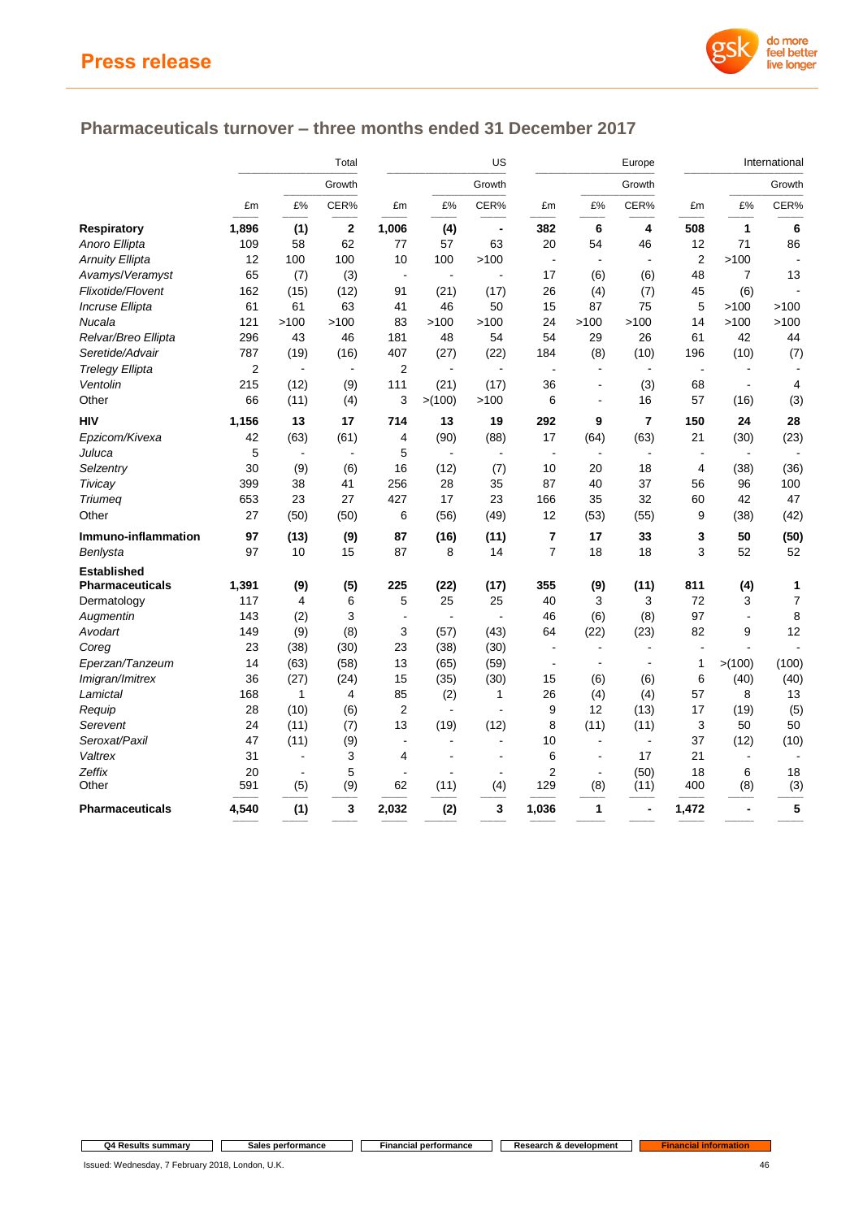## Pharmaceuticals turnover – three months ended 31 December 2017

| | Total | | | US | | | Europe | | | International | | |
|---|---|---|---|---|---|---|---|---|---|---|---|---|
| | | Growth | | | Growth | | | Growth | | | Growth | |
| | £m | £% | CER% | £m | £% | CER% | £m | £% | CER% | £m | £% | CER% |
| **Respiratory** | **1,896** | **(1)** | **2** | **1,006** | **(4)** | **-** | **382** | **6** | **4** | **508** | **1** | **6** |
| *Anoro Ellipta* | 109 | 58 | 62 | 77 | 57 | 63 | 20 | 54 | 46 | 12 | 71 | 86 |
| *Arnuity Ellipta* | 12 | 100 | 100 | 10 | 100 | >100 | - | - | - | 2 | >100 | - |
| *Avamys/Veramyst* | 65 | (7) | (3) | - | - | - | 17 | (6) | (6) | 48 | 7 | 13 |
| *Flixotide/Flovent* | 162 | (15) | (12) | 91 | (21) | (17) | 26 | (4) | (7) | 45 | (6) | - |
| *Incruse Ellipta* | 61 | 61 | 63 | 41 | 46 | 50 | 15 | 87 | 75 | 5 | >100 | >100 |
| *Nucala* | 121 | >100 | >100 | 83 | >100 | >100 | 24 | >100 | >100 | 14 | >100 | >100 |
| *Relvar/Breo Ellipta* | 296 | 43 | 46 | 181 | 48 | 54 | 54 | 29 | 26 | 61 | 42 | 44 |
| *Seretide/Advair* | 787 | (19) | (16) | 407 | (27) | (22) | 184 | (8) | (10) | 196 | (10) | (7) |
| *Trelegy Ellipta* | 2 | - | - | 2 | - | - | - | - | - | - | - | - |
| *Ventolin* | 215 | (12) | (9) | 111 | (21) | (17) | 36 | - | (3) | 68 | - | 4 |
| Other | 66 | (11) | (4) | 3 | >(100) | >100 | 6 | - | 16 | 57 | (16) | (3) |
| **HIV** | **1,156** | **13** | **17** | **714** | **13** | **19** | **292** | **9** | **7** | **150** | **24** | **28** |
| *Epzicom/Kivexa* | 42 | (63) | (61) | 4 | (90) | (88) | 17 | (64) | (63) | 21 | (30) | (23) |
| *Juluca* | 5 | - | - | 5 | - | - | - | - | - | - | - | - |
| *Selzentry* | 30 | (9) | (6) | 16 | (12) | (7) | 10 | 20 | 18 | 4 | (38) | (36) |
| *Tivicay* | 399 | 38 | 41 | 256 | 28 | 35 | 87 | 40 | 37 | 56 | 96 | 100 |
| *Triumeq* | 653 | 23 | 27 | 427 | 17 | 23 | 166 | 35 | 32 | 60 | 42 | 47 |
| Other | 27 | (50) | (50) | 6 | (56) | (49) | 12 | (53) | (55) | 9 | (38) | (42) |
| **Immuno-inflammation** | **97** | **(13)** | **(9)** | **87** | **(16)** | **(11)** | **7** | **17** | **33** | **3** | **50** | **(50)** |
| *Benlysta* | 97 | 10 | 15 | 87 | 8 | 14 | 7 | 18 | 18 | 3 | 52 | 52 |
| **Established Pharmaceuticals** | **1,391** | **(9)** | **(5)** | **225** | **(22)** | **(17)** | **355** | **(9)** | **(11)** | **811** | **(4)** | **1** |
| Dermatology | 117 | 4 | 6 | 5 | 25 | 25 | 40 | 3 | 3 | 72 | 3 | 7 |
| *Augmentin* | 143 | (2) | 3 | - | - | - | 46 | (6) | (8) | 97 | - | 8 |
| *Avodart* | 149 | (9) | (8) | 3 | (57) | (43) | 64 | (22) | (23) | 82 | 9 | 12 |
| *Coreg* | 23 | (38) | (30) | 23 | (38) | (30) | - | - | - | - | - | - |
| *Eperzan/Tanzeum* | 14 | (63) | (58) | 13 | (65) | (59) | - | - | - | 1 | >(100) | (100) |
| *Imigran/Imitrex* | 36 | (27) | (24) | 15 | (35) | (30) | 15 | (6) | (6) | 6 | (40) | (40) |
| *Lamictal* | 168 | 1 | 4 | 85 | (2) | 1 | 26 | (4) | (4) | 57 | 8 | 13 |
| *Requip* | 28 | (10) | (6) | 2 | - | - | 9 | 12 | (13) | 17 | (19) | (5) |
| *Serevent* | 24 | (11) | (7) | 13 | (19) | (12) | 8 | (11) | (11) | 3 | 50 | 50 |
| *Seroxat/Paxil* | 47 | (11) | (9) | - | - | - | 10 | - | - | 37 | (12) | (10) |
| *Valtrex* | 31 | - | 3 | 4 | - | - | 6 | - | 17 | 21 | - | - |
| *Zeffix* | 20 | - | 5 | - | - | - | 2 | - | (50) | 18 | 6 | 18 |
| Other | 591 | (5) | (9) | 62 | (11) | (4) | 129 | (8) | (11) | 400 | (8) | (3) |
| **Pharmaceuticals** | **4,540** | **(1)** | **3** | **2,032** | **(2)** | **3** | **1,036** | **1** | **-** | **1,472** | **-** | **5** |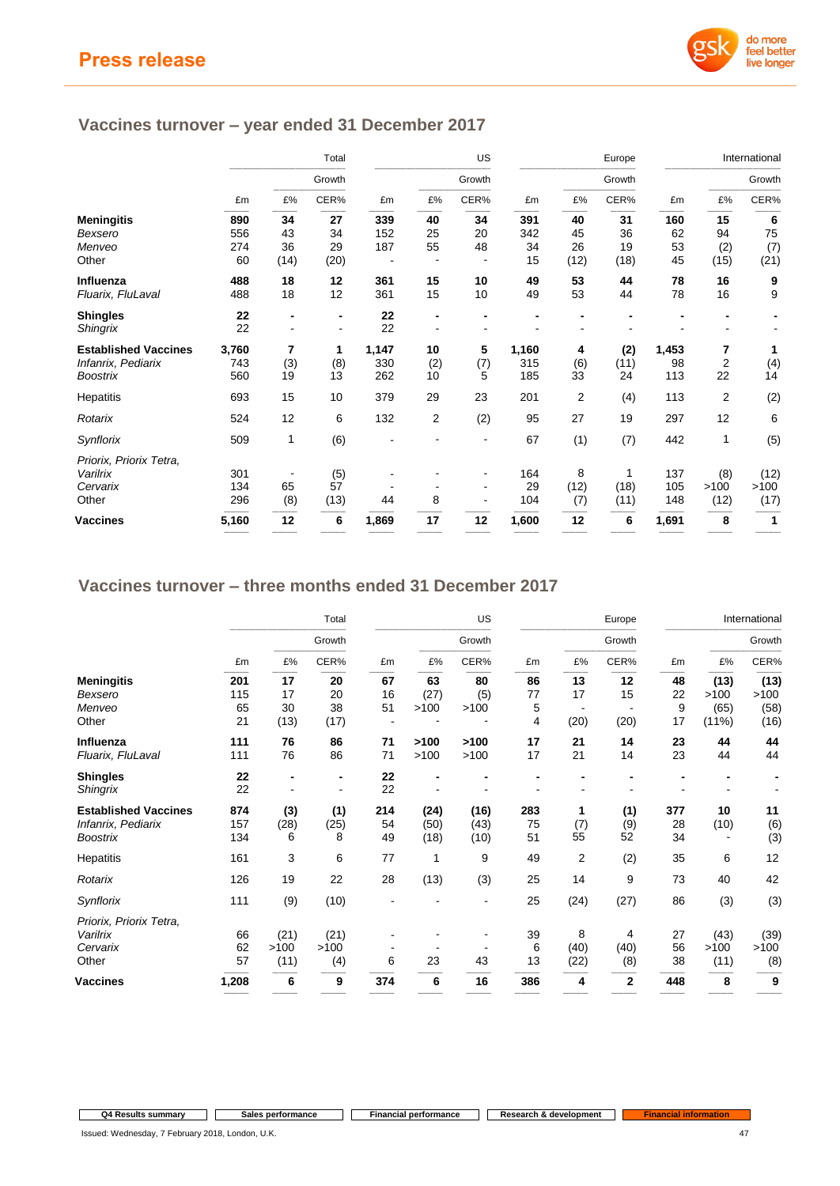## Vaccines turnover – year ended 31 December 2017

| | Total | | | US | | | Europe | | | International | | |
|---|---|---|---|---|---|---|---|---|---|---|---|---|
| | | Growth | | | Growth | | | Growth | | | Growth | |
| | £m | £% | CER% | £m | £% | CER% | £m | £% | CER% | £m | £% | CER% |
| **Meningitis** | **890** | **34** | **27** | **339** | **40** | **34** | **391** | **40** | **31** | **160** | **15** | **6** |
| *Bexsero* | 556 | 43 | 34 | 152 | 25 | 20 | 342 | 45 | 36 | 62 | 94 | 75 |
| *Menveo* | 274 | 36 | 29 | 187 | 55 | 48 | 34 | 26 | 19 | 53 | (2) | (7) |
| Other | 60 | (14) | (20) | - | - | - | 15 | (12) | (18) | 45 | (15) | (21) |
| **Influenza** | **488** | **18** | **12** | **361** | **15** | **10** | **49** | **53** | **44** | **78** | **16** | **9** |
| *Fluarix, FluLaval* | 488 | 18 | 12 | 361 | 15 | 10 | 49 | 53 | 44 | 78 | 16 | 9 |
| **Shingles** | **22** | **-** | **-** | **22** | **-** | **-** | **-** | **-** | **-** | **-** | **-** | **-** |
| *Shingrix* | 22 | - | - | 22 | - | - | - | - | - | - | - | - |
| **Established Vaccines** | **3,760** | **7** | **1** | **1,147** | **10** | **5** | **1,160** | **4** | **(2)** | **1,453** | **7** | **1** |
| *Infanrix, Pediarix* | 743 | (3) | (8) | 330 | (2) | (7) | 315 | (6) | (11) | 98 | 2 | (4) |
| *Boostrix* | 560 | 19 | 13 | 262 | 10 | 5 | 185 | 33 | 24 | 113 | 22 | 14 |
| Hepatitis | 693 | 15 | 10 | 379 | 29 | 23 | 201 | 2 | (4) | 113 | 2 | (2) |
| *Rotarix* | 524 | 12 | 6 | 132 | 2 | (2) | 95 | 27 | 19 | 297 | 12 | 6 |
| *Synflorix* | 509 | 1 | (6) | - | - | - | 67 | (1) | (7) | 442 | 1 | (5) |
| *Priorix, Priorix Tetra, Varilrix* | 301 | - | (5) | - | - | - | 164 | 8 | 1 | 137 | (8) | (12) |
| *Cervarix* | 134 | 65 | 57 | - | - | - | 29 | (12) | (18) | 105 | >100 | >100 |
| Other | 296 | (8) | (13) | 44 | 8 | - | 104 | (7) | (11) | 148 | (12) | (17) |
| **Vaccines** | **5,160** | **12** | **6** | **1,869** | **17** | **12** | **1,600** | **12** | **6** | **1,691** | **8** | **1** |

## Vaccines turnover – three months ended 31 December 2017

| | Total | | | US | | | Europe | | | International | | |
|---|---|---|---|---|---|---|---|---|---|---|---|---|
| | | Growth | | | Growth | | | Growth | | | Growth | |
| | £m | £% | CER% | £m | £% | CER% | £m | £% | CER% | £m | £% | CER% |
| **Meningitis** | **201** | **17** | **20** | **67** | **63** | **80** | **86** | **13** | **12** | **48** | **(13)** | **(13)** |
| *Bexsero* | 115 | 17 | 20 | 16 | (27) | (5) | 77 | 17 | 15 | 22 | >100 | >100 |
| *Menveo* | 65 | 30 | 38 | 51 | >100 | >100 | 5 | - | - | 9 | (65) | (58) |
| Other | 21 | (13) | (17) | - | - | - | 4 | (20) | (20) | 17 | (11%) | (16) |
| **Influenza** | **111** | **76** | **86** | **71** | **>100** | **>100** | **17** | **21** | **14** | **23** | **44** | **44** |
| *Fluarix, FluLaval* | 111 | 76 | 86 | 71 | >100 | >100 | 17 | 21 | 14 | 23 | 44 | 44 |
| **Shingles** | **22** | **-** | **-** | **22** | **-** | **-** | **-** | **-** | **-** | **-** | **-** | **-** |
| *Shingrix* | 22 | - | - | 22 | - | - | - | - | - | - | - | - |
| **Established Vaccines** | **874** | **(3)** | **(1)** | **214** | **(24)** | **(16)** | **283** | **1** | **(1)** | **377** | **10** | **11** |
| *Infanrix, Pediarix* | 157 | (28) | (25) | 54 | (50) | (43) | 75 | (7) | (9) | 28 | (10) | (6) |
| *Boostrix* | 134 | 6 | 8 | 49 | (18) | (10) | 51 | 55 | 52 | 34 | - | (3) |
| Hepatitis | 161 | 3 | 6 | 77 | 1 | 9 | 49 | 2 | (2) | 35 | 6 | 12 |
| *Rotarix* | 126 | 19 | 22 | 28 | (13) | (3) | 25 | 14 | 9 | 73 | 40 | 42 |
| *Synflorix* | 111 | (9) | (10) | - | - | - | 25 | (24) | (27) | 86 | (3) | (3) |
| *Priorix, Priorix Tetra, Varilrix* | 66 | (21) | (21) | - | - | - | 39 | 8 | 4 | 27 | (43) | (39) |
| *Cervarix* | 62 | >100 | >100 | - | - | - | 6 | (40) | (40) | 56 | >100 | >100 |
| Other | 57 | (11) | (4) | 6 | 23 | 43 | 13 | (22) | (8) | 38 | (11) | (8) |
| **Vaccines** | **1,208** | **6** | **9** | **374** | **6** | **16** | **386** | **4** | **2** | **448** | **8** | **9** |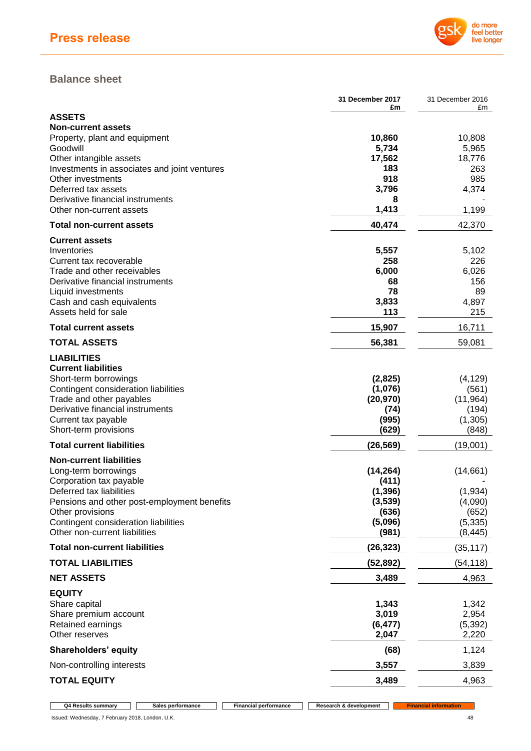## Balance sheet

| | 31 December 2017 £m | 31 December 2016 £m |
|---|---|---|
| **ASSETS** | | |
| **Non-current assets** | | |
| Property, plant and equipment | **10,860** | 10,808 |
| Goodwill | **5,734** | 5,965 |
| Other intangible assets | **17,562** | 18,776 |
| Investments in associates and joint ventures | **183** | 263 |
| Other investments | **918** | 985 |
| Deferred tax assets | **3,796** | 4,374 |
| Derivative financial instruments | **8** | - |
| Other non-current assets | **1,413** | 1,199 |
| **Total non-current assets** | **40,474** | 42,370 |
| **Current assets** | | |
| Inventories | **5,557** | 5,102 |
| Current tax recoverable | **258** | 226 |
| Trade and other receivables | **6,000** | 6,026 |
| Derivative financial instruments | **68** | 156 |
| Liquid investments | **78** | 89 |
| Cash and cash equivalents | **3,833** | 4,897 |
| Assets held for sale | **113** | 215 |
| **Total current assets** | **15,907** | 16,711 |
| **TOTAL ASSETS** | **56,381** | 59,081 |
| **LIABILITIES** | | |
| **Current liabilities** | | |
| Short-term borrowings | **(2,825)** | (4,129) |
| Contingent consideration liabilities | **(1,076)** | (561) |
| Trade and other payables | **(20,970)** | (11,964) |
| Derivative financial instruments | **(74)** | (194) |
| Current tax payable | **(995)** | (1,305) |
| Short-term provisions | **(629)** | (848) |
| **Total current liabilities** | **(26,569)** | (19,001) |
| **Non-current liabilities** | | |
| Long-term borrowings | **(14,264)** | (14,661) |
| Corporation tax payable | **(411)** | - |
| Deferred tax liabilities | **(1,396)** | (1,934) |
| Pensions and other post-employment benefits | **(3,539)** | (4,090) |
| Other provisions | **(636)** | (652) |
| Contingent consideration liabilities | **(5,096)** | (5,335) |
| Other non-current liabilities | **(981)** | (8,445) |
| **Total non-current liabilities** | **(26,323)** | (35,117) |
| **TOTAL LIABILITIES** | **(52,892)** | (54,118) |
| **NET ASSETS** | **3,489** | 4,963 |
| **EQUITY** | | |
| Share capital | **1,343** | 1,342 |
| Share premium account | **3,019** | 2,954 |
| Retained earnings | **(6,477)** | (5,392) |
| Other reserves | **2,047** | 2,220 |
| **Shareholders' equity** | **(68)** | 1,124 |
| Non-controlling interests | **3,557** | 3,839 |
| **TOTAL EQUITY** | **3,489** | 4,963 |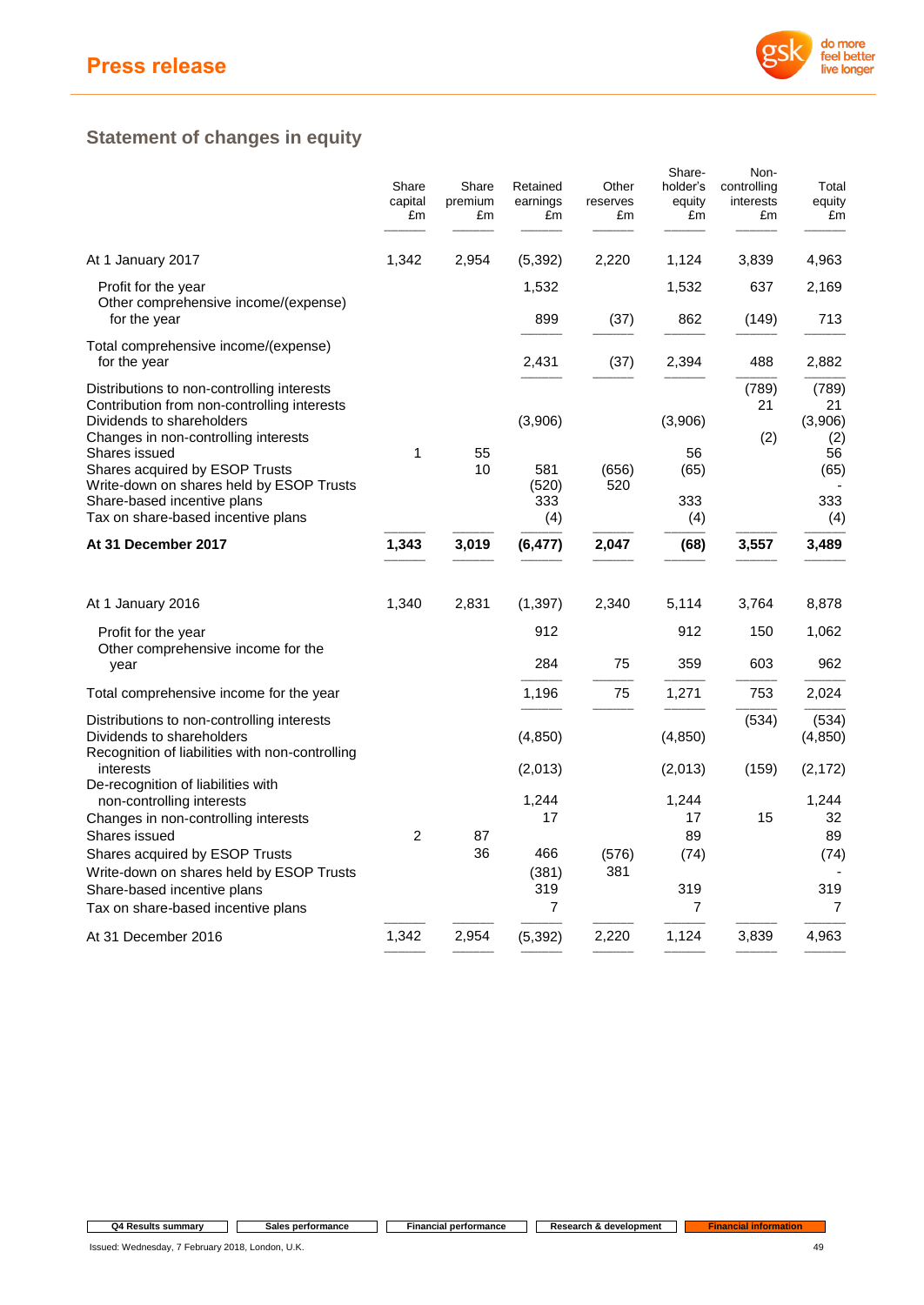## Statement of changes in equity

| | Share capital £m | Share premium £m | Retained earnings £m | Other reserves £m | Share-holder's equity £m | Non-controlling interests £m | Total equity £m |
|---|---|---|---|---|---|---|---|
| At 1 January 2017 | 1,342 | 2,954 | (5,392) | 2,220 | 1,124 | 3,839 | 4,963 |
| Profit for the year | | | 1,532 | | 1,532 | 637 | 2,169 |
| Other comprehensive income/(expense) for the year | | | 899 | (37) | 862 | (149) | 713 |
| Total comprehensive income/(expense) for the year | | | 2,431 | (37) | 2,394 | 488 | 2,882 |
| Distributions to non-controlling interests | | | | | | (789) | (789) |
| Contribution from non-controlling interests | | | | | | 21 | 21 |
| Dividends to shareholders | | | (3,906) | | (3,906) | | (3,906) |
| Changes in non-controlling interests | | | | | | (2) | (2) |
| Shares issued | 1 | 55 | | | 56 | | 56 |
| Shares acquired by ESOP Trusts | | 10 | 581 | (656) | (65) | | (65) |
| Write-down on shares held by ESOP Trusts | | | (520) | 520 | | | - |
| Share-based incentive plans | | | 333 | | 333 | | 333 |
| Tax on share-based incentive plans | | | (4) | | (4) | | (4) |
| **At 31 December 2017** | **1,343** | **3,019** | **(6,477)** | **2,047** | **(68)** | **3,557** | **3,489** |
| | | | | | | | |
| At 1 January 2016 | 1,340 | 2,831 | (1,397) | 2,340 | 5,114 | 3,764 | 8,878 |
| Profit for the year | | | 912 | | 912 | 150 | 1,062 |
| Other comprehensive income for the year | | | 284 | 75 | 359 | 603 | 962 |
| Total comprehensive income for the year | | | 1,196 | 75 | 1,271 | 753 | 2,024 |
| Distributions to non-controlling interests | | | | | | (534) | (534) |
| Dividends to shareholders | | | (4,850) | | (4,850) | | (4,850) |
| Recognition of liabilities with non-controlling interests | | | (2,013) | | (2,013) | (159) | (2,172) |
| De-recognition of liabilities with non-controlling interests | | | 1,244 | | 1,244 | | 1,244 |
| Changes in non-controlling interests | | | 17 | | 17 | 15 | 32 |
| Shares issued | 2 | 87 | | | 89 | | 89 |
| Shares acquired by ESOP Trusts | | 36 | 466 | (576) | (74) | | (74) |
| Write-down on shares held by ESOP Trusts | | | (381) | 381 | | | - |
| Share-based incentive plans | | | 319 | | 319 | | 319 |
| Tax on share-based incentive plans | | | 7 | | 7 | | 7 |
| At 31 December 2016 | 1,342 | 2,954 | (5,392) | 2,220 | 1,124 | 3,839 | 4,963 |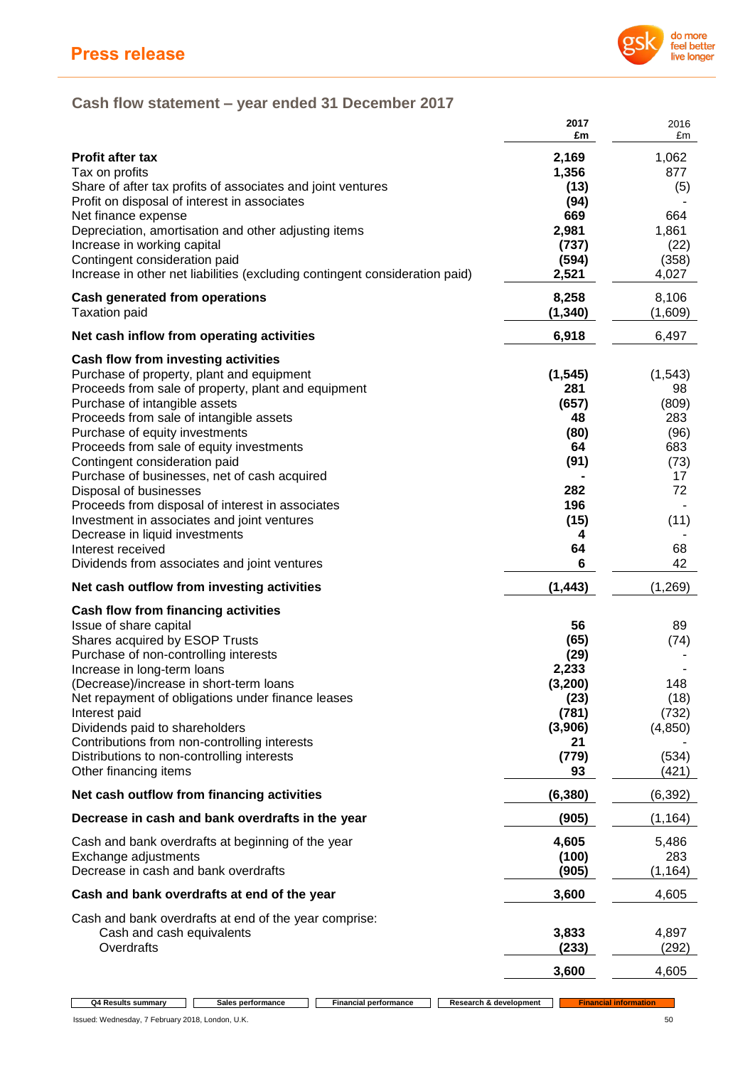## Cash flow statement – year ended 31 December 2017

| | 2017 £m | 2016 £m |
|---|---|---|
| **Profit after tax** | **2,169** | 1,062 |
| Tax on profits | **1,356** | 877 |
| Share of after tax profits of associates and joint ventures | **(13)** | (5) |
| Profit on disposal of interest in associates | **(94)** | - |
| Net finance expense | **669** | 664 |
| Depreciation, amortisation and other adjusting items | **2,981** | 1,861 |
| Increase in working capital | **(737)** | (22) |
| Contingent consideration paid | **(594)** | (358) |
| Increase in other net liabilities (excluding contingent consideration paid) | **2,521** | 4,027 |
| **Cash generated from operations** | **8,258** | 8,106 |
| Taxation paid | **(1,340)** | (1,609) |
| **Net cash inflow from operating activities** | **6,918** | 6,497 |
| **Cash flow from investing activities** | | |
| Purchase of property, plant and equipment | **(1,545)** | (1,543) |
| Proceeds from sale of property, plant and equipment | **281** | 98 |
| Purchase of intangible assets | **(657)** | (809) |
| Proceeds from sale of intangible assets | **48** | 283 |
| Purchase of equity investments | **(80)** | (96) |
| Proceeds from sale of equity investments | **64** | 683 |
| Contingent consideration paid | **(91)** | (73) |
| Purchase of businesses, net of cash acquired | **-** | 17 |
| Disposal of businesses | **282** | 72 |
| Proceeds from disposal of interest in associates | **196** | - |
| Investment in associates and joint ventures | **(15)** | (11) |
| Decrease in liquid investments | **4** | - |
| Interest received | **64** | 68 |
| Dividends from associates and joint ventures | **6** | 42 |
| **Net cash outflow from investing activities** | **(1,443)** | (1,269) |
| **Cash flow from financing activities** | | |
| Issue of share capital | **56** | 89 |
| Shares acquired by ESOP Trusts | **(65)** | (74) |
| Purchase of non-controlling interests | **(29)** | - |
| Increase in long-term loans | **2,233** | - |
| (Decrease)/increase in short-term loans | **(3,200)** | 148 |
| Net repayment of obligations under finance leases | **(23)** | (18) |
| Interest paid | **(781)** | (732) |
| Dividends paid to shareholders | **(3,906)** | (4,850) |
| Contributions from non-controlling interests | **21** | - |
| Distributions to non-controlling interests | **(779)** | (534) |
| Other financing items | **93** | (421) |
| **Net cash outflow from financing activities** | **(6,380)** | (6,392) |
| **Decrease in cash and bank overdrafts in the year** | **(905)** | (1,164) |
| Cash and bank overdrafts at beginning of the year | **4,605** | 5,486 |
| Exchange adjustments | **(100)** | 283 |
| Decrease in cash and bank overdrafts | **(905)** | (1,164) |
| **Cash and bank overdrafts at end of the year** | **3,600** | 4,605 |
| Cash and bank overdrafts at end of the year comprise: | | |
| Cash and cash equivalents | **3,833** | 4,897 |
| Overdrafts | **(233)** | (292) |
| | **3,600** | 4,605 |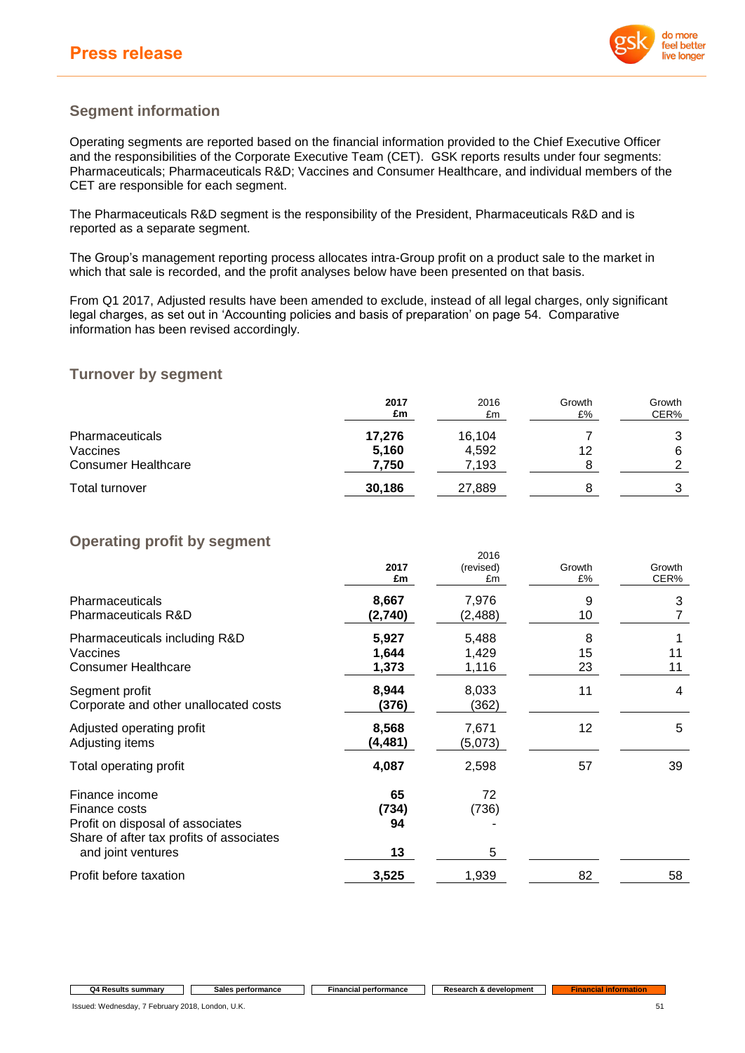## Segment information

Operating segments are reported based on the financial information provided to the Chief Executive Officer and the responsibilities of the Corporate Executive Team (CET). GSK reports results under four segments: Pharmaceuticals; Pharmaceuticals R&D; Vaccines and Consumer Healthcare, and individual members of the CET are responsible for each segment.

The Pharmaceuticals R&D segment is the responsibility of the President, Pharmaceuticals R&D and is reported as a separate segment.

The Group's management reporting process allocates intra-Group profit on a product sale to the market in which that sale is recorded, and the profit analyses below have been presented on that basis.

From Q1 2017, Adjusted results have been amended to exclude, instead of all legal charges, only significant legal charges, as set out in 'Accounting policies and basis of preparation' on page 54. Comparative information has been revised accordingly.

### Turnover by segment

| | **2017 £m** | 2016 £m | Growth £% | Growth CER% |
|---|---|---|---|---|
| Pharmaceuticals | **17,276** | 16,104 | 7 | 3 |
| Vaccines | **5,160** | 4,592 | 12 | 6 |
| Consumer Healthcare | **7,750** | 7,193 | 8 | 2 |
| Total turnover | **30,186** | 27,889 | 8 | 3 |

### Operating profit by segment

| | **2017 £m** | 2016 (revised) £m | Growth £% | Growth CER% |
|---|---|---|---|---|
| Pharmaceuticals | **8,667** | 7,976 | 9 | 3 |
| Pharmaceuticals R&D | **(2,740)** | (2,488) | 10 | 7 |
| Pharmaceuticals including R&D | **5,927** | 5,488 | 8 | 1 |
| Vaccines | **1,644** | 1,429 | 15 | 11 |
| Consumer Healthcare | **1,373** | 1,116 | 23 | 11 |
| Segment profit | **8,944** | 8,033 | 11 | 4 |
| Corporate and other unallocated costs | **(376)** | (362) | | |
| Adjusted operating profit | **8,568** | 7,671 | 12 | 5 |
| Adjusting items | **(4,481)** | (5,073) | | |
| Total operating profit | **4,087** | 2,598 | 57 | 39 |
| Finance income | **65** | 72 | | |
| Finance costs | **(734)** | (736) | | |
| Profit on disposal of associates | **94** | - | | |
| Share of after tax profits of associates and joint ventures | **13** | 5 | | |
| Profit before taxation | **3,525** | 1,939 | 82 | 58 |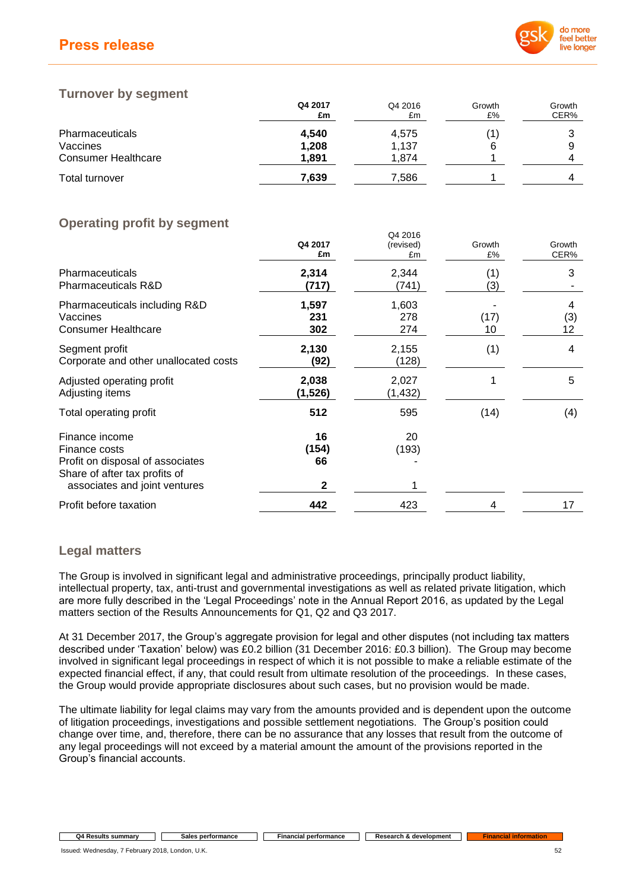## Turnover by segment

| | Q4 2017 £m | Q4 2016 £m | Growth £% | Growth CER% |
|---|---|---|---|---|
| Pharmaceuticals | **4,540** | 4,575 | (1) | 3 |
| Vaccines | **1,208** | 1,137 | 6 | 9 |
| Consumer Healthcare | **1,891** | 1,874 | 1 | 4 |
| Total turnover | **7,639** | 7,586 | 1 | 4 |

## Operating profit by segment

| | Q4 2017 £m | Q4 2016 (revised) £m | Growth £% | Growth CER% |
|---|---|---|---|---|
| Pharmaceuticals | **2,314** | 2,344 | (1) | 3 |
| Pharmaceuticals R&D | **(717)** | (741) | (3) | - |
| Pharmaceuticals including R&D | **1,597** | 1,603 | - | 4 |
| Vaccines | **231** | 278 | (17) | (3) |
| Consumer Healthcare | **302** | 274 | 10 | 12 |
| Segment profit | **2,130** | 2,155 | (1) | 4 |
| Corporate and other unallocated costs | **(92)** | (128) | | |
| Adjusted operating profit | **2,038** | 2,027 | 1 | 5 |
| Adjusting items | **(1,526)** | (1,432) | | |
| Total operating profit | **512** | 595 | (14) | (4) |
| Finance income | **16** | 20 | | |
| Finance costs | **(154)** | (193) | | |
| Profit on disposal of associates | **66** | - | | |
| Share of after tax profits of associates and joint ventures | **2** | 1 | | |
| Profit before taxation | **442** | 423 | 4 | 17 |

## Legal matters

The Group is involved in significant legal and administrative proceedings, principally product liability, intellectual property, tax, anti-trust and governmental investigations as well as related private litigation, which are more fully described in the 'Legal Proceedings' note in the Annual Report 2016, as updated by the Legal matters section of the Results Announcements for Q1, Q2 and Q3 2017.

At 31 December 2017, the Group's aggregate provision for legal and other disputes (not including tax matters described under 'Taxation' below) was £0.2 billion (31 December 2016: £0.3 billion). The Group may become involved in significant legal proceedings in respect of which it is not possible to make a reliable estimate of the expected financial effect, if any, that could result from ultimate resolution of the proceedings. In these cases, the Group would provide appropriate disclosures about such cases, but no provision would be made.

The ultimate liability for legal claims may vary from the amounts provided and is dependent upon the outcome of litigation proceedings, investigations and possible settlement negotiations. The Group's position could change over time, and, therefore, there can be no assurance that any losses that result from the outcome of any legal proceedings will not exceed by a material amount the amount of the provisions reported in the Group's financial accounts.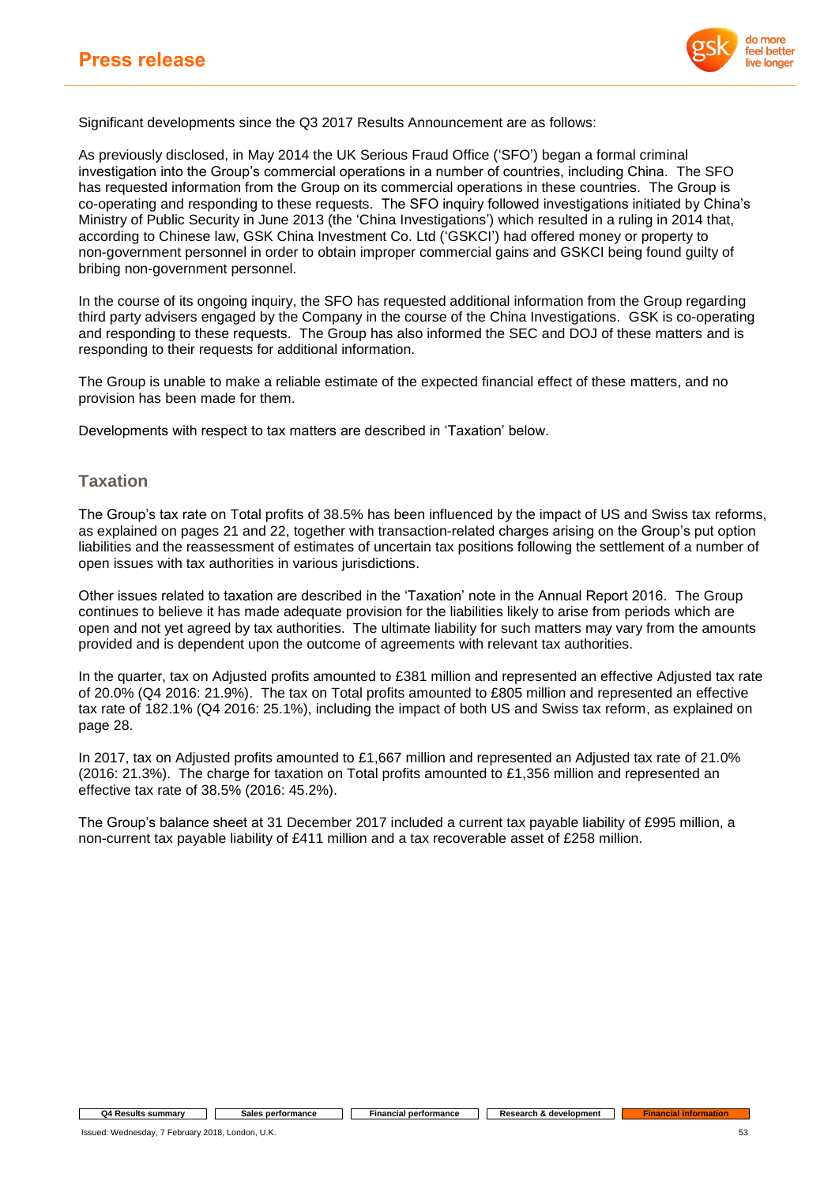Significant developments since the Q3 2017 Results Announcement are as follows:

As previously disclosed, in May 2014 the UK Serious Fraud Office ('SFO') began a formal criminal investigation into the Group's commercial operations in a number of countries, including China. The SFO has requested information from the Group on its commercial operations in these countries. The Group is co-operating and responding to these requests. The SFO inquiry followed investigations initiated by China's Ministry of Public Security in June 2013 (the 'China Investigations') which resulted in a ruling in 2014 that, according to Chinese law, GSK China Investment Co. Ltd ('GSKCI') had offered money or property to non-government personnel in order to obtain improper commercial gains and GSKCI being found guilty of bribing non-government personnel.

In the course of its ongoing inquiry, the SFO has requested additional information from the Group regarding third party advisers engaged by the Company in the course of the China Investigations. GSK is co-operating and responding to these requests. The Group has also informed the SEC and DOJ of these matters and is responding to their requests for additional information.

The Group is unable to make a reliable estimate of the expected financial effect of these matters, and no provision has been made for them.

Developments with respect to tax matters are described in 'Taxation' below.

## Taxation

The Group's tax rate on Total profits of 38.5% has been influenced by the impact of US and Swiss tax reforms, as explained on pages 21 and 22, together with transaction-related charges arising on the Group's put option liabilities and the reassessment of estimates of uncertain tax positions following the settlement of a number of open issues with tax authorities in various jurisdictions.

Other issues related to taxation are described in the 'Taxation' note in the Annual Report 2016. The Group continues to believe it has made adequate provision for the liabilities likely to arise from periods which are open and not yet agreed by tax authorities. The ultimate liability for such matters may vary from the amounts provided and is dependent upon the outcome of agreements with relevant tax authorities.

In the quarter, tax on Adjusted profits amounted to £381 million and represented an effective Adjusted tax rate of 20.0% (Q4 2016: 21.9%). The tax on Total profits amounted to £805 million and represented an effective tax rate of 182.1% (Q4 2016: 25.1%), including the impact of both US and Swiss tax reform, as explained on page 28.

In 2017, tax on Adjusted profits amounted to £1,667 million and represented an Adjusted tax rate of 21.0% (2016: 21.3%). The charge for taxation on Total profits amounted to £1,356 million and represented an effective tax rate of 38.5% (2016: 45.2%).

The Group's balance sheet at 31 December 2017 included a current tax payable liability of £995 million, a non-current tax payable liability of £411 million and a tax recoverable asset of £258 million.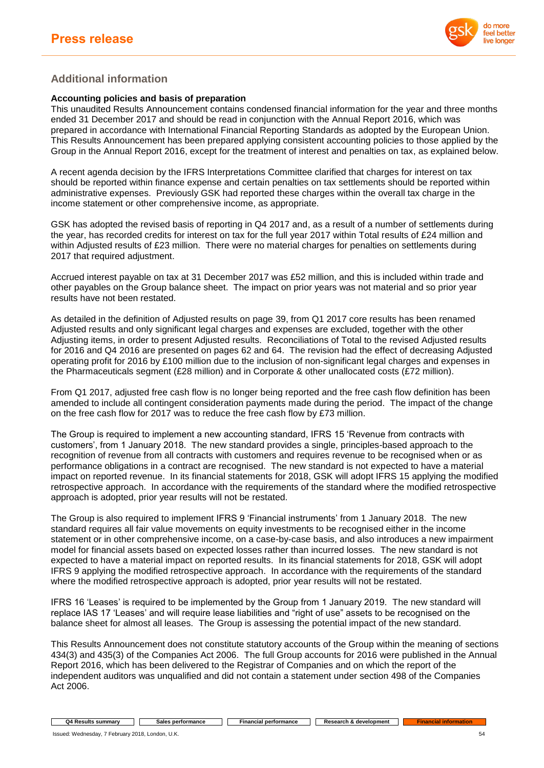## Additional information

**Accounting policies and basis of preparation**

This unaudited Results Announcement contains condensed financial information for the year and three months ended 31 December 2017 and should be read in conjunction with the Annual Report 2016, which was prepared in accordance with International Financial Reporting Standards as adopted by the European Union. This Results Announcement has been prepared applying consistent accounting policies to those applied by the Group in the Annual Report 2016, except for the treatment of interest and penalties on tax, as explained below.

A recent agenda decision by the IFRS Interpretations Committee clarified that charges for interest on tax should be reported within finance expense and certain penalties on tax settlements should be reported within administrative expenses. Previously GSK had reported these charges within the overall tax charge in the income statement or other comprehensive income, as appropriate.

GSK has adopted the revised basis of reporting in Q4 2017 and, as a result of a number of settlements during the year, has recorded credits for interest on tax for the full year 2017 within Total results of £24 million and within Adjusted results of £23 million. There were no material charges for penalties on settlements during 2017 that required adjustment.

Accrued interest payable on tax at 31 December 2017 was £52 million, and this is included within trade and other payables on the Group balance sheet. The impact on prior years was not material and so prior year results have not been restated.

As detailed in the definition of Adjusted results on page 39, from Q1 2017 core results has been renamed Adjusted results and only significant legal charges and expenses are excluded, together with the other Adjusting items, in order to present Adjusted results. Reconciliations of Total to the revised Adjusted results for 2016 and Q4 2016 are presented on pages 62 and 64. The revision had the effect of decreasing Adjusted operating profit for 2016 by £100 million due to the inclusion of non-significant legal charges and expenses in the Pharmaceuticals segment (£28 million) and in Corporate & other unallocated costs (£72 million).

From Q1 2017, adjusted free cash flow is no longer being reported and the free cash flow definition has been amended to include all contingent consideration payments made during the period. The impact of the change on the free cash flow for 2017 was to reduce the free cash flow by £73 million.

The Group is required to implement a new accounting standard, IFRS 15 'Revenue from contracts with customers', from 1 January 2018. The new standard provides a single, principles-based approach to the recognition of revenue from all contracts with customers and requires revenue to be recognised when or as performance obligations in a contract are recognised. The new standard is not expected to have a material impact on reported revenue. In its financial statements for 2018, GSK will adopt IFRS 15 applying the modified retrospective approach. In accordance with the requirements of the standard where the modified retrospective approach is adopted, prior year results will not be restated.

The Group is also required to implement IFRS 9 'Financial instruments' from 1 January 2018. The new standard requires all fair value movements on equity investments to be recognised either in the income statement or in other comprehensive income, on a case-by-case basis, and also introduces a new impairment model for financial assets based on expected losses rather than incurred losses. The new standard is not expected to have a material impact on reported results. In its financial statements for 2018, GSK will adopt IFRS 9 applying the modified retrospective approach. In accordance with the requirements of the standard where the modified retrospective approach is adopted, prior year results will not be restated.

IFRS 16 'Leases' is required to be implemented by the Group from 1 January 2019. The new standard will replace IAS 17 'Leases' and will require lease liabilities and "right of use" assets to be recognised on the balance sheet for almost all leases. The Group is assessing the potential impact of the new standard.

This Results Announcement does not constitute statutory accounts of the Group within the meaning of sections 434(3) and 435(3) of the Companies Act 2006. The full Group accounts for 2016 were published in the Annual Report 2016, which has been delivered to the Registrar of Companies and on which the report of the independent auditors was unqualified and did not contain a statement under section 498 of the Companies Act 2006.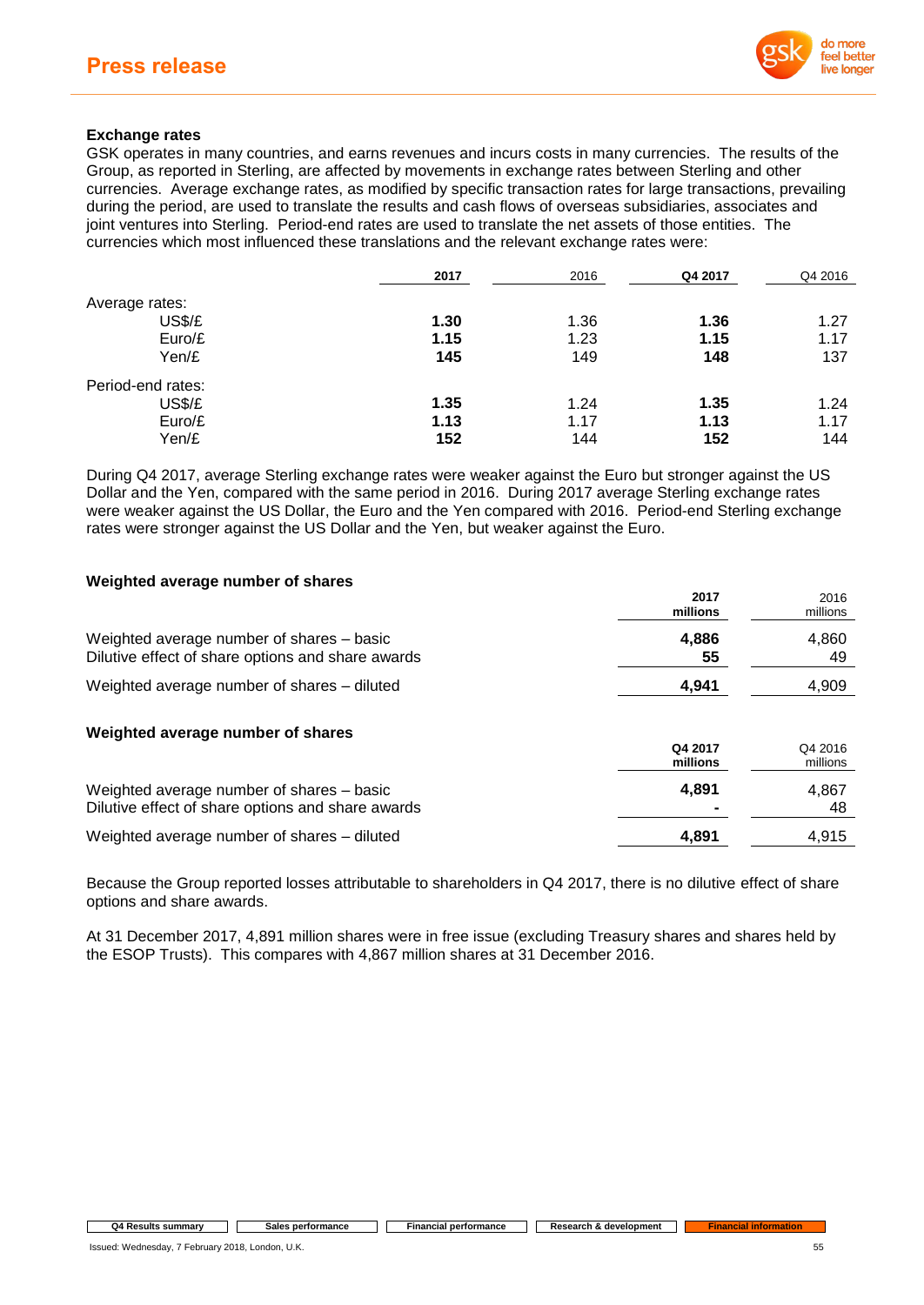### Exchange rates

GSK operates in many countries, and earns revenues and incurs costs in many currencies. The results of the Group, as reported in Sterling, are affected by movements in exchange rates between Sterling and other currencies. Average exchange rates, as modified by specific transaction rates for large transactions, prevailing during the period, are used to translate the results and cash flows of overseas subsidiaries, associates and joint ventures into Sterling. Period-end rates are used to translate the net assets of those entities. The currencies which most influenced these translations and the relevant exchange rates were:

| | **2017** | 2016 | **Q4 2017** | Q4 2016 |
|---|---|---|---|---|
| Average rates: | | | | |
| US$/£ | **1.30** | 1.36 | **1.36** | 1.27 |
| Euro/£ | **1.15** | 1.23 | **1.15** | 1.17 |
| Yen/£ | **145** | 149 | **148** | 137 |
| Period-end rates: | | | | |
| US$/£ | **1.35** | 1.24 | **1.35** | 1.24 |
| Euro/£ | **1.13** | 1.17 | **1.13** | 1.17 |
| Yen/£ | **152** | 144 | **152** | 144 |

During Q4 2017, average Sterling exchange rates were weaker against the Euro but stronger against the US Dollar and the Yen, compared with the same period in 2016. During 2017 average Sterling exchange rates were weaker against the US Dollar, the Euro and the Yen compared with 2016. Period-end Sterling exchange rates were stronger against the US Dollar and the Yen, but weaker against the Euro.

### Weighted average number of shares

| | **2017 millions** | 2016 millions |
|---|---|---|
| Weighted average number of shares – basic | **4,886** | 4,860 |
| Dilutive effect of share options and share awards | **55** | 49 |
| Weighted average number of shares – diluted | **4,941** | 4,909 |

### Weighted average number of shares

| | **Q4 2017 millions** | Q4 2016 millions |
|---|---|---|
| Weighted average number of shares – basic | **4,891** | 4,867 |
| Dilutive effect of share options and share awards | **-** | 48 |
| Weighted average number of shares – diluted | **4,891** | 4,915 |

Because the Group reported losses attributable to shareholders in Q4 2017, there is no dilutive effect of share options and share awards.

At 31 December 2017, 4,891 million shares were in free issue (excluding Treasury shares and shares held by the ESOP Trusts). This compares with 4,867 million shares at 31 December 2016.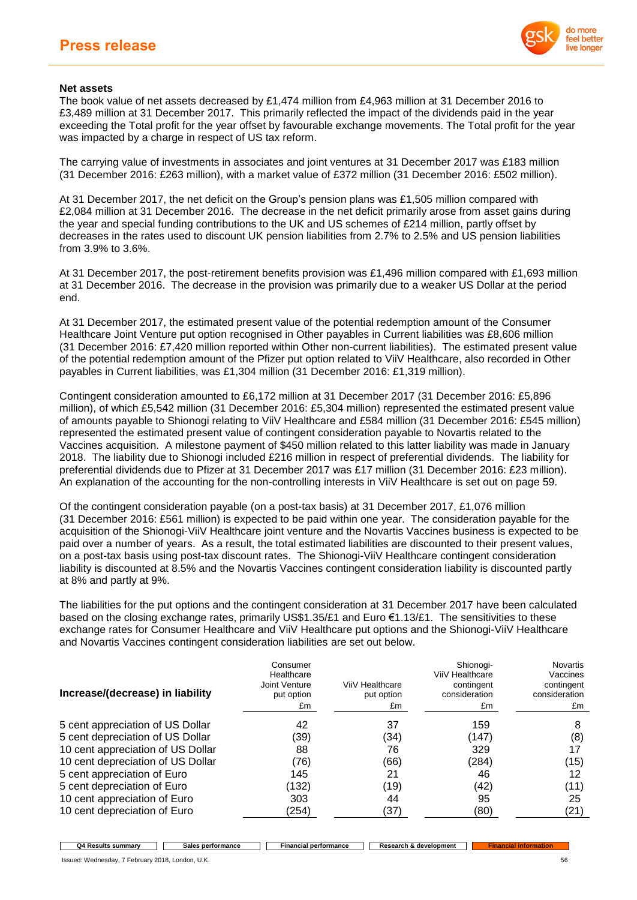### Net assets

The book value of net assets decreased by £1,474 million from £4,963 million at 31 December 2016 to £3,489 million at 31 December 2017. This primarily reflected the impact of the dividends paid in the year exceeding the Total profit for the year offset by favourable exchange movements. The Total profit for the year was impacted by a charge in respect of US tax reform.

The carrying value of investments in associates and joint ventures at 31 December 2017 was £183 million (31 December 2016: £263 million), with a market value of £372 million (31 December 2016: £502 million).

At 31 December 2017, the net deficit on the Group's pension plans was £1,505 million compared with £2,084 million at 31 December 2016. The decrease in the net deficit primarily arose from asset gains during the year and special funding contributions to the UK and US schemes of £214 million, partly offset by decreases in the rates used to discount UK pension liabilities from 2.7% to 2.5% and US pension liabilities from 3.9% to 3.6%.

At 31 December 2017, the post-retirement benefits provision was £1,496 million compared with £1,693 million at 31 December 2016. The decrease in the provision was primarily due to a weaker US Dollar at the period end.

At 31 December 2017, the estimated present value of the potential redemption amount of the Consumer Healthcare Joint Venture put option recognised in Other payables in Current liabilities was £8,606 million (31 December 2016: £7,420 million reported within Other non-current liabilities). The estimated present value of the potential redemption amount of the Pfizer put option related to ViiV Healthcare, also recorded in Other payables in Current liabilities, was £1,304 million (31 December 2016: £1,319 million).

Contingent consideration amounted to £6,172 million at 31 December 2017 (31 December 2016: £5,896 million), of which £5,542 million (31 December 2016: £5,304 million) represented the estimated present value of amounts payable to Shionogi relating to ViiV Healthcare and £584 million (31 December 2016: £545 million) represented the estimated present value of contingent consideration payable to Novartis related to the Vaccines acquisition. A milestone payment of $450 million related to this latter liability was made in January 2018. The liability due to Shionogi included £216 million in respect of preferential dividends. The liability for preferential dividends due to Pfizer at 31 December 2017 was £17 million (31 December 2016: £23 million). An explanation of the accounting for the non-controlling interests in ViiV Healthcare is set out on page 59.

Of the contingent consideration payable (on a post-tax basis) at 31 December 2017, £1,076 million (31 December 2016: £561 million) is expected to be paid within one year. The consideration payable for the acquisition of the Shionogi-ViiV Healthcare joint venture and the Novartis Vaccines business is expected to be paid over a number of years. As a result, the total estimated liabilities are discounted to their present values, on a post-tax basis using post-tax discount rates. The Shionogi-ViiV Healthcare contingent consideration liability is discounted at 8.5% and the Novartis Vaccines contingent consideration liability is discounted partly at 8% and partly at 9%.

The liabilities for the put options and the contingent consideration at 31 December 2017 have been calculated based on the closing exchange rates, primarily US$1.35/£1 and Euro €1.13/£1. The sensitivities to these exchange rates for Consumer Healthcare and ViiV Healthcare put options and the Shionogi-ViiV Healthcare and Novartis Vaccines contingent consideration liabilities are set out below.

| Increase/(decrease) in liability | Consumer Healthcare Joint Venture put option £m | ViiV Healthcare put option £m | Shionogi-ViiV Healthcare contingent consideration £m | Novartis Vaccines contingent consideration £m |
|---|---|---|---|---|
| 5 cent appreciation of US Dollar | 42 | 37 | 159 | 8 |
| 5 cent depreciation of US Dollar | (39) | (34) | (147) | (8) |
| 10 cent appreciation of US Dollar | 88 | 76 | 329 | 17 |
| 10 cent depreciation of US Dollar | (76) | (66) | (284) | (15) |
| 5 cent appreciation of Euro | 145 | 21 | 46 | 12 |
| 5 cent depreciation of Euro | (132) | (19) | (42) | (11) |
| 10 cent appreciation of Euro | 303 | 44 | 95 | 25 |
| 10 cent depreciation of Euro | (254) | (37) | (80) | (21) |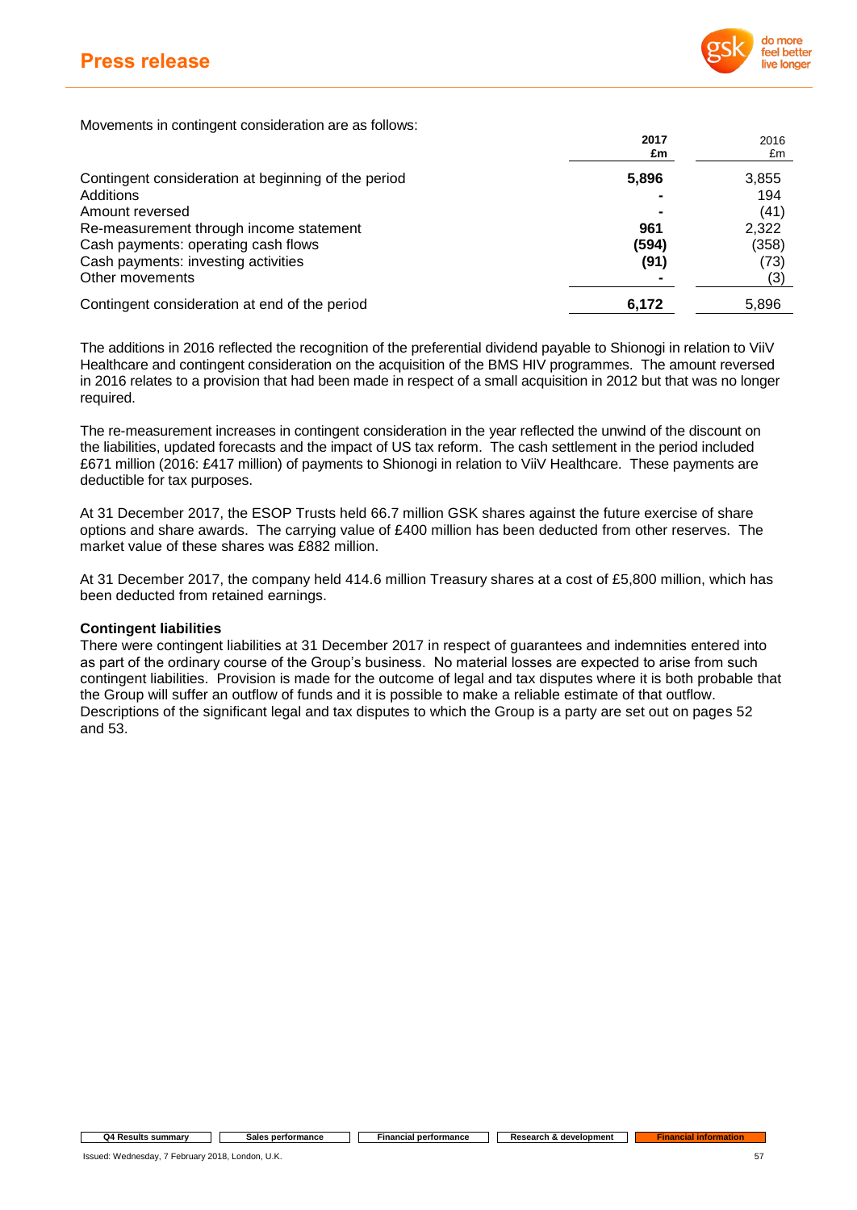Movements in contingent consideration are as follows:

| | 2017 £m | 2016 £m |
|---|---|---|
| Contingent consideration at beginning of the period | **5,896** | 3,855 |
| Additions | **-** | 194 |
| Amount reversed | **-** | (41) |
| Re-measurement through income statement | **961** | 2,322 |
| Cash payments: operating cash flows | **(594)** | (358) |
| Cash payments: investing activities | **(91)** | (73) |
| Other movements | **-** | (3) |
| Contingent consideration at end of the period | **6,172** | 5,896 |

The additions in 2016 reflected the recognition of the preferential dividend payable to Shionogi in relation to ViiV Healthcare and contingent consideration on the acquisition of the BMS HIV programmes. The amount reversed in 2016 relates to a provision that had been made in respect of a small acquisition in 2012 but that was no longer required.

The re-measurement increases in contingent consideration in the year reflected the unwind of the discount on the liabilities, updated forecasts and the impact of US tax reform. The cash settlement in the period included £671 million (2016: £417 million) of payments to Shionogi in relation to ViiV Healthcare. These payments are deductible for tax purposes.

At 31 December 2017, the ESOP Trusts held 66.7 million GSK shares against the future exercise of share options and share awards. The carrying value of £400 million has been deducted from other reserves. The market value of these shares was £882 million.

At 31 December 2017, the company held 414.6 million Treasury shares at a cost of £5,800 million, which has been deducted from retained earnings.

**Contingent liabilities**

There were contingent liabilities at 31 December 2017 in respect of guarantees and indemnities entered into as part of the ordinary course of the Group's business. No material losses are expected to arise from such contingent liabilities. Provision is made for the outcome of legal and tax disputes where it is both probable that the Group will suffer an outflow of funds and it is possible to make a reliable estimate of that outflow. Descriptions of the significant legal and tax disputes to which the Group is a party are set out on pages 52 and 53.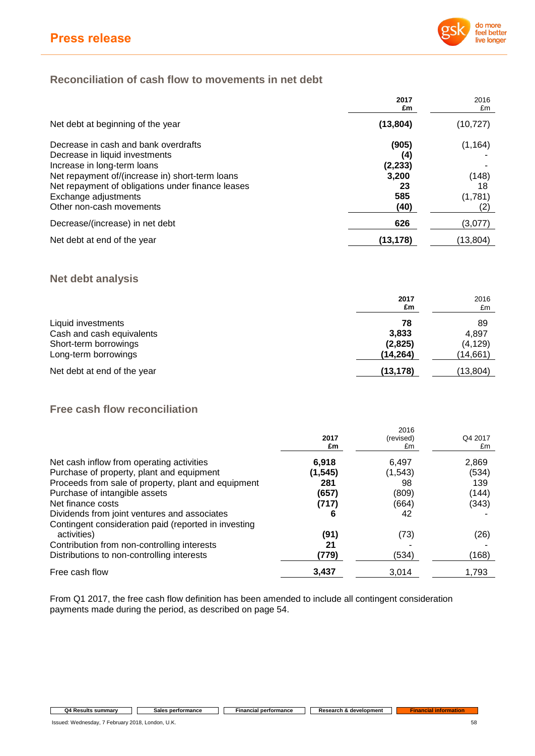## Reconciliation of cash flow to movements in net debt

| | 2017 £m | 2016 £m |
|---|---|---|
| Net debt at beginning of the year | **(13,804)** | (10,727) |
| Decrease in cash and bank overdrafts | **(905)** | (1,164) |
| Decrease in liquid investments | **(4)** | - |
| Increase in long-term loans | **(2,233)** | - |
| Net repayment of/(increase in) short-term loans | **3,200** | (148) |
| Net repayment of obligations under finance leases | **23** | 18 |
| Exchange adjustments | **585** | (1,781) |
| Other non-cash movements | **(40)** | (2) |
| Decrease/(increase) in net debt | **626** | (3,077) |
| Net debt at end of the year | **(13,178)** | (13,804) |

## Net debt analysis

| | 2017 £m | 2016 £m |
|---|---|---|
| Liquid investments | **78** | 89 |
| Cash and cash equivalents | **3,833** | 4,897 |
| Short-term borrowings | **(2,825)** | (4,129) |
| Long-term borrowings | **(14,264)** | (14,661) |
| Net debt at end of the year | **(13,178)** | (13,804) |

## Free cash flow reconciliation

| | 2017 £m | 2016 (revised) £m | Q4 2017 £m |
|---|---|---|---|
| Net cash inflow from operating activities | **6,918** | 6,497 | 2,869 |
| Purchase of property, plant and equipment | **(1,545)** | (1,543) | (534) |
| Proceeds from sale of property, plant and equipment | **281** | 98 | 139 |
| Purchase of intangible assets | **(657)** | (809) | (144) |
| Net finance costs | **(717)** | (664) | (343) |
| Dividends from joint ventures and associates | **6** | 42 | - |
| Contingent consideration paid (reported in investing activities) | **(91)** | (73) | (26) |
| Contribution from non-controlling interests | **21** | - | - |
| Distributions to non-controlling interests | **(779)** | (534) | (168) |
| Free cash flow | **3,437** | 3,014 | 1,793 |

From Q1 2017, the free cash flow definition has been amended to include all contingent consideration payments made during the period, as described on page 54.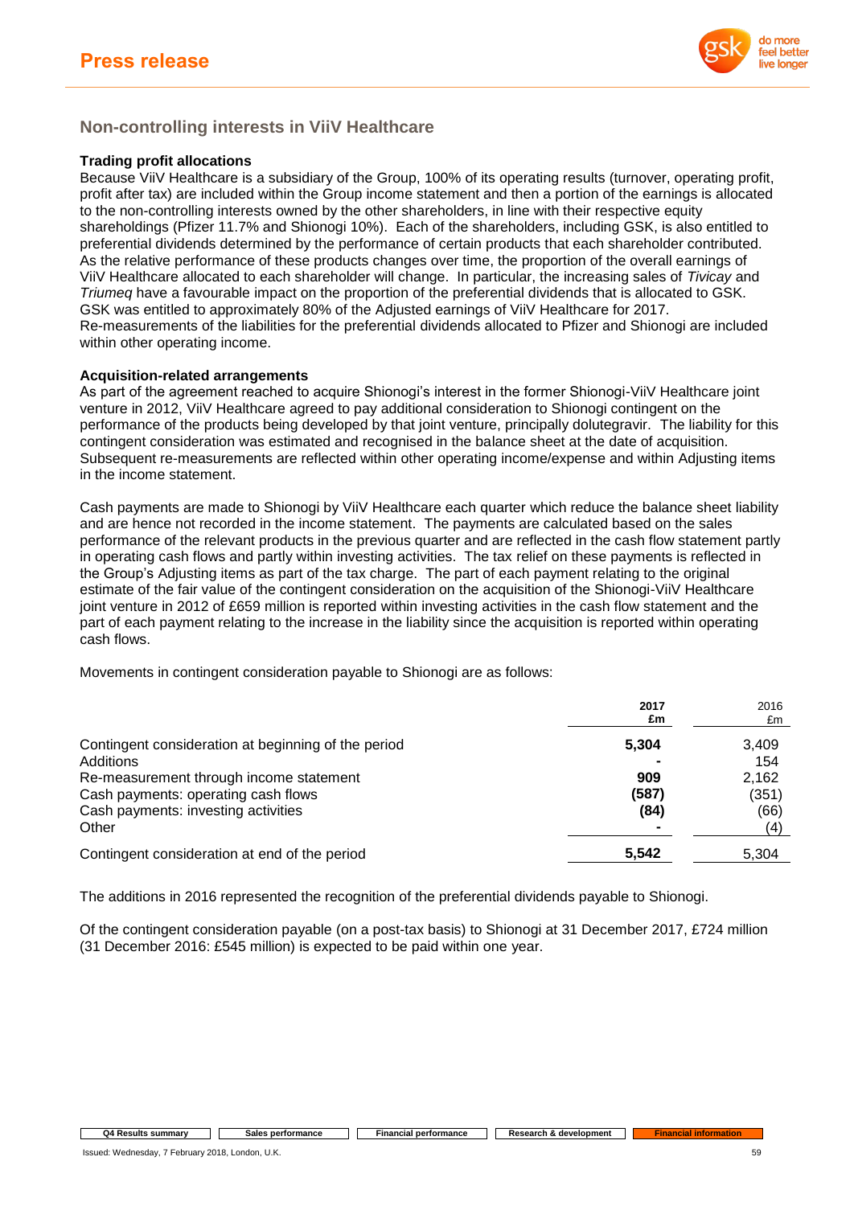## Non-controlling interests in ViiV Healthcare

**Trading profit allocations**

Because ViiV Healthcare is a subsidiary of the Group, 100% of its operating results (turnover, operating profit, profit after tax) are included within the Group income statement and then a portion of the earnings is allocated to the non-controlling interests owned by the other shareholders, in line with their respective equity shareholdings (Pfizer 11.7% and Shionogi 10%). Each of the shareholders, including GSK, is also entitled to preferential dividends determined by the performance of certain products that each shareholder contributed. As the relative performance of these products changes over time, the proportion of the overall earnings of ViiV Healthcare allocated to each shareholder will change. In particular, the increasing sales of *Tivicay* and *Triumeq* have a favourable impact on the proportion of the preferential dividends that is allocated to GSK. GSK was entitled to approximately 80% of the Adjusted earnings of ViiV Healthcare for 2017. Re-measurements of the liabilities for the preferential dividends allocated to Pfizer and Shionogi are included within other operating income.

**Acquisition-related arrangements**

As part of the agreement reached to acquire Shionogi's interest in the former Shionogi-ViiV Healthcare joint venture in 2012, ViiV Healthcare agreed to pay additional consideration to Shionogi contingent on the performance of the products being developed by that joint venture, principally dolutegravir. The liability for this contingent consideration was estimated and recognised in the balance sheet at the date of acquisition. Subsequent re-measurements are reflected within other operating income/expense and within Adjusting items in the income statement.

Cash payments are made to Shionogi by ViiV Healthcare each quarter which reduce the balance sheet liability and are hence not recorded in the income statement. The payments are calculated based on the sales performance of the relevant products in the previous quarter and are reflected in the cash flow statement partly in operating cash flows and partly within investing activities. The tax relief on these payments is reflected in the Group's Adjusting items as part of the tax charge. The part of each payment relating to the original estimate of the fair value of the contingent consideration on the acquisition of the Shionogi-ViiV Healthcare joint venture in 2012 of £659 million is reported within investing activities in the cash flow statement and the part of each payment relating to the increase in the liability since the acquisition is reported within operating cash flows.

Movements in contingent consideration payable to Shionogi are as follows:

| | **2017 £m** | 2016 £m |
|---|---|---|
| Contingent consideration at beginning of the period | **5,304** | 3,409 |
| Additions | **-** | 154 |
| Re-measurement through income statement | **909** | 2,162 |
| Cash payments: operating cash flows | **(587)** | (351) |
| Cash payments: investing activities | **(84)** | (66) |
| Other | **-** | (4) |
| Contingent consideration at end of the period | **5,542** | 5,304 |

The additions in 2016 represented the recognition of the preferential dividends payable to Shionogi.

Of the contingent consideration payable (on a post-tax basis) to Shionogi at 31 December 2017, £724 million (31 December 2016: £545 million) is expected to be paid within one year.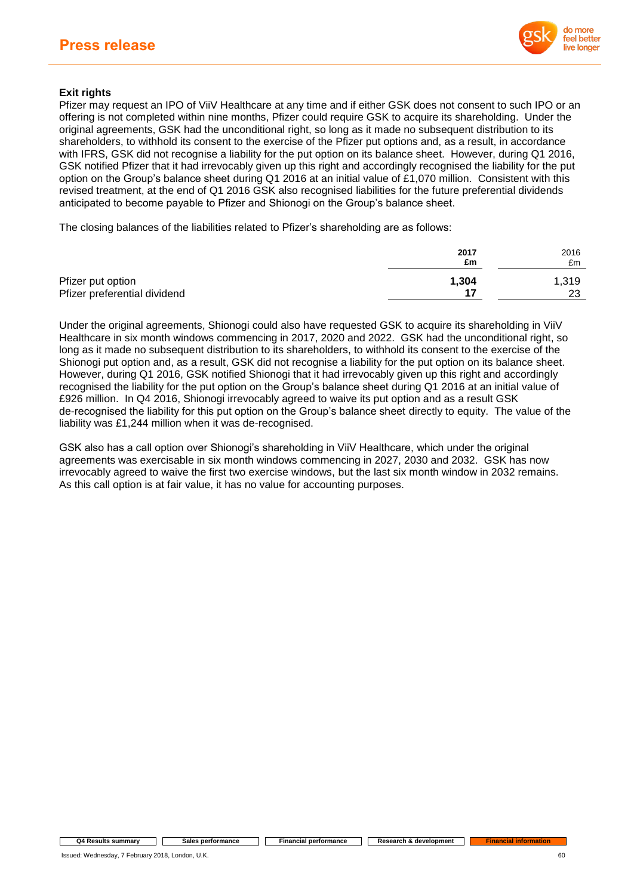### Exit rights

Pfizer may request an IPO of ViiV Healthcare at any time and if either GSK does not consent to such IPO or an offering is not completed within nine months, Pfizer could require GSK to acquire its shareholding. Under the original agreements, GSK had the unconditional right, so long as it made no subsequent distribution to its shareholders, to withhold its consent to the exercise of the Pfizer put options and, as a result, in accordance with IFRS, GSK did not recognise a liability for the put option on its balance sheet. However, during Q1 2016, GSK notified Pfizer that it had irrevocably given up this right and accordingly recognised the liability for the put option on the Group's balance sheet during Q1 2016 at an initial value of £1,070 million. Consistent with this revised treatment, at the end of Q1 2016 GSK also recognised liabilities for the future preferential dividends anticipated to become payable to Pfizer and Shionogi on the Group's balance sheet.

The closing balances of the liabilities related to Pfizer's shareholding are as follows:

| | **2017** **£m** | 2016 £m |
|---|---|---|
| Pfizer put option | **1,304** | 1,319 |
| Pfizer preferential dividend | **17** | 23 |

Under the original agreements, Shionogi could also have requested GSK to acquire its shareholding in ViiV Healthcare in six month windows commencing in 2017, 2020 and 2022. GSK had the unconditional right, so long as it made no subsequent distribution to its shareholders, to withhold its consent to the exercise of the Shionogi put option and, as a result, GSK did not recognise a liability for the put option on its balance sheet. However, during Q1 2016, GSK notified Shionogi that it had irrevocably given up this right and accordingly recognised the liability for the put option on the Group's balance sheet during Q1 2016 at an initial value of £926 million. In Q4 2016, Shionogi irrevocably agreed to waive its put option and as a result GSK de-recognised the liability for this put option on the Group's balance sheet directly to equity. The value of the liability was £1,244 million when it was de-recognised.

GSK also has a call option over Shionogi's shareholding in ViiV Healthcare, which under the original agreements was exercisable in six month windows commencing in 2027, 2030 and 2032. GSK has now irrevocably agreed to waive the first two exercise windows, but the last six month window in 2032 remains. As this call option is at fair value, it has no value for accounting purposes.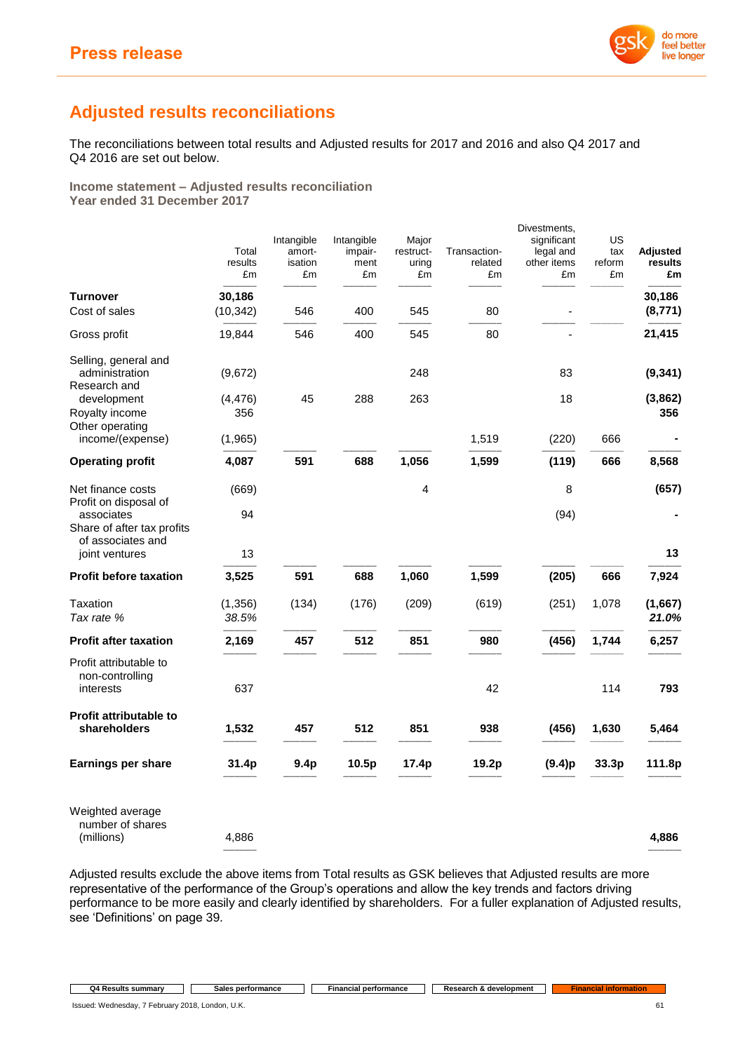# Adjusted results reconciliations

The reconciliations between total results and Adjusted results for 2017 and 2016 and also Q4 2017 and Q4 2016 are set out below.

### Income statement – Adjusted results reconciliation
### Year ended 31 December 2017

| | Total results £m | Intangible amortisation £m | Intangible impairment £m | Major restructuring £m | Transaction-related £m | Divestments, significant legal and other items £m | US tax reform £m | Adjusted results £m |
|---|---|---|---|---|---|---|---|---|
| **Turnover** | 30,186 | | | | | | | **30,186** |
| Cost of sales | (10,342) | 546 | 400 | 545 | 80 | - | | **(8,771)** |
| Gross profit | 19,844 | 546 | 400 | 545 | 80 | - | | **21,415** |
| Selling, general and administration | (9,672) | | | 248 | | 83 | | **(9,341)** |
| Research and development | (4,476) | 45 | 288 | 263 | | 18 | | **(3,862)** |
| Royalty income | 356 | | | | | | | **356** |
| Other operating income/(expense) | (1,965) | | | | 1,519 | (220) | 666 | **-** |
| **Operating profit** | **4,087** | **591** | **688** | **1,056** | **1,599** | **(119)** | **666** | **8,568** |
| Net finance costs | (669) | | | 4 | | 8 | | **(657)** |
| Profit on disposal of associates | 94 | | | | | (94) | | **-** |
| Share of after tax profits of associates and joint ventures | 13 | | | | | | | **13** |
| **Profit before taxation** | **3,525** | **591** | **688** | **1,060** | **1,599** | **(205)** | **666** | **7,924** |
| Taxation | (1,356) | (134) | (176) | (209) | (619) | (251) | 1,078 | **(1,667)** |
| *Tax rate %* | *38.5%* | | | | | | | ***21.0%*** |
| **Profit after taxation** | **2,169** | **457** | **512** | **851** | **980** | **(456)** | **1,744** | **6,257** |
| Profit attributable to non-controlling interests | 637 | | | | 42 | | 114 | **793** |
| **Profit attributable to shareholders** | **1,532** | **457** | **512** | **851** | **938** | **(456)** | **1,630** | **5,464** |
| **Earnings per share** | **31.4p** | **9.4p** | **10.5p** | **17.4p** | **19.2p** | **(9.4)p** | **33.3p** | **111.8p** |
| Weighted average number of shares (millions) | 4,886 | | | | | | | **4,886** |

Adjusted results exclude the above items from Total results as GSK believes that Adjusted results are more representative of the performance of the Group's operations and allow the key trends and factors driving performance to be more easily and clearly identified by shareholders. For a fuller explanation of Adjusted results, see 'Definitions' on page 39.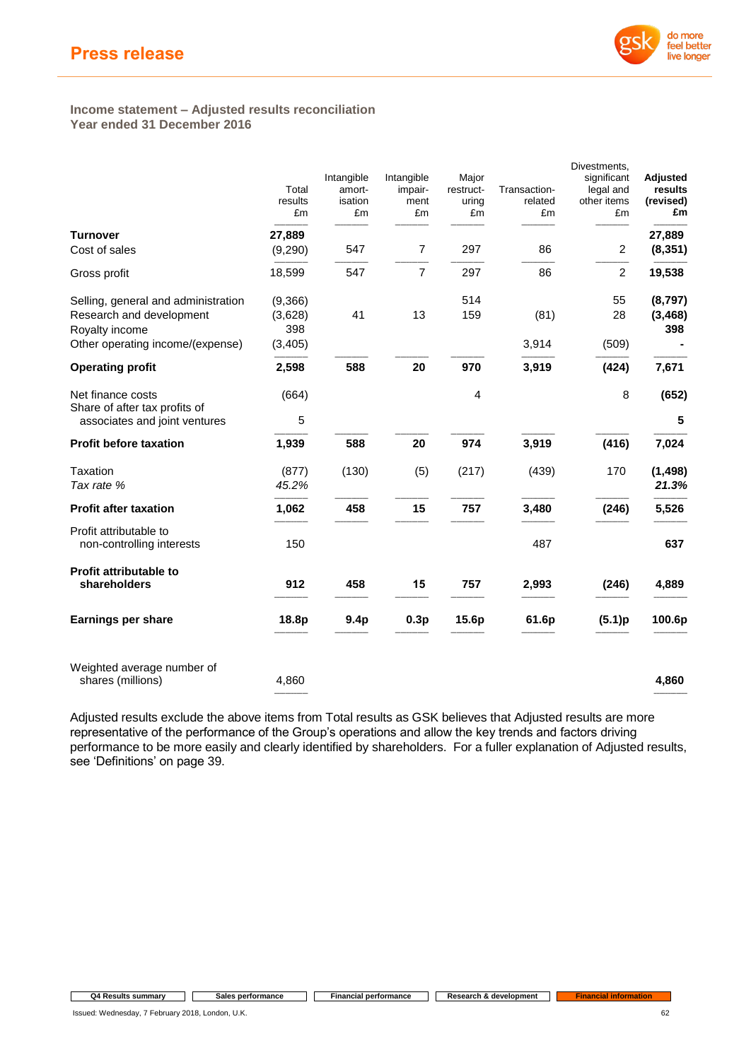## Income statement – Adjusted results reconciliation
## Year ended 31 December 2016

| | Total results £m | Intangible amort-isation £m | Intangible impair-ment £m | Major restruct-uring £m | Transaction-related £m | Divestments, significant legal and other items £m | **Adjusted results (revised) £m** |
|---|---|---|---|---|---|---|---|
| **Turnover** | **27,889** | | | | | | **27,889** |
| Cost of sales | (9,290) | 547 | 7 | 297 | 86 | 2 | **(8,351)** |
| Gross profit | 18,599 | 547 | 7 | 297 | 86 | 2 | **19,538** |
| Selling, general and administration | (9,366) | | | 514 | | 55 | **(8,797)** |
| Research and development | (3,628) | 41 | 13 | 159 | (81) | 28 | **(3,468)** |
| Royalty income | 398 | | | | | | **398** |
| Other operating income/(expense) | (3,405) | | | | 3,914 | (509) | **-** |
| **Operating profit** | **2,598** | **588** | **20** | **970** | **3,919** | **(424)** | **7,671** |
| Net finance costs | (664) | | | 4 | | 8 | **(652)** |
| Share of after tax profits of associates and joint ventures | 5 | | | | | | **5** |
| **Profit before taxation** | **1,939** | **588** | **20** | **974** | **3,919** | **(416)** | **7,024** |
| Taxation | (877) | (130) | (5) | (217) | (439) | 170 | **(1,498)** |
| *Tax rate %* | *45.2%* | | | | | | ***21.3%*** |
| **Profit after taxation** | **1,062** | **458** | **15** | **757** | **3,480** | **(246)** | **5,526** |
| Profit attributable to non-controlling interests | 150 | | | | 487 | | **637** |
| **Profit attributable to shareholders** | **912** | **458** | **15** | **757** | **2,993** | **(246)** | **4,889** |
| **Earnings per share** | **18.8p** | **9.4p** | **0.3p** | **15.6p** | **61.6p** | **(5.1)p** | **100.6p** |
| Weighted average number of shares (millions) | 4,860 | | | | | | **4,860** |

Adjusted results exclude the above items from Total results as GSK believes that Adjusted results are more representative of the performance of the Group's operations and allow the key trends and factors driving performance to be more easily and clearly identified by shareholders. For a fuller explanation of Adjusted results, see 'Definitions' on page 39.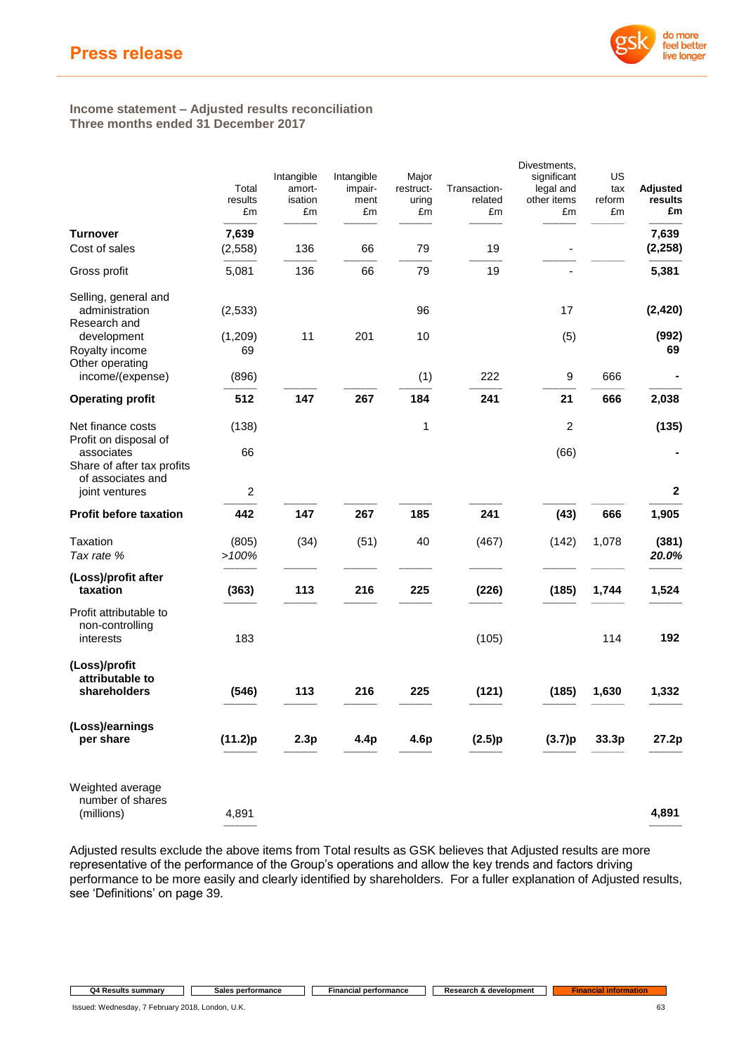## Income statement – Adjusted results reconciliation
## Three months ended 31 December 2017

| | Total results £m | Intangible amort-isation £m | Intangible impair-ment £m | Major restruct-uring £m | Transaction-related £m | Divestments, significant legal and other items £m | US tax reform £m | **Adjusted results £m** |
|---|---|---|---|---|---|---|---|---|
| **Turnover** | **7,639** | | | | | | | **7,639** |
| Cost of sales | (2,558) | 136 | 66 | 79 | 19 | - | | **(2,258)** |
| Gross profit | 5,081 | 136 | 66 | 79 | 19 | - | | **5,381** |
| Selling, general and administration | (2,533) | | | 96 | | 17 | | **(2,420)** |
| Research and development | (1,209) | 11 | 201 | 10 | | (5) | | **(992)** |
| Royalty income | 69 | | | | | | | **69** |
| Other operating income/(expense) | (896) | | | (1) | 222 | 9 | 666 | **-** |
| **Operating profit** | **512** | **147** | **267** | **184** | **241** | **21** | **666** | **2,038** |
| Net finance costs | (138) | | | 1 | | 2 | | **(135)** |
| Profit on disposal of associates | 66 | | | | | (66) | | **-** |
| Share of after tax profits of associates and joint ventures | 2 | | | | | | | **2** |
| **Profit before taxation** | **442** | **147** | **267** | **185** | **241** | **(43)** | **666** | **1,905** |
| Taxation | (805) | (34) | (51) | 40 | (467) | (142) | 1,078 | **(381)** |
| *Tax rate %* | *>100%* | | | | | | | ***20.0%*** |
| **(Loss)/profit after taxation** | **(363)** | **113** | **216** | **225** | **(226)** | **(185)** | **1,744** | **1,524** |
| Profit attributable to non-controlling interests | 183 | | | | (105) | | 114 | **192** |
| **(Loss)/profit attributable to shareholders** | **(546)** | **113** | **216** | **225** | **(121)** | **(185)** | **1,630** | **1,332** |
| **(Loss)/earnings per share** | **(11.2)p** | **2.3p** | **4.4p** | **4.6p** | **(2.5)p** | **(3.7)p** | **33.3p** | **27.2p** |
| Weighted average number of shares (millions) | 4,891 | | | | | | | **4,891** |

Adjusted results exclude the above items from Total results as GSK believes that Adjusted results are more representative of the performance of the Group's operations and allow the key trends and factors driving performance to be more easily and clearly identified by shareholders. For a fuller explanation of Adjusted results, see 'Definitions' on page 39.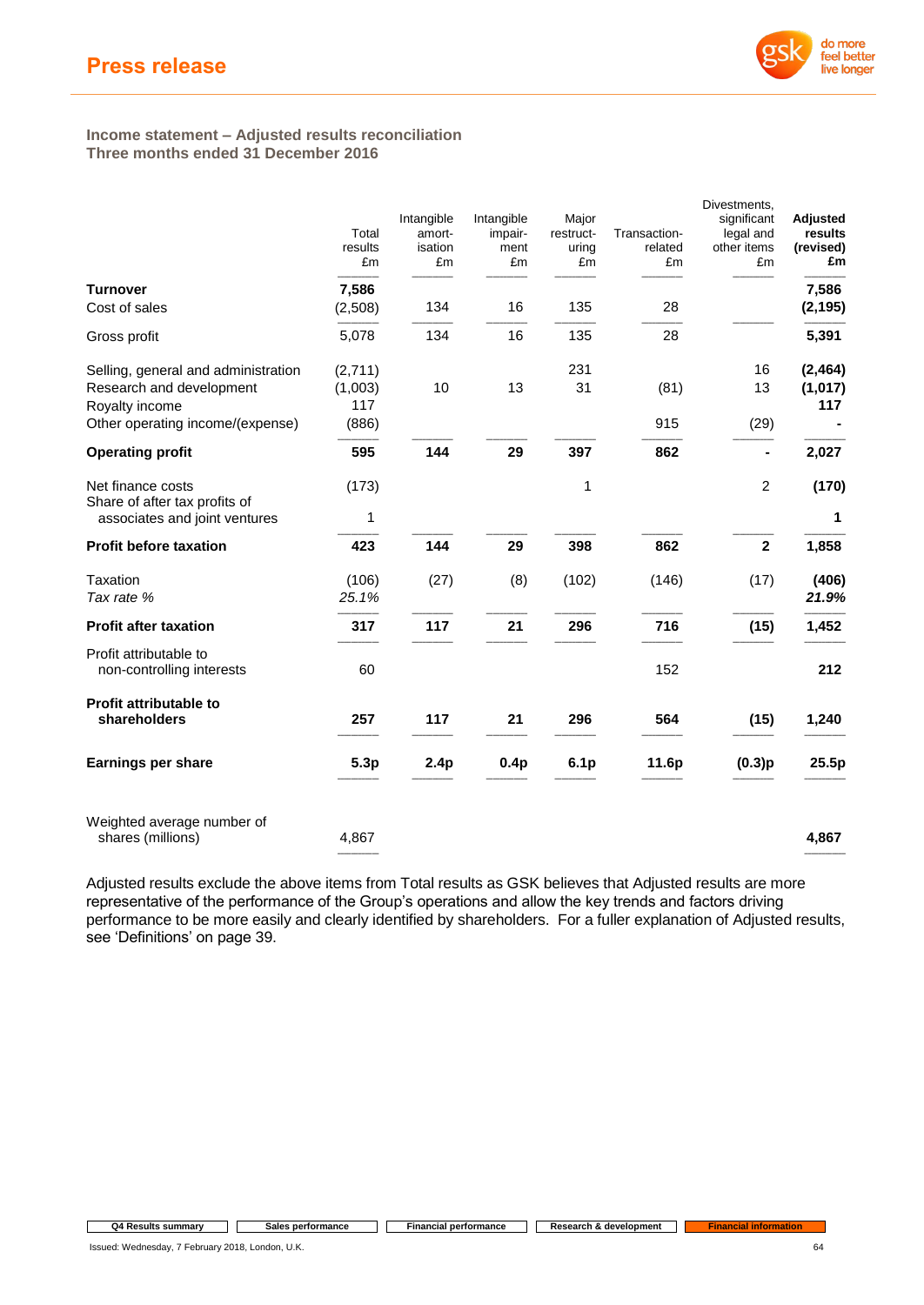**Press release**

## Income statement – Adjusted results reconciliation
## Three months ended 31 December 2016

| | Total results £m | Intangible amort-isation £m | Intangible impair-ment £m | Major restruct-uring £m | Transaction-related £m | Divestments, significant legal and other items £m | **Adjusted results (revised) £m** |
|---|---|---|---|---|---|---|---|
| **Turnover** | **7,586** | | | | | | **7,586** |
| Cost of sales | (2,508) | 134 | 16 | 135 | 28 | | **(2,195)** |
| Gross profit | 5,078 | 134 | 16 | 135 | 28 | | **5,391** |
| Selling, general and administration | (2,711) | | | 231 | | 16 | **(2,464)** |
| Research and development | (1,003) | 10 | 13 | 31 | (81) | 13 | **(1,017)** |
| Royalty income | 117 | | | | | | **117** |
| Other operating income/(expense) | (886) | | | | 915 | (29) | **-** |
| **Operating profit** | **595** | **144** | **29** | **397** | **862** | **-** | **2,027** |
| Net finance costs | (173) | | | 1 | | 2 | **(170)** |
| Share of after tax profits of associates and joint ventures | 1 | | | | | | **1** |
| **Profit before taxation** | **423** | **144** | **29** | **398** | **862** | **2** | **1,858** |
| Taxation | (106) | (27) | (8) | (102) | (146) | (17) | **(406)** |
| *Tax rate %* | *25.1%* | | | | | | ***21.9%*** |
| **Profit after taxation** | **317** | **117** | **21** | **296** | **716** | **(15)** | **1,452** |
| Profit attributable to non-controlling interests | 60 | | | | 152 | | **212** |
| **Profit attributable to shareholders** | **257** | **117** | **21** | **296** | **564** | **(15)** | **1,240** |
| **Earnings per share** | **5.3p** | **2.4p** | **0.4p** | **6.1p** | **11.6p** | **(0.3)p** | **25.5p** |
| Weighted average number of shares (millions) | 4,867 | | | | | | **4,867** |

Adjusted results exclude the above items from Total results as GSK believes that Adjusted results are more representative of the performance of the Group's operations and allow the key trends and factors driving performance to be more easily and clearly identified by shareholders. For a fuller explanation of Adjusted results, see 'Definitions' on page 39.